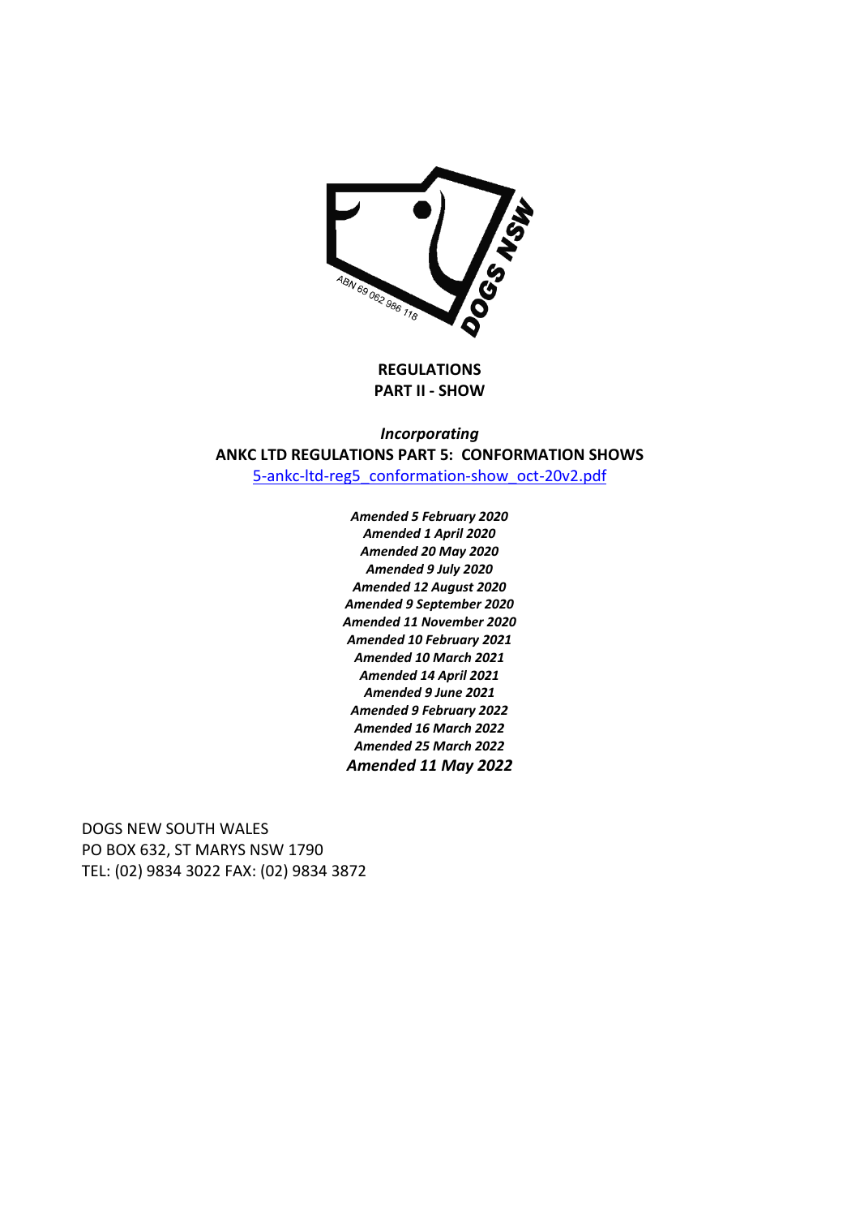**REGULATIONS**
**PART II - SHOW**

***Incorporating***
**ANKC LTD REGULATIONS PART 5: CONFORMATION SHOWS**
[5-ankc-ltd-reg5_conformation-show_oct-20v2.pdf](5-ankc-ltd-reg5_conformation-show_oct-20v2.pdf)

***Amended 5 February 2020***
***Amended 1 April 2020***
***Amended 20 May 2020***
***Amended 9 July 2020***
***Amended 12 August 2020***
***Amended 9 September 2020***
***Amended 11 November 2020***
***Amended 10 February 2021***
***Amended 10 March 2021***
***Amended 14 April 2021***
***Amended 9 June 2021***
***Amended 9 February 2022***
***Amended 16 March 2022***
***Amended 25 March 2022***
***Amended 11 May 2022***

DOGS NEW SOUTH WALES
PO BOX 632, ST MARYS NSW 1790
TEL: (02) 9834 3022 FAX: (02) 9834 3872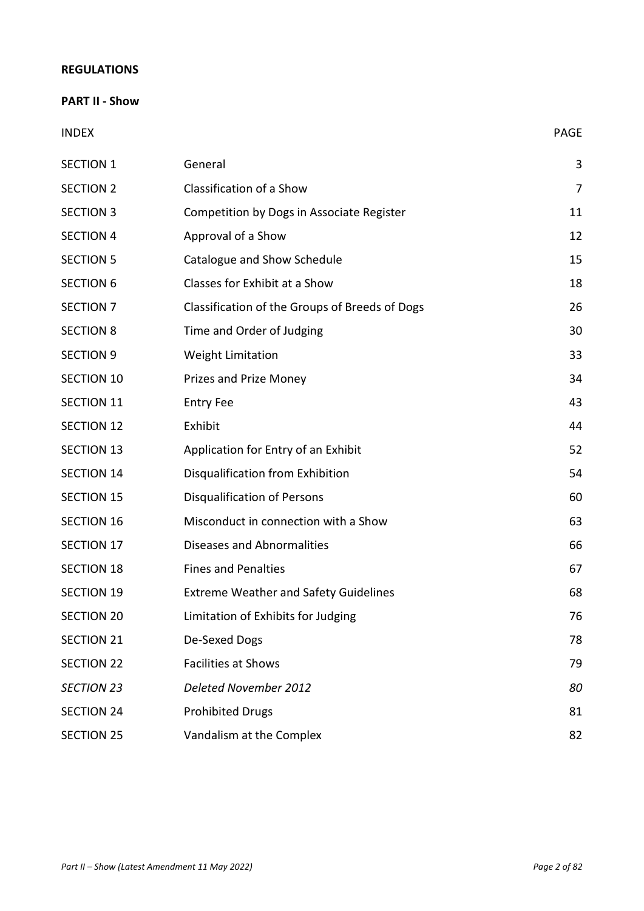**REGULATIONS**

**PART II - Show**

| INDEX | | PAGE |
|---|---|---|
| SECTION 1 | General | 3 |
| SECTION 2 | Classification of a Show | 7 |
| SECTION 3 | Competition by Dogs in Associate Register | 11 |
| SECTION 4 | Approval of a Show | 12 |
| SECTION 5 | Catalogue and Show Schedule | 15 |
| SECTION 6 | Classes for Exhibit at a Show | 18 |
| SECTION 7 | Classification of the Groups of Breeds of Dogs | 26 |
| SECTION 8 | Time and Order of Judging | 30 |
| SECTION 9 | Weight Limitation | 33 |
| SECTION 10 | Prizes and Prize Money | 34 |
| SECTION 11 | Entry Fee | 43 |
| SECTION 12 | Exhibit | 44 |
| SECTION 13 | Application for Entry of an Exhibit | 52 |
| SECTION 14 | Disqualification from Exhibition | 54 |
| SECTION 15 | Disqualification of Persons | 60 |
| SECTION 16 | Misconduct in connection with a Show | 63 |
| SECTION 17 | Diseases and Abnormalities | 66 |
| SECTION 18 | Fines and Penalties | 67 |
| SECTION 19 | Extreme Weather and Safety Guidelines | 68 |
| SECTION 20 | Limitation of Exhibits for Judging | 76 |
| SECTION 21 | De-Sexed Dogs | 78 |
| SECTION 22 | Facilities at Shows | 79 |
| *SECTION 23* | *Deleted November 2012* | *80* |
| SECTION 24 | Prohibited Drugs | 81 |
| SECTION 25 | Vandalism at the Complex | 82 |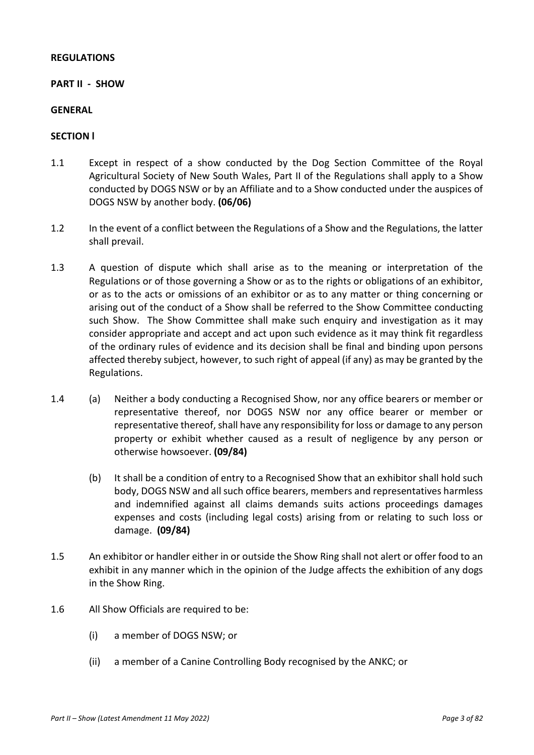**REGULATIONS**

**PART II - SHOW**

**GENERAL**

**SECTION I**

1.1 Except in respect of a show conducted by the Dog Section Committee of the Royal Agricultural Society of New South Wales, Part II of the Regulations shall apply to a Show conducted by DOGS NSW or by an Affiliate and to a Show conducted under the auspices of DOGS NSW by another body. **(06/06)**

1.2 In the event of a conflict between the Regulations of a Show and the Regulations, the latter shall prevail.

1.3 A question of dispute which shall arise as to the meaning or interpretation of the Regulations or of those governing a Show or as to the rights or obligations of an exhibitor, or as to the acts or omissions of an exhibitor or as to any matter or thing concerning or arising out of the conduct of a Show shall be referred to the Show Committee conducting such Show. The Show Committee shall make such enquiry and investigation as it may consider appropriate and accept and act upon such evidence as it may think fit regardless of the ordinary rules of evidence and its decision shall be final and binding upon persons affected thereby subject, however, to such right of appeal (if any) as may be granted by the Regulations.

1.4 (a) Neither a body conducting a Recognised Show, nor any office bearers or member or representative thereof, nor DOGS NSW nor any office bearer or member or representative thereof, shall have any responsibility for loss or damage to any person property or exhibit whether caused as a result of negligence by any person or otherwise howsoever. **(09/84)**

(b) It shall be a condition of entry to a Recognised Show that an exhibitor shall hold such body, DOGS NSW and all such office bearers, members and representatives harmless and indemnified against all claims demands suits actions proceedings damages expenses and costs (including legal costs) arising from or relating to such loss or damage. **(09/84)**

1.5 An exhibitor or handler either in or outside the Show Ring shall not alert or offer food to an exhibit in any manner which in the opinion of the Judge affects the exhibition of any dogs in the Show Ring.

1.6 All Show Officials are required to be:

(i) a member of DOGS NSW; or

(ii) a member of a Canine Controlling Body recognised by the ANKC; or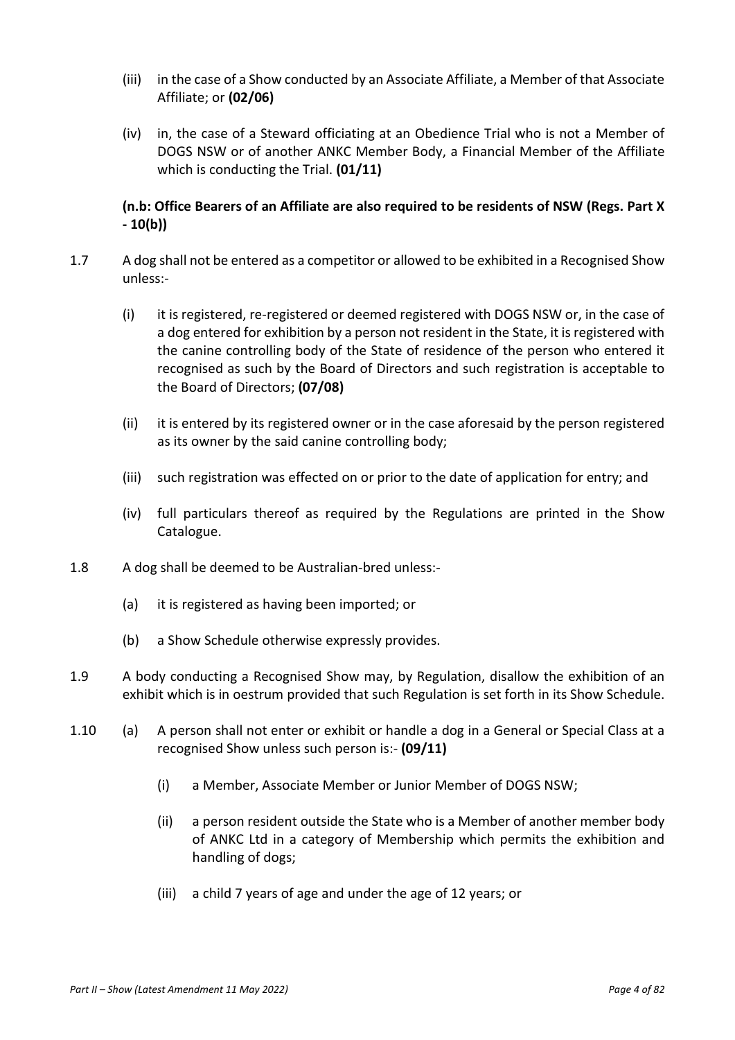(iii) in the case of a Show conducted by an Associate Affiliate, a Member of that Associate Affiliate; or **(02/06)**

(iv) in, the case of a Steward officiating at an Obedience Trial who is not a Member of DOGS NSW or of another ANKC Member Body, a Financial Member of the Affiliate which is conducting the Trial. **(01/11)**

**(n.b: Office Bearers of an Affiliate are also required to be residents of NSW (Regs. Part X - 10(b))**

1.7 A dog shall not be entered as a competitor or allowed to be exhibited in a Recognised Show unless:-

(i) it is registered, re-registered or deemed registered with DOGS NSW or, in the case of a dog entered for exhibition by a person not resident in the State, it is registered with the canine controlling body of the State of residence of the person who entered it recognised as such by the Board of Directors and such registration is acceptable to the Board of Directors; **(07/08)**

(ii) it is entered by its registered owner or in the case aforesaid by the person registered as its owner by the said canine controlling body;

(iii) such registration was effected on or prior to the date of application for entry; and

(iv) full particulars thereof as required by the Regulations are printed in the Show Catalogue.

1.8 A dog shall be deemed to be Australian-bred unless:-

(a) it is registered as having been imported; or

(b) a Show Schedule otherwise expressly provides.

1.9 A body conducting a Recognised Show may, by Regulation, disallow the exhibition of an exhibit which is in oestrum provided that such Regulation is set forth in its Show Schedule.

1.10 (a) A person shall not enter or exhibit or handle a dog in a General or Special Class at a recognised Show unless such person is:- **(09/11)**

(i) a Member, Associate Member or Junior Member of DOGS NSW;

(ii) a person resident outside the State who is a Member of another member body of ANKC Ltd in a category of Membership which permits the exhibition and handling of dogs;

(iii) a child 7 years of age and under the age of 12 years; or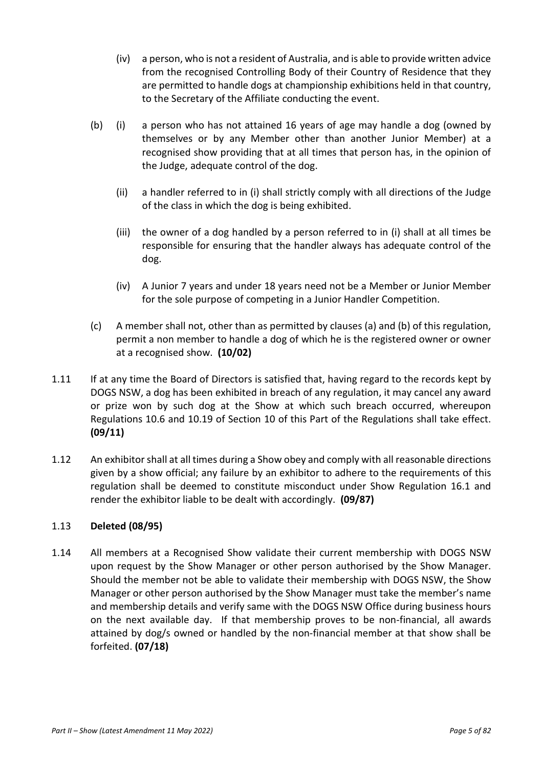(iv) a person, who is not a resident of Australia, and is able to provide written advice from the recognised Controlling Body of their Country of Residence that they are permitted to handle dogs at championship exhibitions held in that country, to the Secretary of the Affiliate conducting the event.

(b) (i) a person who has not attained 16 years of age may handle a dog (owned by themselves or by any Member other than another Junior Member) at a recognised show providing that at all times that person has, in the opinion of the Judge, adequate control of the dog.

(ii) a handler referred to in (i) shall strictly comply with all directions of the Judge of the class in which the dog is being exhibited.

(iii) the owner of a dog handled by a person referred to in (i) shall at all times be responsible for ensuring that the handler always has adequate control of the dog.

(iv) A Junior 7 years and under 18 years need not be a Member or Junior Member for the sole purpose of competing in a Junior Handler Competition.

(c) A member shall not, other than as permitted by clauses (a) and (b) of this regulation, permit a non member to handle a dog of which he is the registered owner or owner at a recognised show. **(10/02)**

1.11 If at any time the Board of Directors is satisfied that, having regard to the records kept by DOGS NSW, a dog has been exhibited in breach of any regulation, it may cancel any award or prize won by such dog at the Show at which such breach occurred, whereupon Regulations 10.6 and 10.19 of Section 10 of this Part of the Regulations shall take effect. **(09/11)**

1.12 An exhibitor shall at all times during a Show obey and comply with all reasonable directions given by a show official; any failure by an exhibitor to adhere to the requirements of this regulation shall be deemed to constitute misconduct under Show Regulation 16.1 and render the exhibitor liable to be dealt with accordingly. **(09/87)**

1.13 **Deleted (08/95)**

1.14 All members at a Recognised Show validate their current membership with DOGS NSW upon request by the Show Manager or other person authorised by the Show Manager. Should the member not be able to validate their membership with DOGS NSW, the Show Manager or other person authorised by the Show Manager must take the member's name and membership details and verify same with the DOGS NSW Office during business hours on the next available day. If that membership proves to be non-financial, all awards attained by dog/s owned or handled by the non-financial member at that show shall be forfeited. **(07/18)**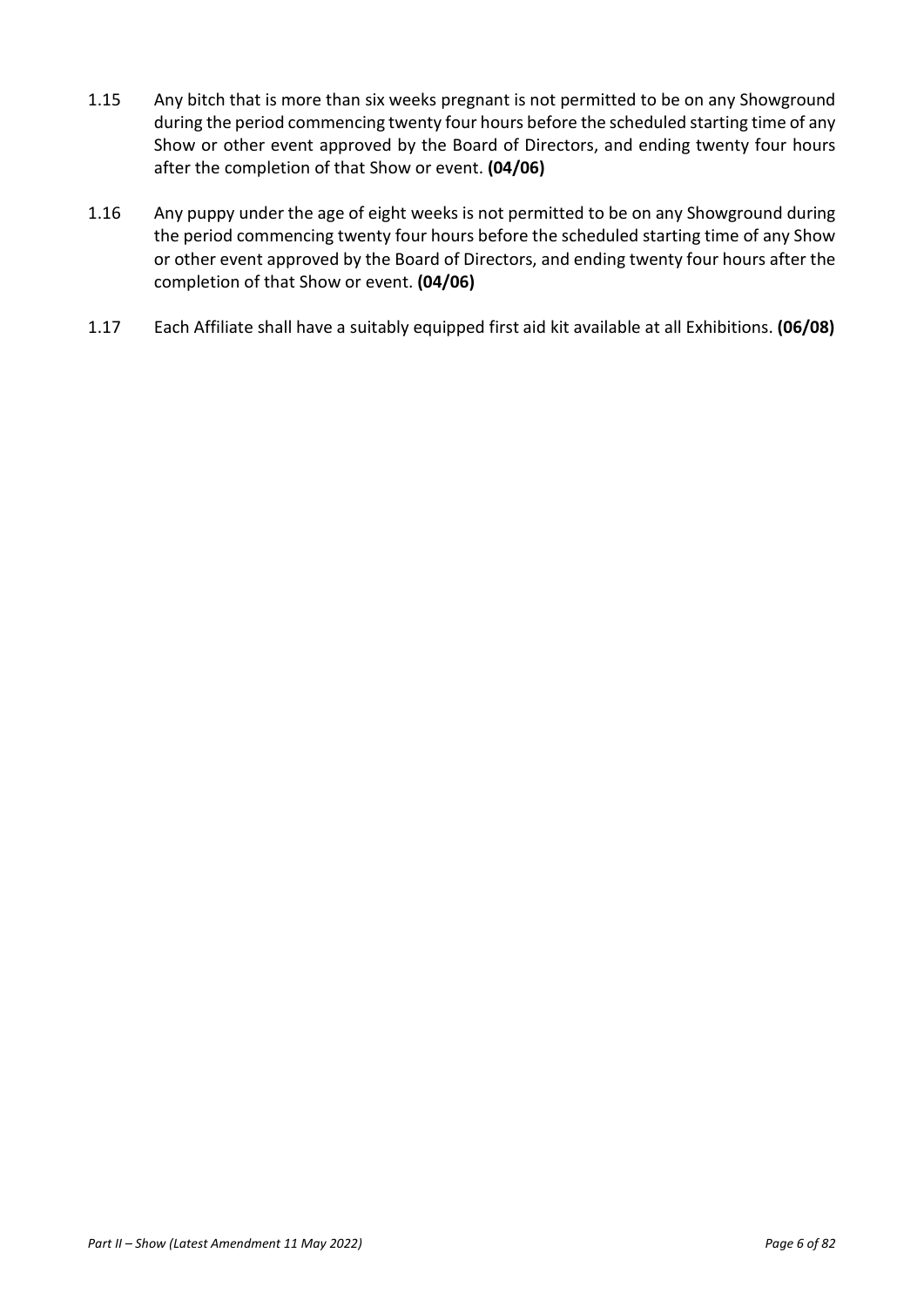1.15 Any bitch that is more than six weeks pregnant is not permitted to be on any Showground during the period commencing twenty four hours before the scheduled starting time of any Show or other event approved by the Board of Directors, and ending twenty four hours after the completion of that Show or event. **(04/06)**

1.16 Any puppy under the age of eight weeks is not permitted to be on any Showground during the period commencing twenty four hours before the scheduled starting time of any Show or other event approved by the Board of Directors, and ending twenty four hours after the completion of that Show or event. **(04/06)**

1.17 Each Affiliate shall have a suitably equipped first aid kit available at all Exhibitions. **(06/08)**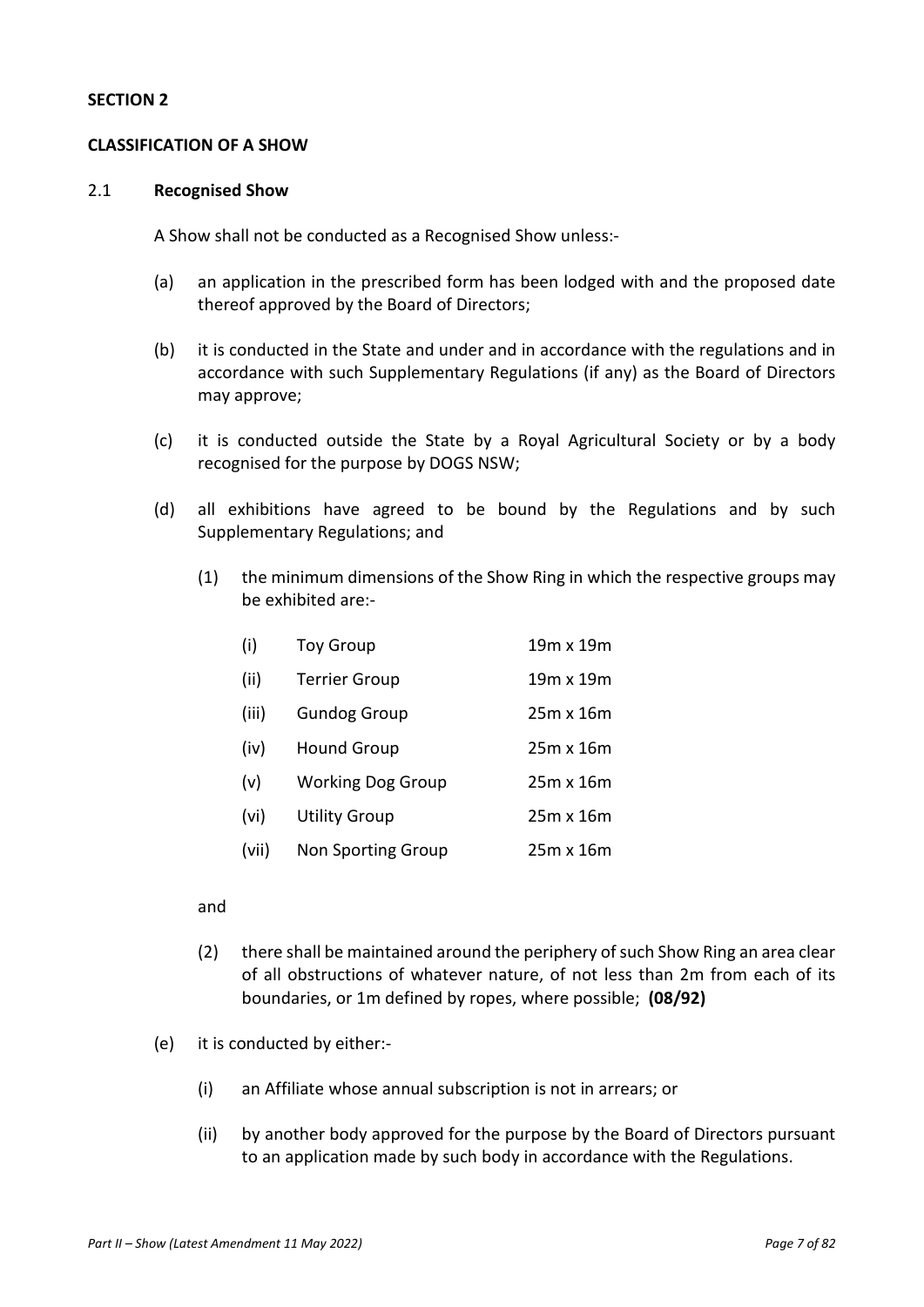## SECTION 2

### CLASSIFICATION OF A SHOW

2.1 **Recognised Show**

A Show shall not be conducted as a Recognised Show unless:-

(a) an application in the prescribed form has been lodged with and the proposed date thereof approved by the Board of Directors;

(b) it is conducted in the State and under and in accordance with the regulations and in accordance with such Supplementary Regulations (if any) as the Board of Directors may approve;

(c) it is conducted outside the State by a Royal Agricultural Society or by a body recognised for the purpose by DOGS NSW;

(d) all exhibitions have agreed to be bound by the Regulations and by such Supplementary Regulations; and

(1) the minimum dimensions of the Show Ring in which the respective groups may be exhibited are:-

| | | |
|---|---|---|
| (i) | Toy Group | 19m x 19m |
| (ii) | Terrier Group | 19m x 19m |
| (iii) | Gundog Group | 25m x 16m |
| (iv) | Hound Group | 25m x 16m |
| (v) | Working Dog Group | 25m x 16m |
| (vi) | Utility Group | 25m x 16m |
| (vii) | Non Sporting Group | 25m x 16m |

and

(2) there shall be maintained around the periphery of such Show Ring an area clear of all obstructions of whatever nature, of not less than 2m from each of its boundaries, or 1m defined by ropes, where possible; **(08/92)**

(e) it is conducted by either:-

(i) an Affiliate whose annual subscription is not in arrears; or

(ii) by another body approved for the purpose by the Board of Directors pursuant to an application made by such body in accordance with the Regulations.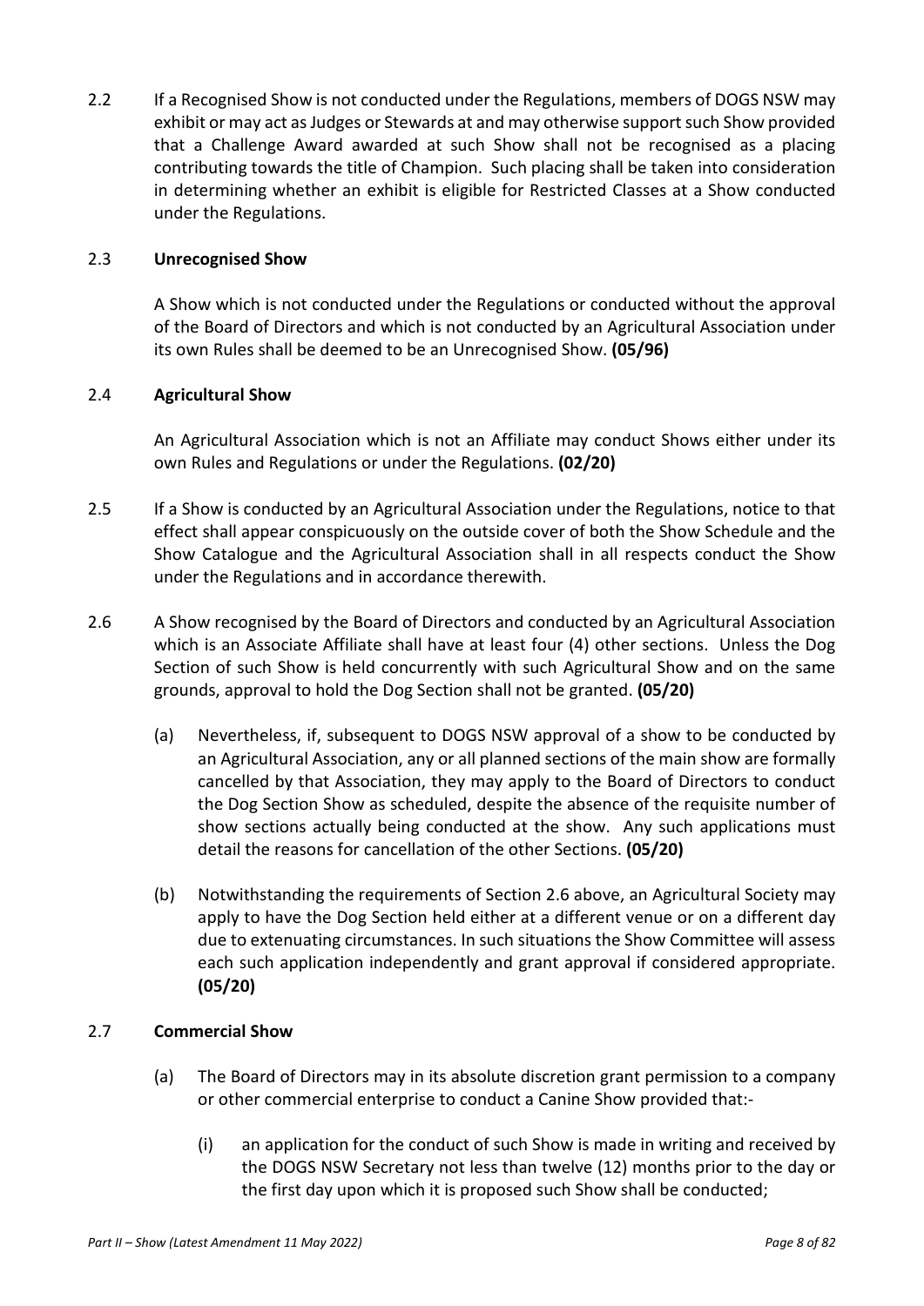2.2 If a Recognised Show is not conducted under the Regulations, members of DOGS NSW may exhibit or may act as Judges or Stewards at and may otherwise support such Show provided that a Challenge Award awarded at such Show shall not be recognised as a placing contributing towards the title of Champion. Such placing shall be taken into consideration in determining whether an exhibit is eligible for Restricted Classes at a Show conducted under the Regulations.

2.3 **Unrecognised Show**

A Show which is not conducted under the Regulations or conducted without the approval of the Board of Directors and which is not conducted by an Agricultural Association under its own Rules shall be deemed to be an Unrecognised Show. **(05/96)**

2.4 **Agricultural Show**

An Agricultural Association which is not an Affiliate may conduct Shows either under its own Rules and Regulations or under the Regulations. **(02/20)**

2.5 If a Show is conducted by an Agricultural Association under the Regulations, notice to that effect shall appear conspicuously on the outside cover of both the Show Schedule and the Show Catalogue and the Agricultural Association shall in all respects conduct the Show under the Regulations and in accordance therewith.

2.6 A Show recognised by the Board of Directors and conducted by an Agricultural Association which is an Associate Affiliate shall have at least four (4) other sections. Unless the Dog Section of such Show is held concurrently with such Agricultural Show and on the same grounds, approval to hold the Dog Section shall not be granted. **(05/20)**

(a) Nevertheless, if, subsequent to DOGS NSW approval of a show to be conducted by an Agricultural Association, any or all planned sections of the main show are formally cancelled by that Association, they may apply to the Board of Directors to conduct the Dog Section Show as scheduled, despite the absence of the requisite number of show sections actually being conducted at the show. Any such applications must detail the reasons for cancellation of the other Sections. **(05/20)**

(b) Notwithstanding the requirements of Section 2.6 above, an Agricultural Society may apply to have the Dog Section held either at a different venue or on a different day due to extenuating circumstances. In such situations the Show Committee will assess each such application independently and grant approval if considered appropriate. **(05/20)**

2.7 **Commercial Show**

(a) The Board of Directors may in its absolute discretion grant permission to a company or other commercial enterprise to conduct a Canine Show provided that:-

(i) an application for the conduct of such Show is made in writing and received by the DOGS NSW Secretary not less than twelve (12) months prior to the day or the first day upon which it is proposed such Show shall be conducted;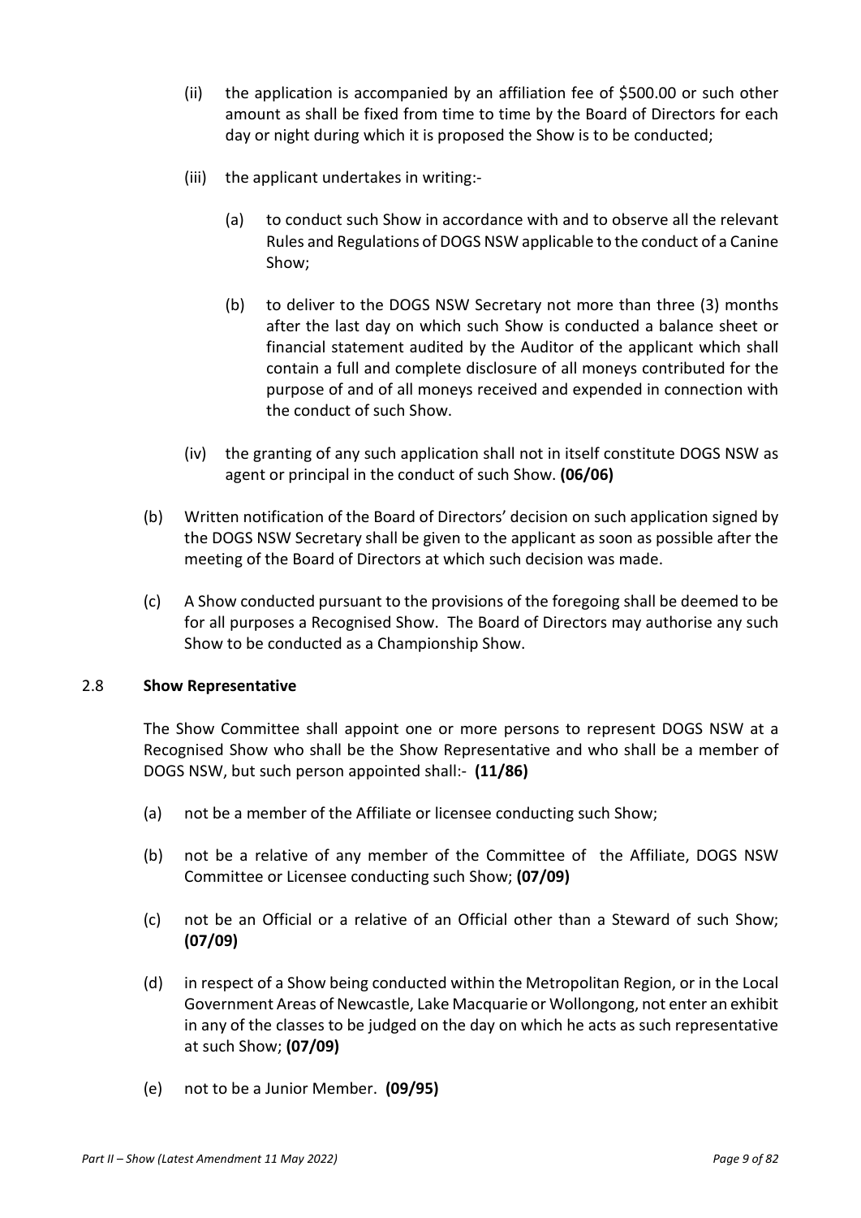(ii) the application is accompanied by an affiliation fee of $500.00 or such other amount as shall be fixed from time to time by the Board of Directors for each day or night during which it is proposed the Show is to be conducted;

(iii) the applicant undertakes in writing:-

(a) to conduct such Show in accordance with and to observe all the relevant Rules and Regulations of DOGS NSW applicable to the conduct of a Canine Show;

(b) to deliver to the DOGS NSW Secretary not more than three (3) months after the last day on which such Show is conducted a balance sheet or financial statement audited by the Auditor of the applicant which shall contain a full and complete disclosure of all moneys contributed for the purpose of and of all moneys received and expended in connection with the conduct of such Show.

(iv) the granting of any such application shall not in itself constitute DOGS NSW as agent or principal in the conduct of such Show. **(06/06)**

(b) Written notification of the Board of Directors' decision on such application signed by the DOGS NSW Secretary shall be given to the applicant as soon as possible after the meeting of the Board of Directors at which such decision was made.

(c) A Show conducted pursuant to the provisions of the foregoing shall be deemed to be for all purposes a Recognised Show. The Board of Directors may authorise any such Show to be conducted as a Championship Show.

2.8 **Show Representative**

The Show Committee shall appoint one or more persons to represent DOGS NSW at a Recognised Show who shall be the Show Representative and who shall be a member of DOGS NSW, but such person appointed shall:- **(11/86)**

(a) not be a member of the Affiliate or licensee conducting such Show;

(b) not be a relative of any member of the Committee of the Affiliate, DOGS NSW Committee or Licensee conducting such Show; **(07/09)**

(c) not be an Official or a relative of an Official other than a Steward of such Show; **(07/09)**

(d) in respect of a Show being conducted within the Metropolitan Region, or in the Local Government Areas of Newcastle, Lake Macquarie or Wollongong, not enter an exhibit in any of the classes to be judged on the day on which he acts as such representative at such Show; **(07/09)**

(e) not to be a Junior Member. **(09/95)**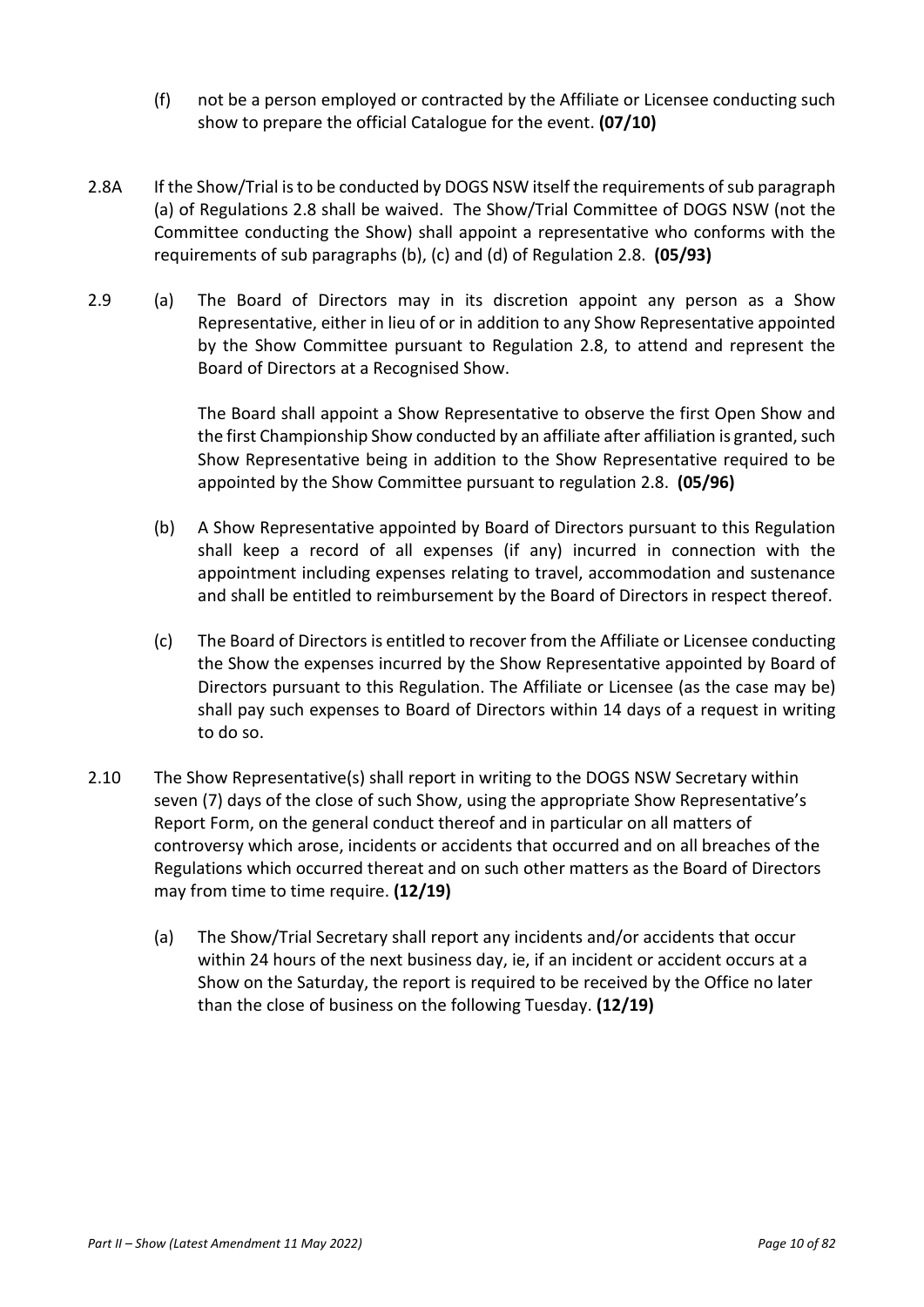(f) not be a person employed or contracted by the Affiliate or Licensee conducting such show to prepare the official Catalogue for the event. **(07/10)**

2.8A If the Show/Trial is to be conducted by DOGS NSW itself the requirements of sub paragraph (a) of Regulations 2.8 shall be waived. The Show/Trial Committee of DOGS NSW (not the Committee conducting the Show) shall appoint a representative who conforms with the requirements of sub paragraphs (b), (c) and (d) of Regulation 2.8. **(05/93)**

2.9 (a) The Board of Directors may in its discretion appoint any person as a Show Representative, either in lieu of or in addition to any Show Representative appointed by the Show Committee pursuant to Regulation 2.8, to attend and represent the Board of Directors at a Recognised Show.

The Board shall appoint a Show Representative to observe the first Open Show and the first Championship Show conducted by an affiliate after affiliation is granted, such Show Representative being in addition to the Show Representative required to be appointed by the Show Committee pursuant to regulation 2.8. **(05/96)**

(b) A Show Representative appointed by Board of Directors pursuant to this Regulation shall keep a record of all expenses (if any) incurred in connection with the appointment including expenses relating to travel, accommodation and sustenance and shall be entitled to reimbursement by the Board of Directors in respect thereof.

(c) The Board of Directors is entitled to recover from the Affiliate or Licensee conducting the Show the expenses incurred by the Show Representative appointed by Board of Directors pursuant to this Regulation. The Affiliate or Licensee (as the case may be) shall pay such expenses to Board of Directors within 14 days of a request in writing to do so.

2.10 The Show Representative(s) shall report in writing to the DOGS NSW Secretary within seven (7) days of the close of such Show, using the appropriate Show Representative's Report Form, on the general conduct thereof and in particular on all matters of controversy which arose, incidents or accidents that occurred and on all breaches of the Regulations which occurred thereat and on such other matters as the Board of Directors may from time to time require. **(12/19)**

(a) The Show/Trial Secretary shall report any incidents and/or accidents that occur within 24 hours of the next business day, ie, if an incident or accident occurs at a Show on the Saturday, the report is required to be received by the Office no later than the close of business on the following Tuesday. **(12/19)**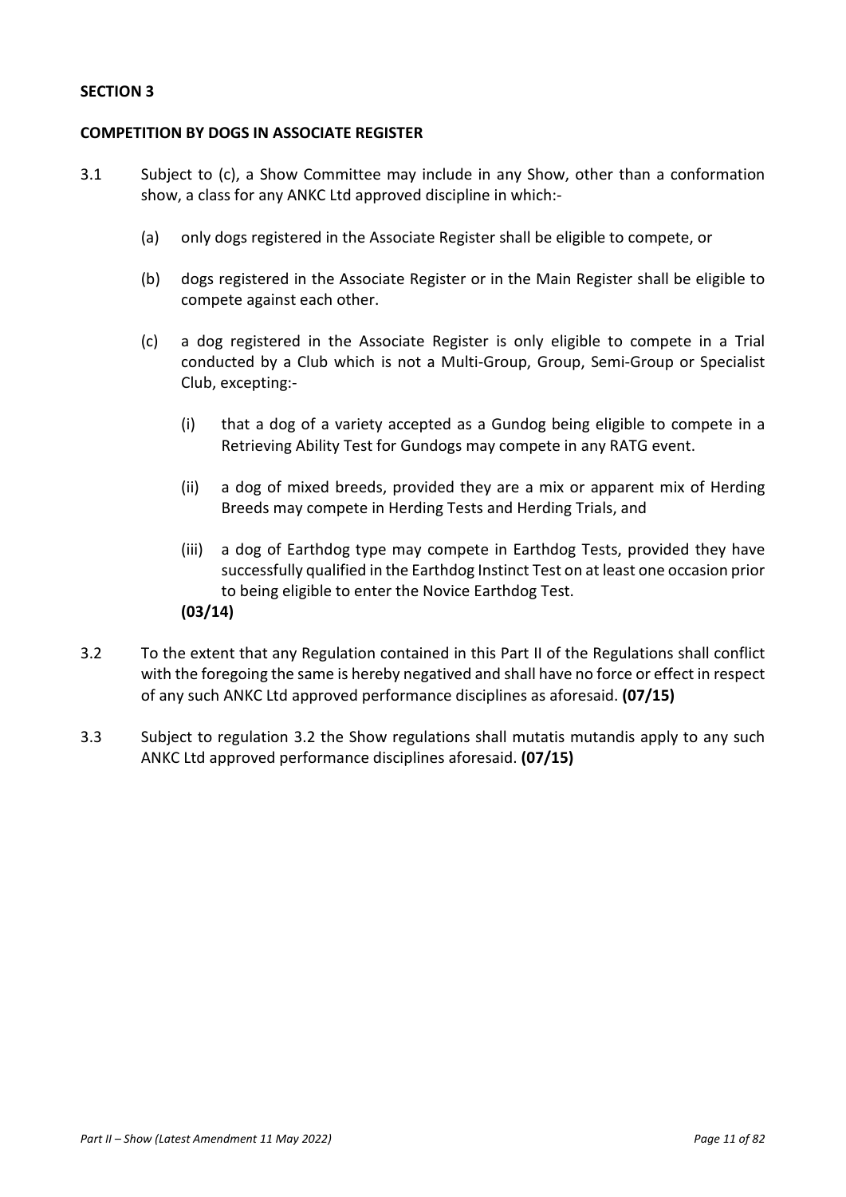## SECTION 3

### COMPETITION BY DOGS IN ASSOCIATE REGISTER

3.1 Subject to (c), a Show Committee may include in any Show, other than a conformation show, a class for any ANKC Ltd approved discipline in which:-

(a) only dogs registered in the Associate Register shall be eligible to compete, or

(b) dogs registered in the Associate Register or in the Main Register shall be eligible to compete against each other.

(c) a dog registered in the Associate Register is only eligible to compete in a Trial conducted by a Club which is not a Multi-Group, Group, Semi-Group or Specialist Club, excepting:-

(i) that a dog of a variety accepted as a Gundog being eligible to compete in a Retrieving Ability Test for Gundogs may compete in any RATG event.

(ii) a dog of mixed breeds, provided they are a mix or apparent mix of Herding Breeds may compete in Herding Tests and Herding Trials, and

(iii) a dog of Earthdog type may compete in Earthdog Tests, provided they have successfully qualified in the Earthdog Instinct Test on at least one occasion prior to being eligible to enter the Novice Earthdog Test.
**(03/14)**

3.2 To the extent that any Regulation contained in this Part II of the Regulations shall conflict with the foregoing the same is hereby negatived and shall have no force or effect in respect of any such ANKC Ltd approved performance disciplines as aforesaid. **(07/15)**

3.3 Subject to regulation 3.2 the Show regulations shall mutatis mutandis apply to any such ANKC Ltd approved performance disciplines aforesaid. **(07/15)**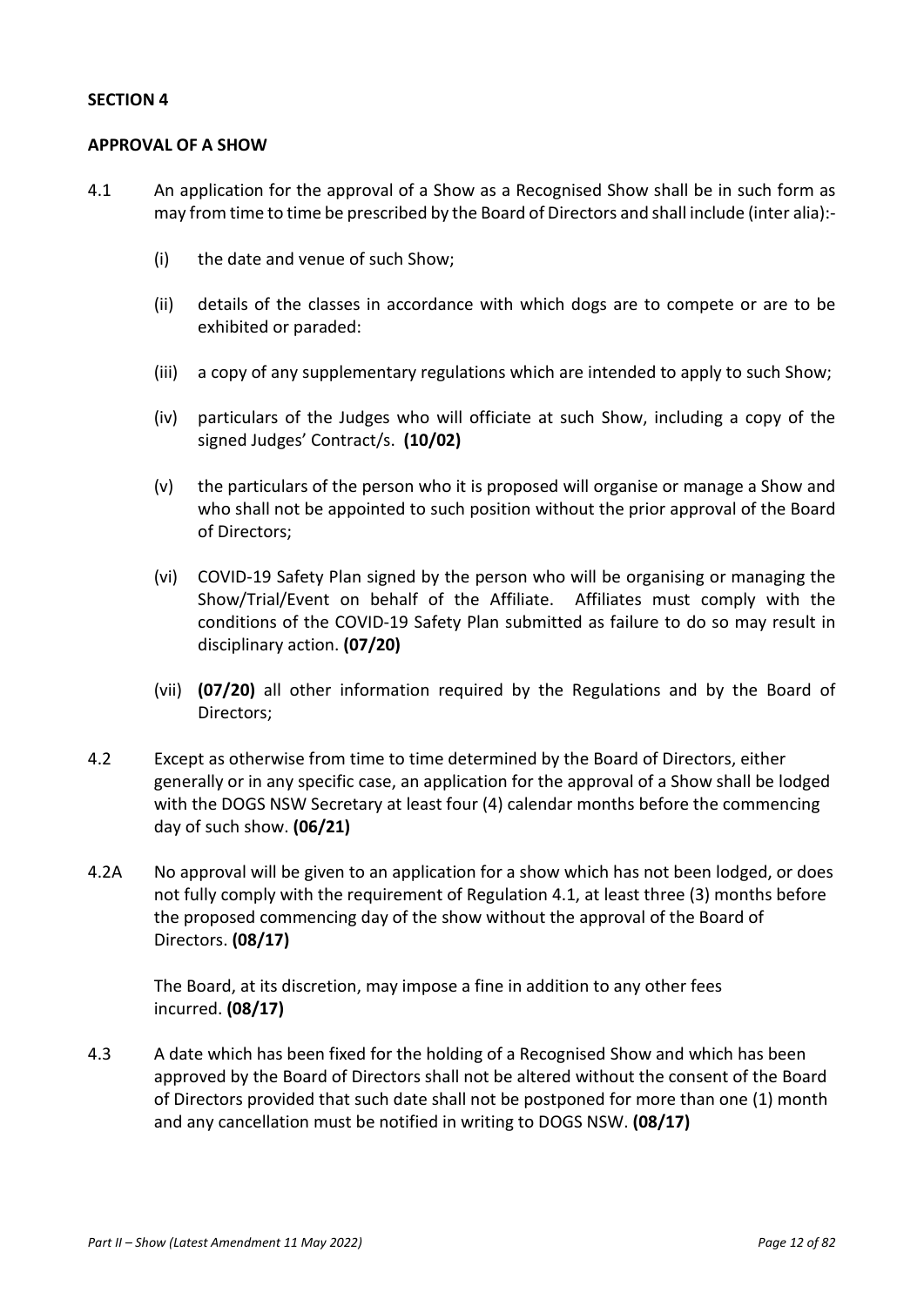**SECTION 4**

**APPROVAL OF A SHOW**

4.1 An application for the approval of a Show as a Recognised Show shall be in such form as may from time to time be prescribed by the Board of Directors and shall include (inter alia):-

(i) the date and venue of such Show;

(ii) details of the classes in accordance with which dogs are to compete or are to be exhibited or paraded:

(iii) a copy of any supplementary regulations which are intended to apply to such Show;

(iv) particulars of the Judges who will officiate at such Show, including a copy of the signed Judges' Contract/s. **(10/02)**

(v) the particulars of the person who it is proposed will organise or manage a Show and who shall not be appointed to such position without the prior approval of the Board of Directors;

(vi) COVID-19 Safety Plan signed by the person who will be organising or managing the Show/Trial/Event on behalf of the Affiliate. Affiliates must comply with the conditions of the COVID-19 Safety Plan submitted as failure to do so may result in disciplinary action. **(07/20)**

(vii) **(07/20)** all other information required by the Regulations and by the Board of Directors;

4.2 Except as otherwise from time to time determined by the Board of Directors, either generally or in any specific case, an application for the approval of a Show shall be lodged with the DOGS NSW Secretary at least four (4) calendar months before the commencing day of such show. **(06/21)**

4.2A No approval will be given to an application for a show which has not been lodged, or does not fully comply with the requirement of Regulation 4.1, at least three (3) months before the proposed commencing day of the show without the approval of the Board of Directors. **(08/17)**

The Board, at its discretion, may impose a fine in addition to any other fees incurred. **(08/17)**

4.3 A date which has been fixed for the holding of a Recognised Show and which has been approved by the Board of Directors shall not be altered without the consent of the Board of Directors provided that such date shall not be postponed for more than one (1) month and any cancellation must be notified in writing to DOGS NSW. **(08/17)**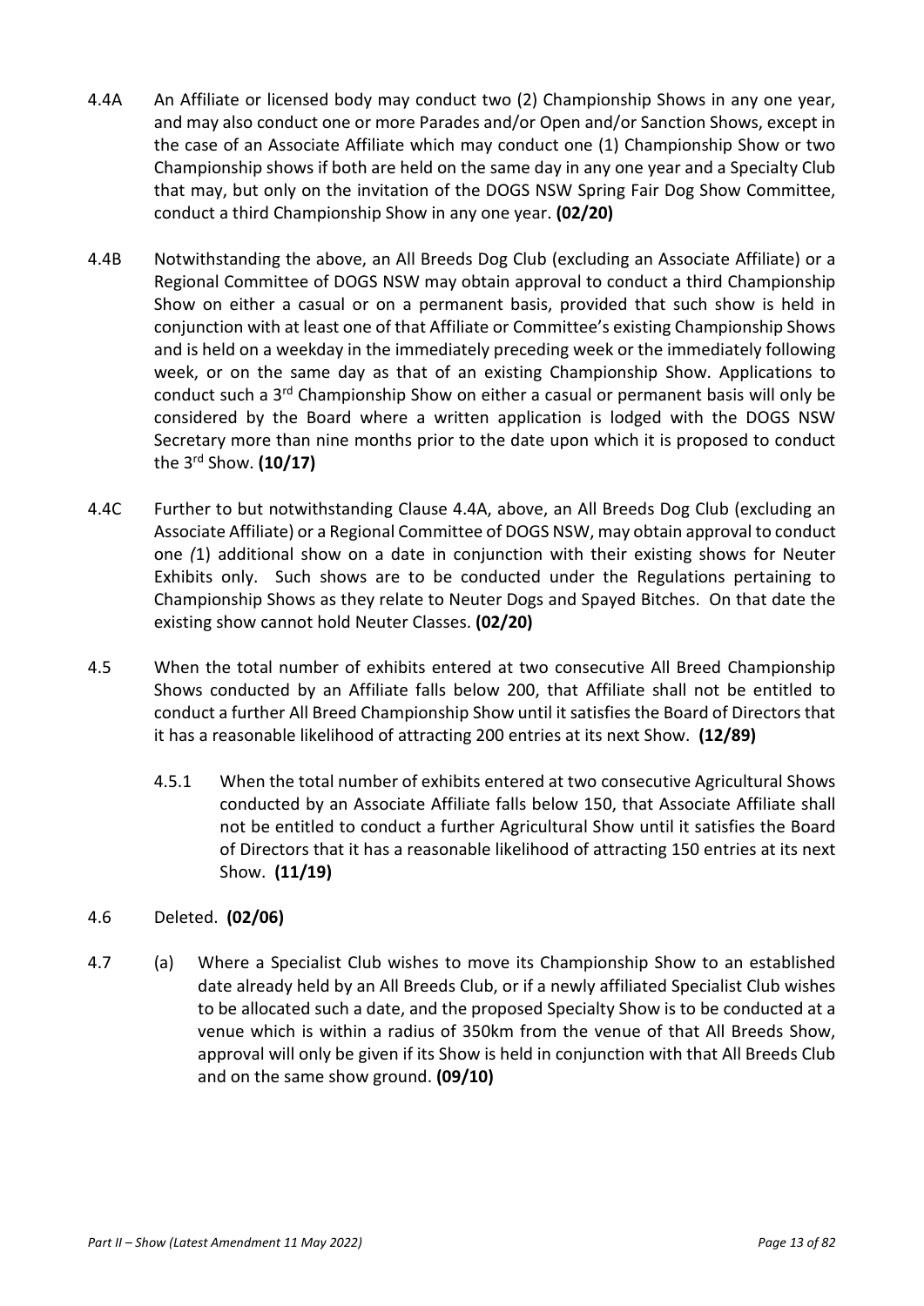4.4A An Affiliate or licensed body may conduct two (2) Championship Shows in any one year, and may also conduct one or more Parades and/or Open and/or Sanction Shows, except in the case of an Associate Affiliate which may conduct one (1) Championship Show or two Championship shows if both are held on the same day in any one year and a Specialty Club that may, but only on the invitation of the DOGS NSW Spring Fair Dog Show Committee, conduct a third Championship Show in any one year. **(02/20)**

4.4B Notwithstanding the above, an All Breeds Dog Club (excluding an Associate Affiliate) or a Regional Committee of DOGS NSW may obtain approval to conduct a third Championship Show on either a casual or on a permanent basis, provided that such show is held in conjunction with at least one of that Affiliate or Committee's existing Championship Shows and is held on a weekday in the immediately preceding week or the immediately following week, or on the same day as that of an existing Championship Show. Applications to conduct such a 3rd Championship Show on either a casual or permanent basis will only be considered by the Board where a written application is lodged with the DOGS NSW Secretary more than nine months prior to the date upon which it is proposed to conduct the 3rd Show. **(10/17)**

4.4C Further to but notwithstanding Clause 4.4A, above, an All Breeds Dog Club (excluding an Associate Affiliate) or a Regional Committee of DOGS NSW, may obtain approval to conduct one *(*1) additional show on a date in conjunction with their existing shows for Neuter Exhibits only. Such shows are to be conducted under the Regulations pertaining to Championship Shows as they relate to Neuter Dogs and Spayed Bitches. On that date the existing show cannot hold Neuter Classes. **(02/20)**

4.5 When the total number of exhibits entered at two consecutive All Breed Championship Shows conducted by an Affiliate falls below 200, that Affiliate shall not be entitled to conduct a further All Breed Championship Show until it satisfies the Board of Directors that it has a reasonable likelihood of attracting 200 entries at its next Show. **(12/89)**

4.5.1 When the total number of exhibits entered at two consecutive Agricultural Shows conducted by an Associate Affiliate falls below 150, that Associate Affiliate shall not be entitled to conduct a further Agricultural Show until it satisfies the Board of Directors that it has a reasonable likelihood of attracting 150 entries at its next Show. **(11/19)**

4.6 Deleted. **(02/06)**

4.7 (a) Where a Specialist Club wishes to move its Championship Show to an established date already held by an All Breeds Club, or if a newly affiliated Specialist Club wishes to be allocated such a date, and the proposed Specialty Show is to be conducted at a venue which is within a radius of 350km from the venue of that All Breeds Show, approval will only be given if its Show is held in conjunction with that All Breeds Club and on the same show ground. **(09/10)**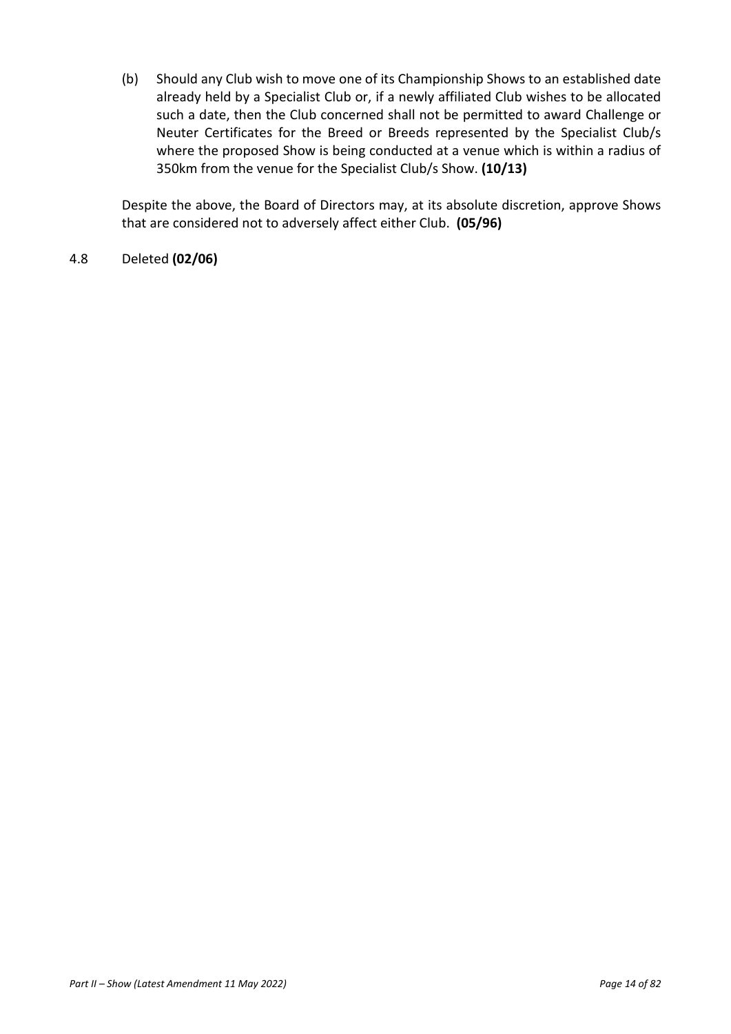(b) Should any Club wish to move one of its Championship Shows to an established date already held by a Specialist Club or, if a newly affiliated Club wishes to be allocated such a date, then the Club concerned shall not be permitted to award Challenge or Neuter Certificates for the Breed or Breeds represented by the Specialist Club/s where the proposed Show is being conducted at a venue which is within a radius of 350km from the venue for the Specialist Club/s Show. **(10/13)**

Despite the above, the Board of Directors may, at its absolute discretion, approve Shows that are considered not to adversely affect either Club. **(05/96)**

4.8 Deleted **(02/06)**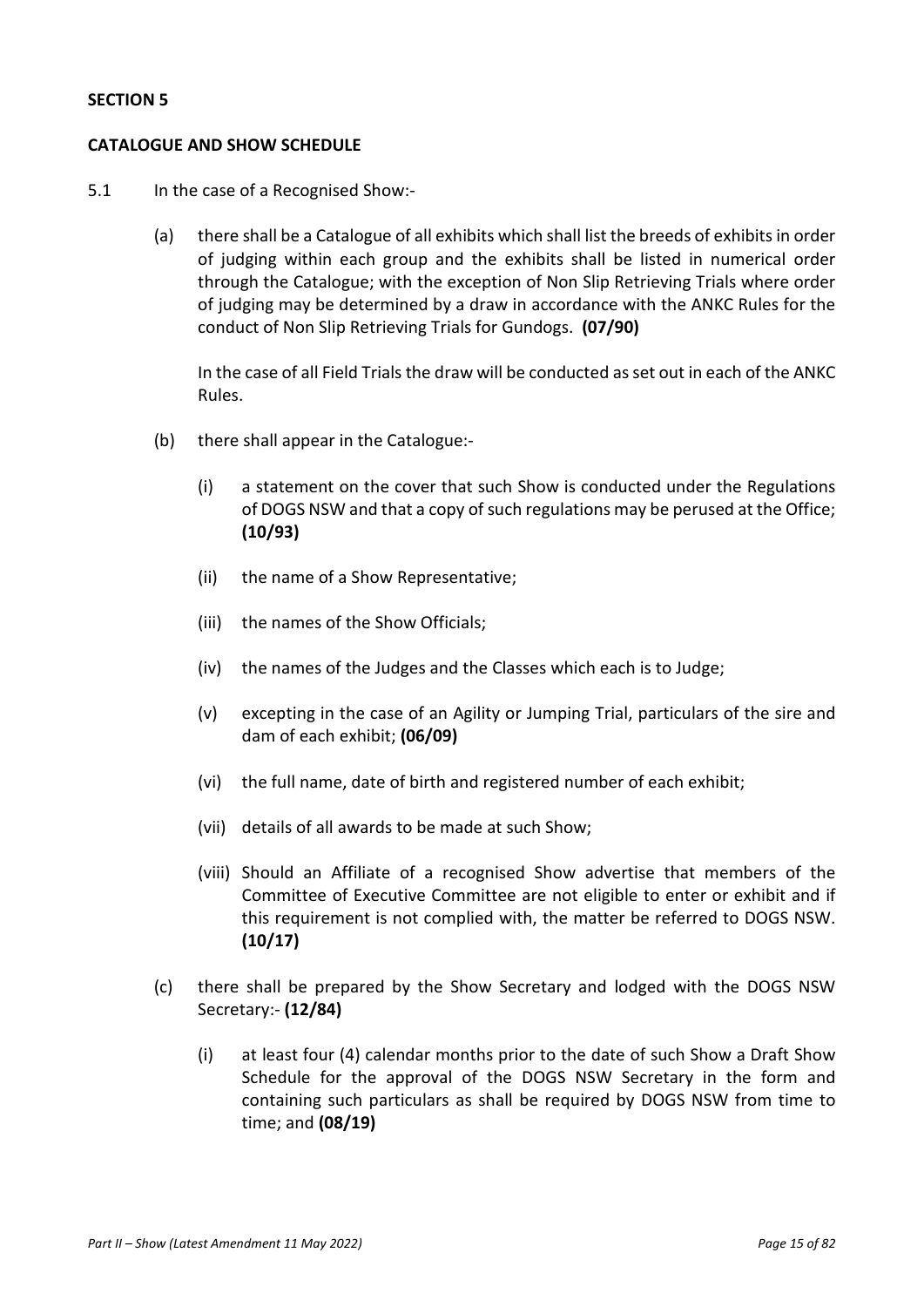**SECTION 5**

**CATALOGUE AND SHOW SCHEDULE**

5.1 In the case of a Recognised Show:-

(a) there shall be a Catalogue of all exhibits which shall list the breeds of exhibits in order of judging within each group and the exhibits shall be listed in numerical order through the Catalogue; with the exception of Non Slip Retrieving Trials where order of judging may be determined by a draw in accordance with the ANKC Rules for the conduct of Non Slip Retrieving Trials for Gundogs. **(07/90)**

In the case of all Field Trials the draw will be conducted as set out in each of the ANKC Rules.

(b) there shall appear in the Catalogue:-

(i) a statement on the cover that such Show is conducted under the Regulations of DOGS NSW and that a copy of such regulations may be perused at the Office; **(10/93)**

(ii) the name of a Show Representative;

(iii) the names of the Show Officials;

(iv) the names of the Judges and the Classes which each is to Judge;

(v) excepting in the case of an Agility or Jumping Trial, particulars of the sire and dam of each exhibit; **(06/09)**

(vi) the full name, date of birth and registered number of each exhibit;

(vii) details of all awards to be made at such Show;

(viii) Should an Affiliate of a recognised Show advertise that members of the Committee of Executive Committee are not eligible to enter or exhibit and if this requirement is not complied with, the matter be referred to DOGS NSW. **(10/17)**

(c) there shall be prepared by the Show Secretary and lodged with the DOGS NSW Secretary:- **(12/84)**

(i) at least four (4) calendar months prior to the date of such Show a Draft Show Schedule for the approval of the DOGS NSW Secretary in the form and containing such particulars as shall be required by DOGS NSW from time to time; and **(08/19)**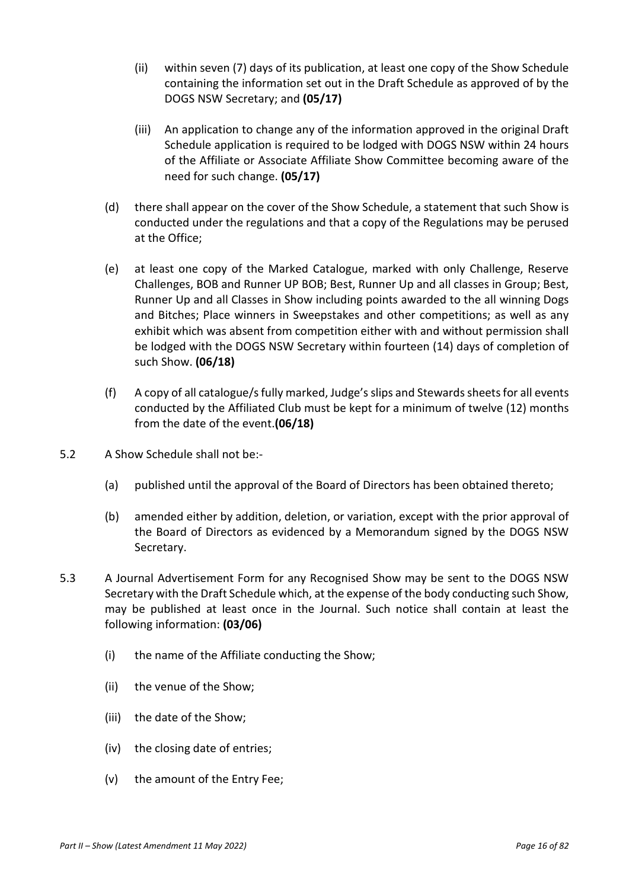(ii) within seven (7) days of its publication, at least one copy of the Show Schedule containing the information set out in the Draft Schedule as approved of by the DOGS NSW Secretary; and **(05/17)**

(iii) An application to change any of the information approved in the original Draft Schedule application is required to be lodged with DOGS NSW within 24 hours of the Affiliate or Associate Affiliate Show Committee becoming aware of the need for such change. **(05/17)**

(d) there shall appear on the cover of the Show Schedule, a statement that such Show is conducted under the regulations and that a copy of the Regulations may be perused at the Office;

(e) at least one copy of the Marked Catalogue, marked with only Challenge, Reserve Challenges, BOB and Runner UP BOB; Best, Runner Up and all classes in Group; Best, Runner Up and all Classes in Show including points awarded to the all winning Dogs and Bitches; Place winners in Sweepstakes and other competitions; as well as any exhibit which was absent from competition either with and without permission shall be lodged with the DOGS NSW Secretary within fourteen (14) days of completion of such Show. **(06/18)**

(f) A copy of all catalogue/s fully marked, Judge's slips and Stewards sheets for all events conducted by the Affiliated Club must be kept for a minimum of twelve (12) months from the date of the event.**(06/18)**

5.2 A Show Schedule shall not be:-

(a) published until the approval of the Board of Directors has been obtained thereto;

(b) amended either by addition, deletion, or variation, except with the prior approval of the Board of Directors as evidenced by a Memorandum signed by the DOGS NSW Secretary.

5.3 A Journal Advertisement Form for any Recognised Show may be sent to the DOGS NSW Secretary with the Draft Schedule which, at the expense of the body conducting such Show, may be published at least once in the Journal. Such notice shall contain at least the following information: **(03/06)**

(i) the name of the Affiliate conducting the Show;

(ii) the venue of the Show;

(iii) the date of the Show;

(iv) the closing date of entries;

(v) the amount of the Entry Fee;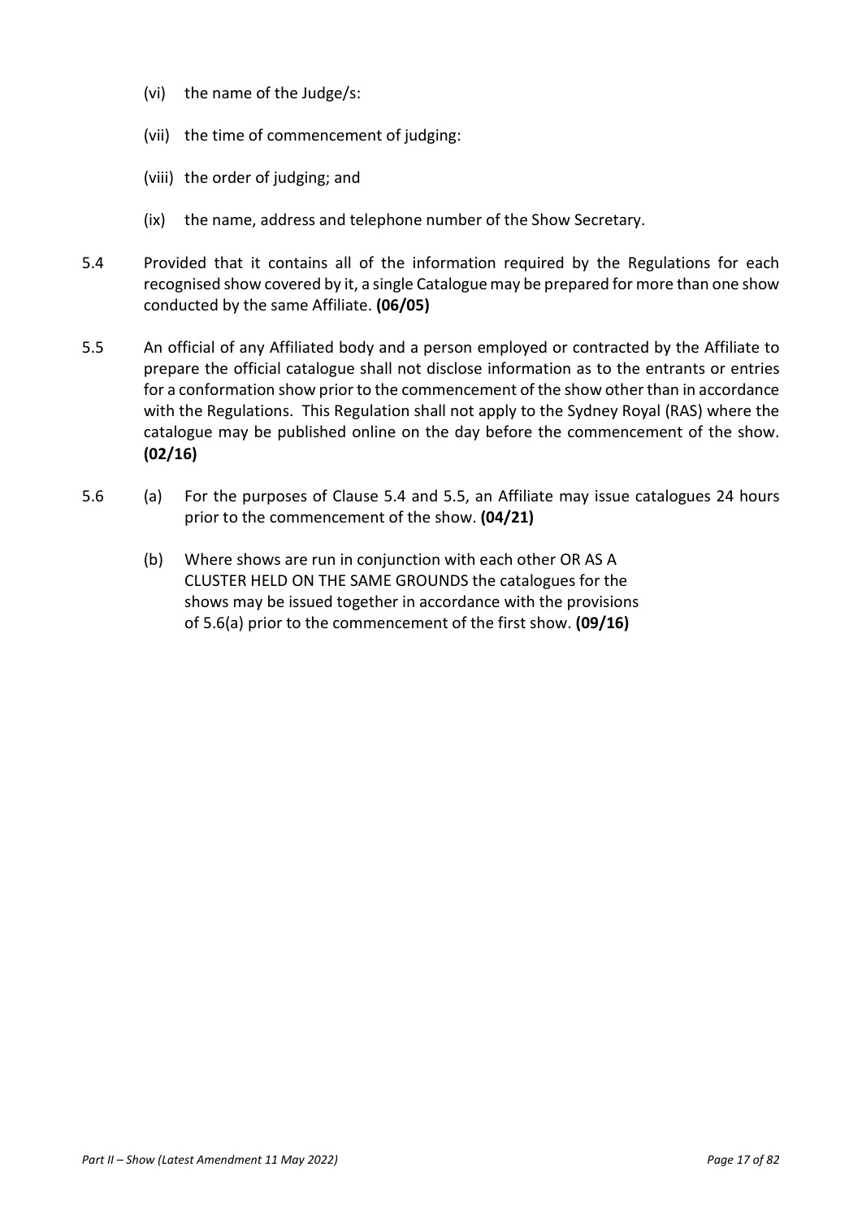(vi) the name of the Judge/s:

(vii) the time of commencement of judging:

(viii) the order of judging; and

(ix) the name, address and telephone number of the Show Secretary.

5.4 Provided that it contains all of the information required by the Regulations for each recognised show covered by it, a single Catalogue may be prepared for more than one show conducted by the same Affiliate. **(06/05)**

5.5 An official of any Affiliated body and a person employed or contracted by the Affiliate to prepare the official catalogue shall not disclose information as to the entrants or entries for a conformation show prior to the commencement of the show other than in accordance with the Regulations. This Regulation shall not apply to the Sydney Royal (RAS) where the catalogue may be published online on the day before the commencement of the show. **(02/16)**

5.6 (a) For the purposes of Clause 5.4 and 5.5, an Affiliate may issue catalogues 24 hours prior to the commencement of the show. **(04/21)**

(b) Where shows are run in conjunction with each other OR AS A CLUSTER HELD ON THE SAME GROUNDS the catalogues for the shows may be issued together in accordance with the provisions of 5.6(a) prior to the commencement of the first show. **(09/16)**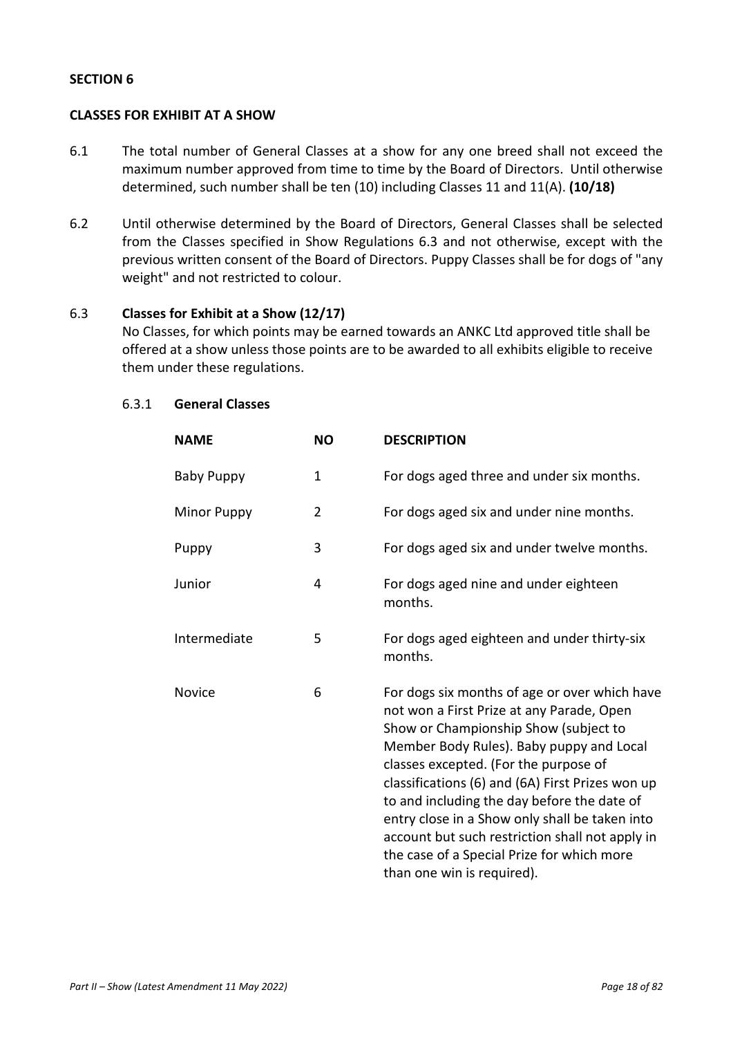## SECTION 6

### CLASSES FOR EXHIBIT AT A SHOW

6.1 The total number of General Classes at a show for any one breed shall not exceed the maximum number approved from time to time by the Board of Directors. Until otherwise determined, such number shall be ten (10) including Classes 11 and 11(A). **(10/18)**

6.2 Until otherwise determined by the Board of Directors, General Classes shall be selected from the Classes specified in Show Regulations 6.3 and not otherwise, except with the previous written consent of the Board of Directors. Puppy Classes shall be for dogs of "any weight" and not restricted to colour.

6.3 **Classes for Exhibit at a Show (12/17)**

No Classes, for which points may be earned towards an ANKC Ltd approved title shall be offered at a show unless those points are to be awarded to all exhibits eligible to receive them under these regulations.

6.3.1 **General Classes**

| NAME | NO | DESCRIPTION |
|---|---|---|
| Baby Puppy | 1 | For dogs aged three and under six months. |
| Minor Puppy | 2 | For dogs aged six and under nine months. |
| Puppy | 3 | For dogs aged six and under twelve months. |
| Junior | 4 | For dogs aged nine and under eighteen months. |
| Intermediate | 5 | For dogs aged eighteen and under thirty-six months. |
| Novice | 6 | For dogs six months of age or over which have not won a First Prize at any Parade, Open Show or Championship Show (subject to Member Body Rules). Baby puppy and Local classes excepted. (For the purpose of classifications (6) and (6A) First Prizes won up to and including the day before the date of entry close in a Show only shall be taken into account but such restriction shall not apply in the case of a Special Prize for which more than one win is required). |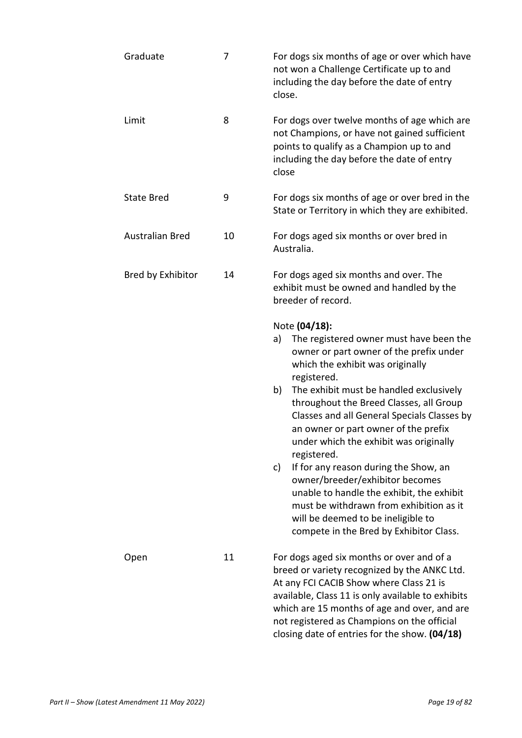| | | |
|---|---|---|
| Graduate | 7 | For dogs six months of age or over which have not won a Challenge Certificate up to and including the day before the date of entry close. |
| Limit | 8 | For dogs over twelve months of age which are not Champions, or have not gained sufficient points to qualify as a Champion up to and including the day before the date of entry close |
| State Bred | 9 | For dogs six months of age or over bred in the State or Territory in which they are exhibited. |
| Australian Bred | 10 | For dogs aged six months or over bred in Australia. |
| Bred by Exhibitor | 14 | For dogs aged six months and over. The exhibit must be owned and handled by the breeder of record.<br><br>Note **(04/18):**<br>a) The registered owner must have been the owner or part owner of the prefix under which the exhibit was originally registered.<br>b) The exhibit must be handled exclusively throughout the Breed Classes, all Group Classes and all General Specials Classes by an owner or part owner of the prefix under which the exhibit was originally registered.<br>c) If for any reason during the Show, an owner/breeder/exhibitor becomes unable to handle the exhibit, the exhibit must be withdrawn from exhibition as it will be deemed to be ineligible to compete in the Bred by Exhibitor Class. |
| Open | 11 | For dogs aged six months or over and of a breed or variety recognized by the ANKC Ltd. At any FCI CACIB Show where Class 21 is available, Class 11 is only available to exhibits which are 15 months of age and over, and are not registered as Champions on the official closing date of entries for the show. **(04/18)** |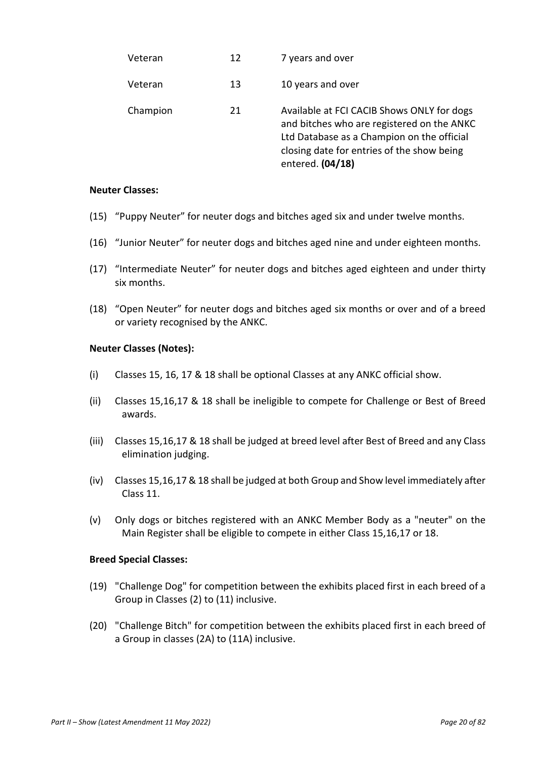| | | |
|---|---|---|
| Veteran | 12 | 7 years and over |
| Veteran | 13 | 10 years and over |
| Champion | 21 | Available at FCI CACIB Shows ONLY for dogs and bitches who are registered on the ANKC Ltd Database as a Champion on the official closing date for entries of the show being entered. **(04/18)** |

**Neuter Classes:**

(15) "Puppy Neuter" for neuter dogs and bitches aged six and under twelve months.

(16) "Junior Neuter" for neuter dogs and bitches aged nine and under eighteen months.

(17) "Intermediate Neuter" for neuter dogs and bitches aged eighteen and under thirty six months.

(18) "Open Neuter" for neuter dogs and bitches aged six months or over and of a breed or variety recognised by the ANKC.

**Neuter Classes (Notes):**

(i) Classes 15, 16, 17 & 18 shall be optional Classes at any ANKC official show.

(ii) Classes 15,16,17 & 18 shall be ineligible to compete for Challenge or Best of Breed awards.

(iii) Classes 15,16,17 & 18 shall be judged at breed level after Best of Breed and any Class elimination judging.

(iv) Classes 15,16,17 & 18 shall be judged at both Group and Show level immediately after Class 11.

(v) Only dogs or bitches registered with an ANKC Member Body as a "neuter" on the Main Register shall be eligible to compete in either Class 15,16,17 or 18.

**Breed Special Classes:**

(19) "Challenge Dog" for competition between the exhibits placed first in each breed of a Group in Classes (2) to (11) inclusive.

(20) "Challenge Bitch" for competition between the exhibits placed first in each breed of a Group in classes (2A) to (11A) inclusive.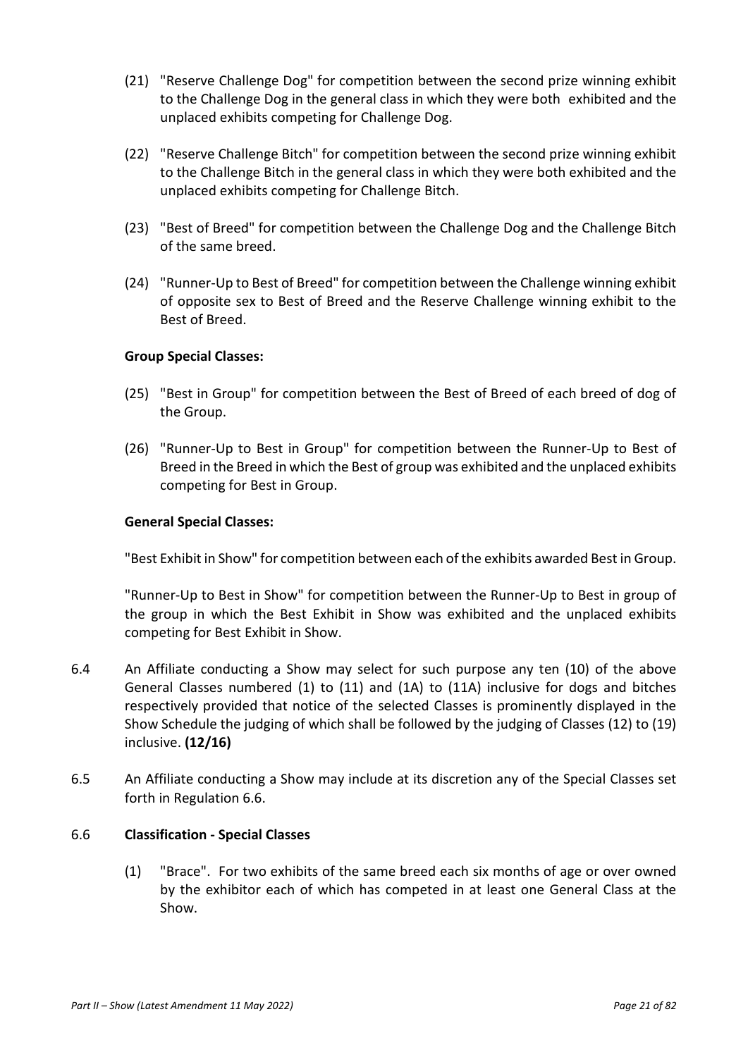(21) "Reserve Challenge Dog" for competition between the second prize winning exhibit to the Challenge Dog in the general class in which they were both exhibited and the unplaced exhibits competing for Challenge Dog.

(22) "Reserve Challenge Bitch" for competition between the second prize winning exhibit to the Challenge Bitch in the general class in which they were both exhibited and the unplaced exhibits competing for Challenge Bitch.

(23) "Best of Breed" for competition between the Challenge Dog and the Challenge Bitch of the same breed.

(24) "Runner-Up to Best of Breed" for competition between the Challenge winning exhibit of opposite sex to Best of Breed and the Reserve Challenge winning exhibit to the Best of Breed.

**Group Special Classes:**

(25) "Best in Group" for competition between the Best of Breed of each breed of dog of the Group.

(26) "Runner-Up to Best in Group" for competition between the Runner-Up to Best of Breed in the Breed in which the Best of group was exhibited and the unplaced exhibits competing for Best in Group.

**General Special Classes:**

"Best Exhibit in Show" for competition between each of the exhibits awarded Best in Group.

"Runner-Up to Best in Show" for competition between the Runner-Up to Best in group of the group in which the Best Exhibit in Show was exhibited and the unplaced exhibits competing for Best Exhibit in Show.

6.4 An Affiliate conducting a Show may select for such purpose any ten (10) of the above General Classes numbered (1) to (11) and (1A) to (11A) inclusive for dogs and bitches respectively provided that notice of the selected Classes is prominently displayed in the Show Schedule the judging of which shall be followed by the judging of Classes (12) to (19) inclusive. **(12/16)**

6.5 An Affiliate conducting a Show may include at its discretion any of the Special Classes set forth in Regulation 6.6.

6.6 **Classification - Special Classes**

(1) "Brace". For two exhibits of the same breed each six months of age or over owned by the exhibitor each of which has competed in at least one General Class at the Show.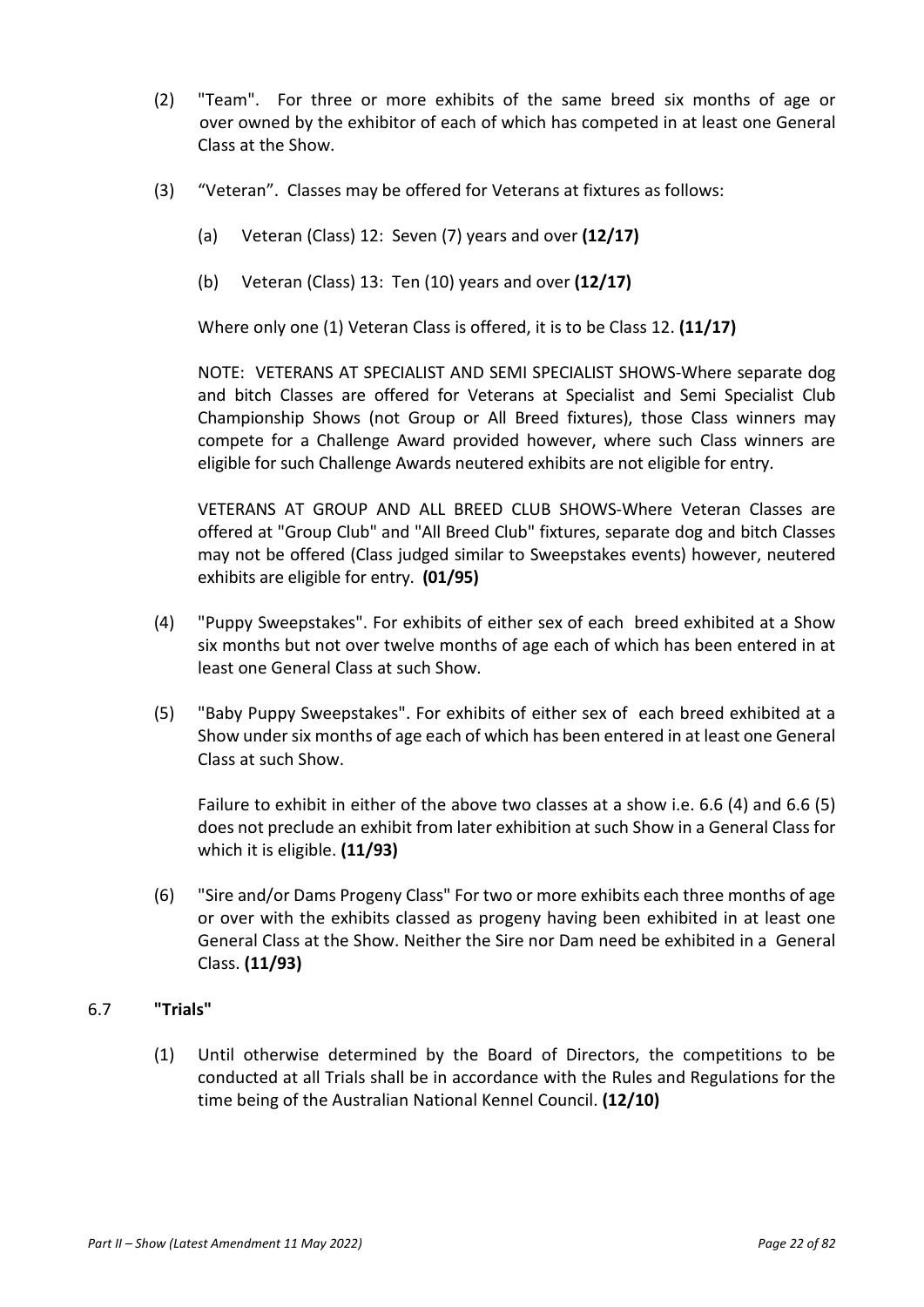(2) "Team". For three or more exhibits of the same breed six months of age or over owned by the exhibitor of each of which has competed in at least one General Class at the Show.

(3) “Veteran”. Classes may be offered for Veterans at fixtures as follows:

   (a) Veteran (Class) 12: Seven (7) years and over **(12/17)**

   (b) Veteran (Class) 13: Ten (10) years and over **(12/17)**

   Where only one (1) Veteran Class is offered, it is to be Class 12. **(11/17)**

   NOTE: VETERANS AT SPECIALIST AND SEMI SPECIALIST SHOWS-Where separate dog and bitch Classes are offered for Veterans at Specialist and Semi Specialist Club Championship Shows (not Group or All Breed fixtures), those Class winners may compete for a Challenge Award provided however, where such Class winners are eligible for such Challenge Awards neutered exhibits are not eligible for entry.

   VETERANS AT GROUP AND ALL BREED CLUB SHOWS-Where Veteran Classes are offered at "Group Club" and "All Breed Club" fixtures, separate dog and bitch Classes may not be offered (Class judged similar to Sweepstakes events) however, neutered exhibits are eligible for entry. **(01/95)**

(4) "Puppy Sweepstakes". For exhibits of either sex of each breed exhibited at a Show six months but not over twelve months of age each of which has been entered in at least one General Class at such Show.

(5) "Baby Puppy Sweepstakes". For exhibits of either sex of each breed exhibited at a Show under six months of age each of which has been entered in at least one General Class at such Show.

   Failure to exhibit in either of the above two classes at a show i.e. 6.6 (4) and 6.6 (5) does not preclude an exhibit from later exhibition at such Show in a General Class for which it is eligible. **(11/93)**

(6) "Sire and/or Dams Progeny Class" For two or more exhibits each three months of age or over with the exhibits classed as progeny having been exhibited in at least one General Class at the Show. Neither the Sire nor Dam need be exhibited in a General Class. **(11/93)**

6.7 **"Trials"**

(1) Until otherwise determined by the Board of Directors, the competitions to be conducted at all Trials shall be in accordance with the Rules and Regulations for the time being of the Australian National Kennel Council. **(12/10)**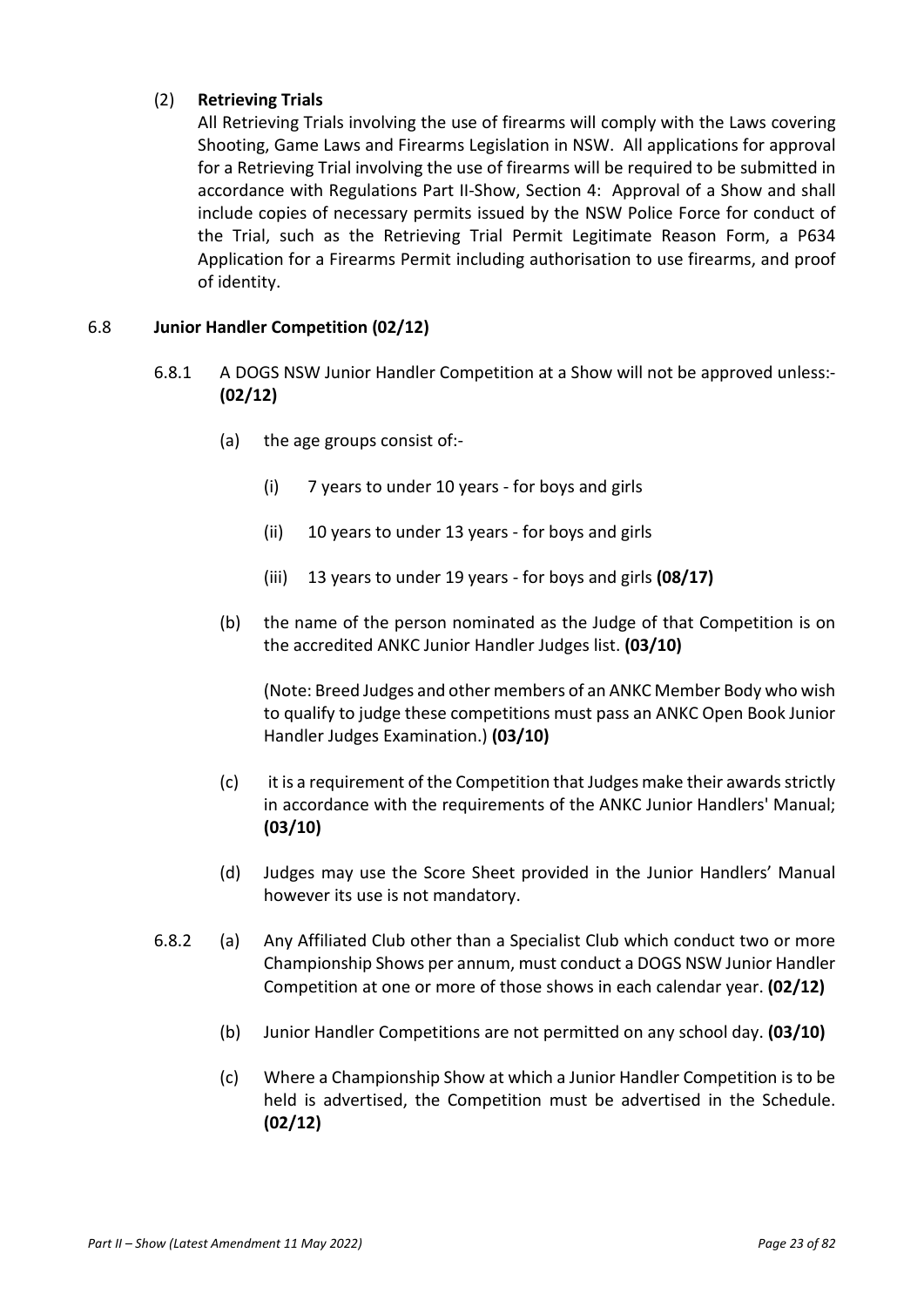(2) **Retrieving Trials**

All Retrieving Trials involving the use of firearms will comply with the Laws covering Shooting, Game Laws and Firearms Legislation in NSW. All applications for approval for a Retrieving Trial involving the use of firearms will be required to be submitted in accordance with Regulations Part II-Show, Section 4: Approval of a Show and shall include copies of necessary permits issued by the NSW Police Force for conduct of the Trial, such as the Retrieving Trial Permit Legitimate Reason Form, a P634 Application for a Firearms Permit including authorisation to use firearms, and proof of identity.

6.8 **Junior Handler Competition (02/12)**

6.8.1 A DOGS NSW Junior Handler Competition at a Show will not be approved unless:- **(02/12)**

(a) the age groups consist of:-

(i) 7 years to under 10 years - for boys and girls

(ii) 10 years to under 13 years - for boys and girls

(iii) 13 years to under 19 years - for boys and girls **(08/17)**

(b) the name of the person nominated as the Judge of that Competition is on the accredited ANKC Junior Handler Judges list. **(03/10)**

(Note: Breed Judges and other members of an ANKC Member Body who wish to qualify to judge these competitions must pass an ANKC Open Book Junior Handler Judges Examination.) **(03/10)**

(c) it is a requirement of the Competition that Judges make their awards strictly in accordance with the requirements of the ANKC Junior Handlers' Manual; **(03/10)**

(d) Judges may use the Score Sheet provided in the Junior Handlers' Manual however its use is not mandatory.

6.8.2 (a) Any Affiliated Club other than a Specialist Club which conduct two or more Championship Shows per annum, must conduct a DOGS NSW Junior Handler Competition at one or more of those shows in each calendar year. **(02/12)**

(b) Junior Handler Competitions are not permitted on any school day. **(03/10)**

(c) Where a Championship Show at which a Junior Handler Competition is to be held is advertised, the Competition must be advertised in the Schedule. **(02/12)**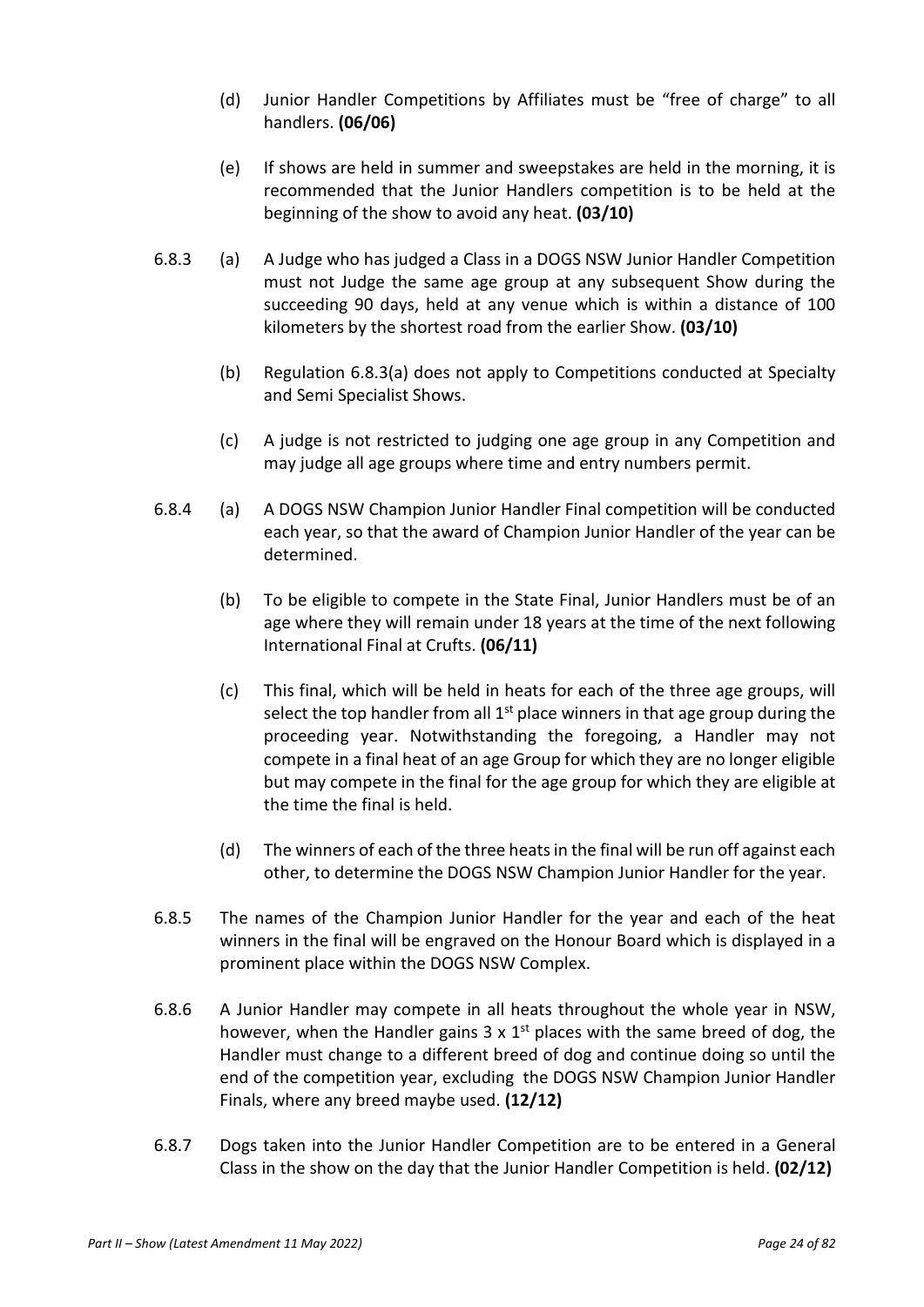(d) Junior Handler Competitions by Affiliates must be "free of charge" to all handlers. **(06/06)**

(e) If shows are held in summer and sweepstakes are held in the morning, it is recommended that the Junior Handlers competition is to be held at the beginning of the show to avoid any heat. **(03/10)**

6.8.3 (a) A Judge who has judged a Class in a DOGS NSW Junior Handler Competition must not Judge the same age group at any subsequent Show during the succeeding 90 days, held at any venue which is within a distance of 100 kilometers by the shortest road from the earlier Show. **(03/10)**

(b) Regulation 6.8.3(a) does not apply to Competitions conducted at Specialty and Semi Specialist Shows.

(c) A judge is not restricted to judging one age group in any Competition and may judge all age groups where time and entry numbers permit.

6.8.4 (a) A DOGS NSW Champion Junior Handler Final competition will be conducted each year, so that the award of Champion Junior Handler of the year can be determined.

(b) To be eligible to compete in the State Final, Junior Handlers must be of an age where they will remain under 18 years at the time of the next following International Final at Crufts. **(06/11)**

(c) This final, which will be held in heats for each of the three age groups, will select the top handler from all 1st place winners in that age group during the proceeding year. Notwithstanding the foregoing, a Handler may not compete in a final heat of an age Group for which they are no longer eligible but may compete in the final for the age group for which they are eligible at the time the final is held.

(d) The winners of each of the three heats in the final will be run off against each other, to determine the DOGS NSW Champion Junior Handler for the year.

6.8.5 The names of the Champion Junior Handler for the year and each of the heat winners in the final will be engraved on the Honour Board which is displayed in a prominent place within the DOGS NSW Complex.

6.8.6 A Junior Handler may compete in all heats throughout the whole year in NSW, however, when the Handler gains 3 x 1st places with the same breed of dog, the Handler must change to a different breed of dog and continue doing so until the end of the competition year, excluding the DOGS NSW Champion Junior Handler Finals, where any breed maybe used. **(12/12)**

6.8.7 Dogs taken into the Junior Handler Competition are to be entered in a General Class in the show on the day that the Junior Handler Competition is held. **(02/12)**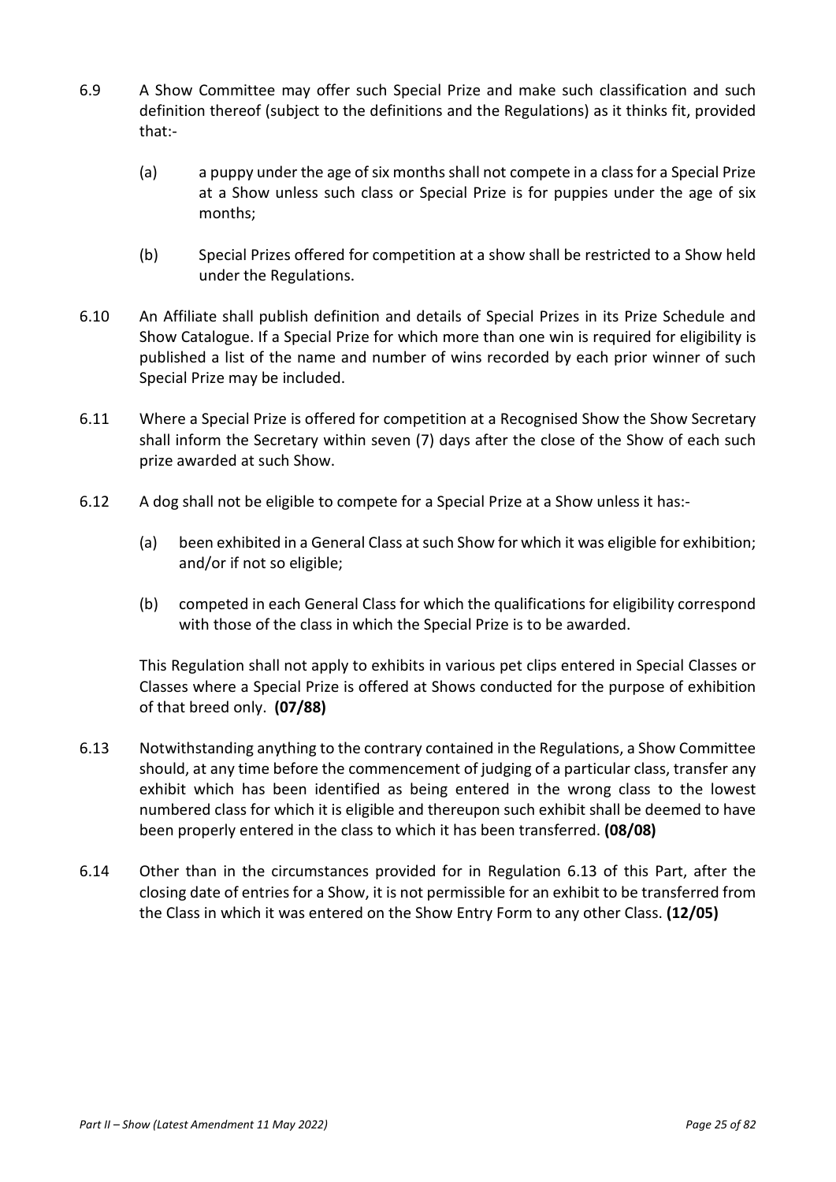6.9 A Show Committee may offer such Special Prize and make such classification and such definition thereof (subject to the definitions and the Regulations) as it thinks fit, provided that:-

   (a) a puppy under the age of six months shall not compete in a class for a Special Prize at a Show unless such class or Special Prize is for puppies under the age of six months;

   (b) Special Prizes offered for competition at a show shall be restricted to a Show held under the Regulations.

6.10 An Affiliate shall publish definition and details of Special Prizes in its Prize Schedule and Show Catalogue. If a Special Prize for which more than one win is required for eligibility is published a list of the name and number of wins recorded by each prior winner of such Special Prize may be included.

6.11 Where a Special Prize is offered for competition at a Recognised Show the Show Secretary shall inform the Secretary within seven (7) days after the close of the Show of each such prize awarded at such Show.

6.12 A dog shall not be eligible to compete for a Special Prize at a Show unless it has:-

   (a) been exhibited in a General Class at such Show for which it was eligible for exhibition; and/or if not so eligible;

   (b) competed in each General Class for which the qualifications for eligibility correspond with those of the class in which the Special Prize is to be awarded.

   This Regulation shall not apply to exhibits in various pet clips entered in Special Classes or Classes where a Special Prize is offered at Shows conducted for the purpose of exhibition of that breed only. **(07/88)**

6.13 Notwithstanding anything to the contrary contained in the Regulations, a Show Committee should, at any time before the commencement of judging of a particular class, transfer any exhibit which has been identified as being entered in the wrong class to the lowest numbered class for which it is eligible and thereupon such exhibit shall be deemed to have been properly entered in the class to which it has been transferred. **(08/08)**

6.14 Other than in the circumstances provided for in Regulation 6.13 of this Part, after the closing date of entries for a Show, it is not permissible for an exhibit to be transferred from the Class in which it was entered on the Show Entry Form to any other Class. **(12/05)**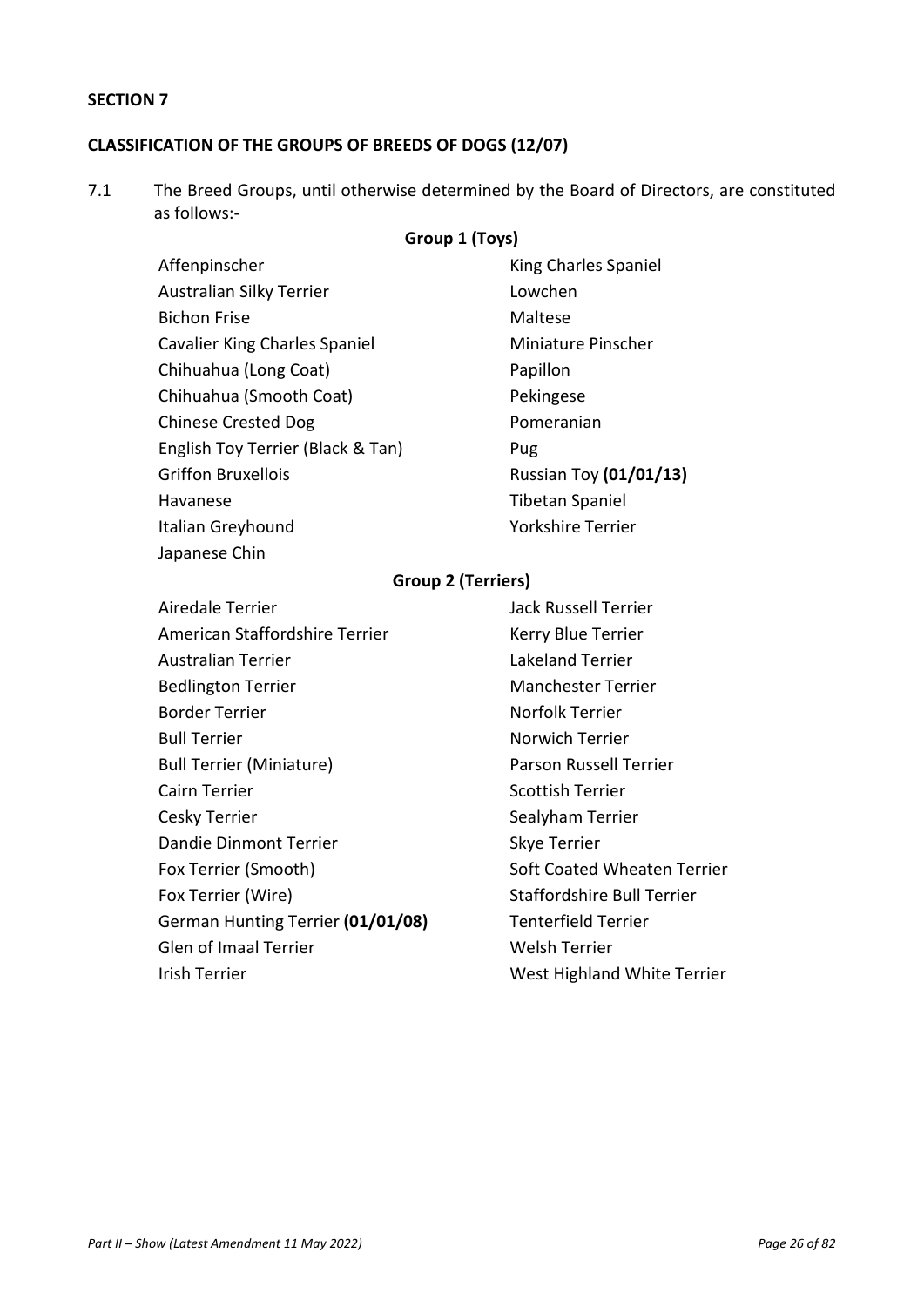## SECTION 7

## CLASSIFICATION OF THE GROUPS OF BREEDS OF DOGS (12/07)

7.1 The Breed Groups, until otherwise determined by the Board of Directors, are constituted as follows:-

### Group 1 (Toys)

- Affenpinscher
- Australian Silky Terrier
- Bichon Frise
- Cavalier King Charles Spaniel
- Chihuahua (Long Coat)
- Chihuahua (Smooth Coat)
- Chinese Crested Dog
- English Toy Terrier (Black & Tan)
- Griffon Bruxellois
- Havanese
- Italian Greyhound
- Japanese Chin
- King Charles Spaniel
- Lowchen
- Maltese
- Miniature Pinscher
- Papillon
- Pekingese
- Pomeranian
- Pug
- Russian Toy **(01/01/13)**
- Tibetan Spaniel
- Yorkshire Terrier

### Group 2 (Terriers)

- Airedale Terrier
- American Staffordshire Terrier
- Australian Terrier
- Bedlington Terrier
- Border Terrier
- Bull Terrier
- Bull Terrier (Miniature)
- Cairn Terrier
- Cesky Terrier
- Dandie Dinmont Terrier
- Fox Terrier (Smooth)
- Fox Terrier (Wire)
- German Hunting Terrier **(01/01/08)**
- Glen of Imaal Terrier
- Irish Terrier
- Jack Russell Terrier
- Kerry Blue Terrier
- Lakeland Terrier
- Manchester Terrier
- Norfolk Terrier
- Norwich Terrier
- Parson Russell Terrier
- Scottish Terrier
- Sealyham Terrier
- Skye Terrier
- Soft Coated Wheaten Terrier
- Staffordshire Bull Terrier
- Tenterfield Terrier
- Welsh Terrier
- West Highland White Terrier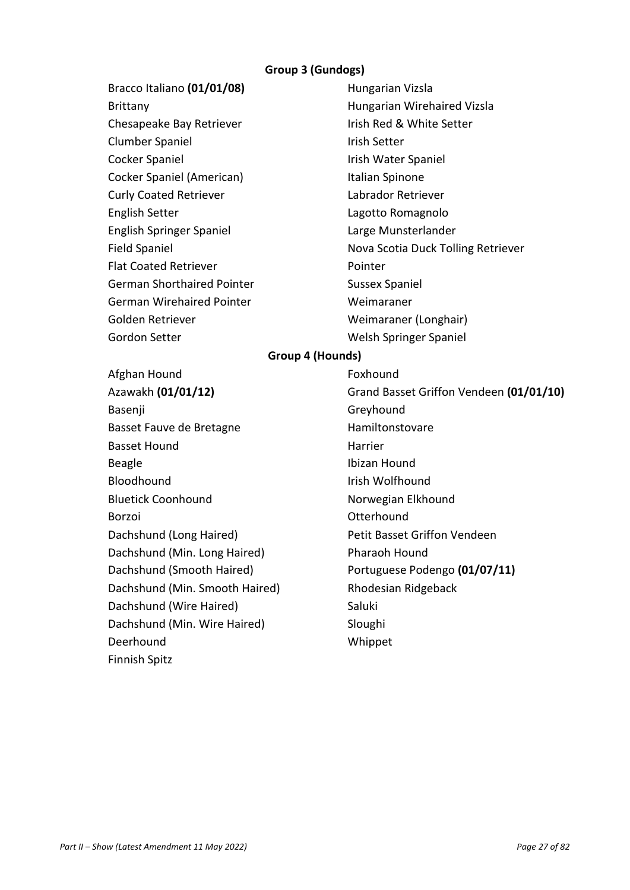## Group 3 (Gundogs)

Bracco Italiano **(01/01/08)**
Brittany
Chesapeake Bay Retriever
Clumber Spaniel
Cocker Spaniel
Cocker Spaniel (American)
Curly Coated Retriever
English Setter
English Springer Spaniel
Field Spaniel
Flat Coated Retriever
German Shorthaired Pointer
German Wirehaired Pointer
Golden Retriever
Gordon Setter
Hungarian Vizsla
Hungarian Wirehaired Vizsla
Irish Red & White Setter
Irish Setter
Irish Water Spaniel
Italian Spinone
Labrador Retriever
Lagotto Romagnolo
Large Munsterlander
Nova Scotia Duck Tolling Retriever
Pointer
Sussex Spaniel
Weimaraner
Weimaraner (Longhair)
Welsh Springer Spaniel

## Group 4 (Hounds)

Afghan Hound
Azawakh **(01/01/12)**
Basenji
Basset Fauve de Bretagne
Basset Hound
Beagle
Bloodhound
Bluetick Coonhound
Borzoi
Dachshund (Long Haired)
Dachshund (Min. Long Haired)
Dachshund (Smooth Haired)
Dachshund (Min. Smooth Haired)
Dachshund (Wire Haired)
Dachshund (Min. Wire Haired)
Deerhound
Finnish Spitz
Foxhound
Grand Basset Griffon Vendeen **(01/01/10)**
Greyhound
Hamiltonstovare
Harrier
Ibizan Hound
Irish Wolfhound
Norwegian Elkhound
Otterhound
Petit Basset Griffon Vendeen
Pharaoh Hound
Portuguese Podengo **(01/07/11)**
Rhodesian Ridgeback
Saluki
Sloughi
Whippet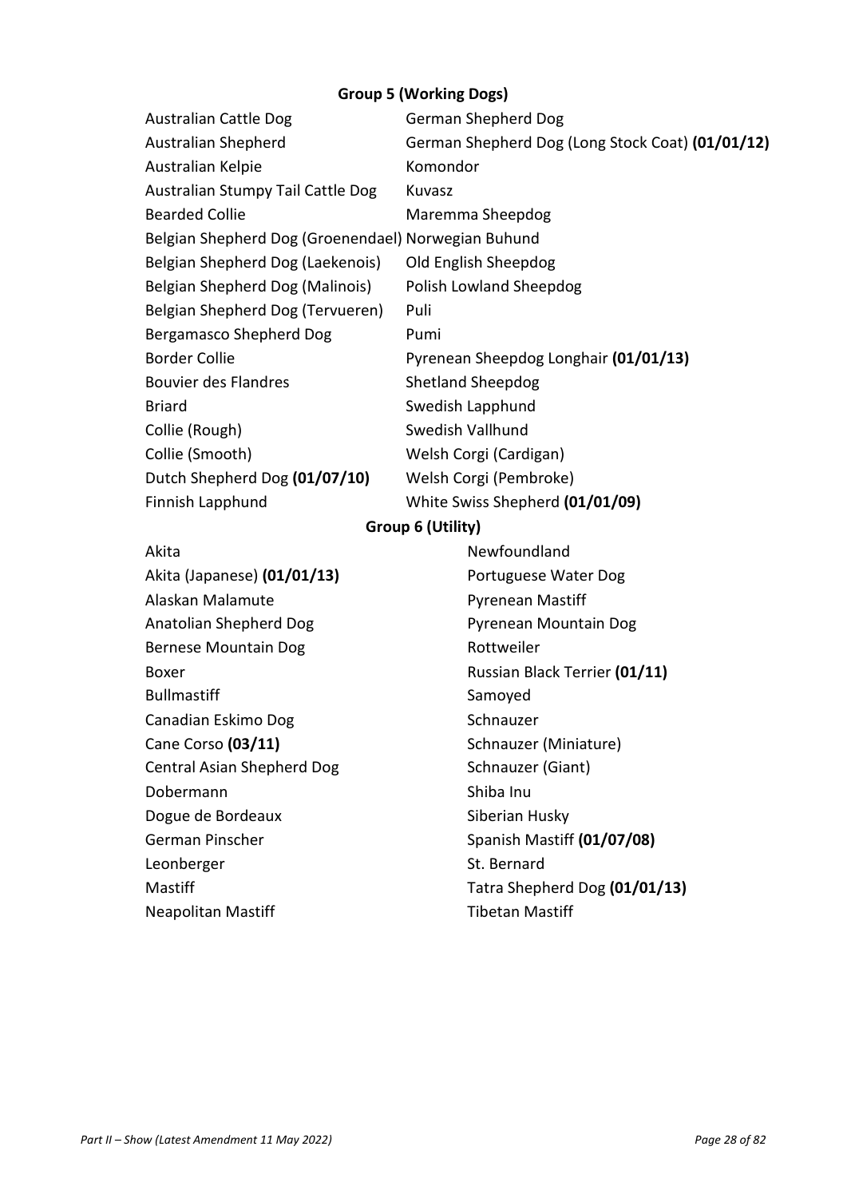**Group 5 (Working Dogs)**

Australian Cattle Dog
Australian Shepherd
Australian Kelpie
Australian Stumpy Tail Cattle Dog
Bearded Collie
Belgian Shepherd Dog (Groenendael)
Belgian Shepherd Dog (Laekenois)
Belgian Shepherd Dog (Malinois)
Belgian Shepherd Dog (Tervueren)
Bergamasco Shepherd Dog
Border Collie
Bouvier des Flandres
Briard
Collie (Rough)
Collie (Smooth)
Dutch Shepherd Dog **(01/07/10)**
Finnish Lapphund
German Shepherd Dog
German Shepherd Dog (Long Stock Coat) **(01/01/12)**
Komondor
Kuvasz
Maremma Sheepdog
Norwegian Buhund
Old English Sheepdog
Polish Lowland Sheepdog
Puli
Pumi
Pyrenean Sheepdog Longhair **(01/01/13)**
Shetland Sheepdog
Swedish Lapphund
Swedish Vallhund
Welsh Corgi (Cardigan)
Welsh Corgi (Pembroke)
White Swiss Shepherd **(01/01/09)**

**Group 6 (Utility)**

Akita
Akita (Japanese) **(01/01/13)**
Alaskan Malamute
Anatolian Shepherd Dog
Bernese Mountain Dog
Boxer
Bullmastiff
Canadian Eskimo Dog
Cane Corso **(03/11)**
Central Asian Shepherd Dog
Dobermann
Dogue de Bordeaux
German Pinscher
Leonberger
Mastiff
Neapolitan Mastiff
Newfoundland
Portuguese Water Dog
Pyrenean Mastiff
Pyrenean Mountain Dog
Rottweiler
Russian Black Terrier **(01/11)**
Samoyed
Schnauzer
Schnauzer (Miniature)
Schnauzer (Giant)
Shiba Inu
Siberian Husky
Spanish Mastiff **(01/07/08)**
St. Bernard
Tatra Shepherd Dog **(01/01/13)**
Tibetan Mastiff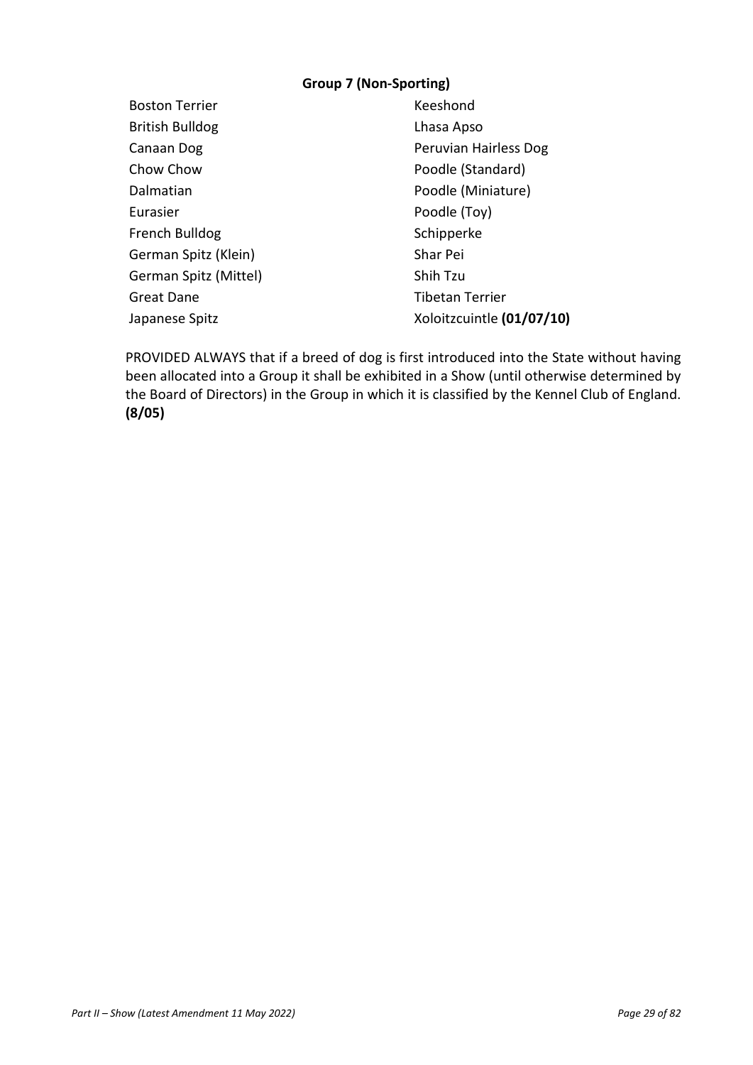**Group 7 (Non-Sporting)**

Boston Terrier
British Bulldog
Canaan Dog
Chow Chow
Dalmatian
Eurasier
French Bulldog
German Spitz (Klein)
German Spitz (Mittel)
Great Dane
Japanese Spitz
Keeshond
Lhasa Apso
Peruvian Hairless Dog
Poodle (Standard)
Poodle (Miniature)
Poodle (Toy)
Schipperke
Shar Pei
Shih Tzu
Tibetan Terrier
Xoloitzcuintle **(01/07/10)**

PROVIDED ALWAYS that if a breed of dog is first introduced into the State without having been allocated into a Group it shall be exhibited in a Show (until otherwise determined by the Board of Directors) in the Group in which it is classified by the Kennel Club of England. **(8/05)**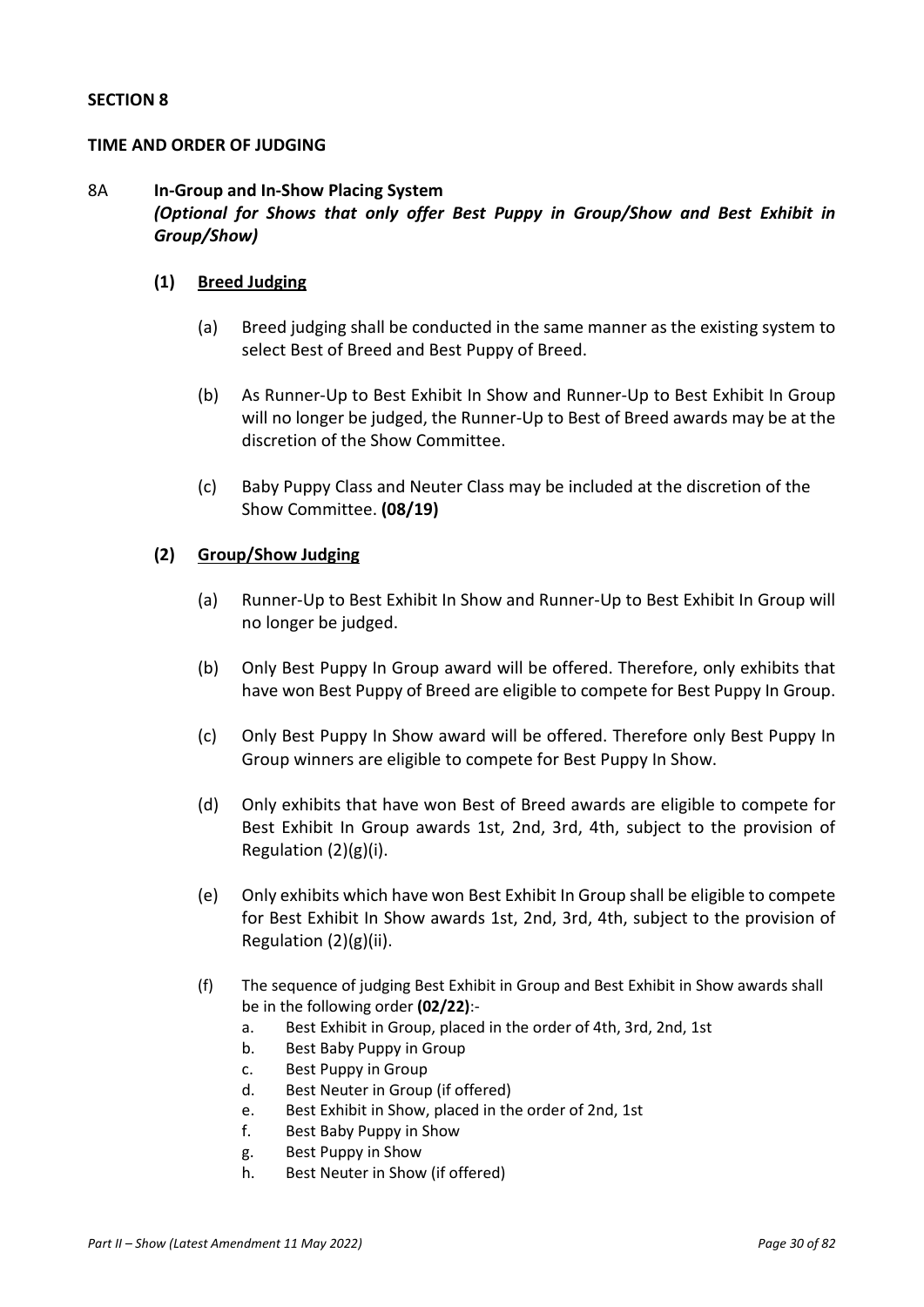## SECTION 8

## TIME AND ORDER OF JUDGING

### 8A In-Group and In-Show Placing System

***(Optional for Shows that only offer Best Puppy in Group/Show and Best Exhibit in Group/Show)***

**(1) <u>Breed Judging</u>**

(a) Breed judging shall be conducted in the same manner as the existing system to select Best of Breed and Best Puppy of Breed.

(b) As Runner-Up to Best Exhibit In Show and Runner-Up to Best Exhibit In Group will no longer be judged, the Runner-Up to Best of Breed awards may be at the discretion of the Show Committee.

(c) Baby Puppy Class and Neuter Class may be included at the discretion of the Show Committee. **(08/19)**

**(2) <u>Group/Show Judging</u>**

(a) Runner-Up to Best Exhibit In Show and Runner-Up to Best Exhibit In Group will no longer be judged.

(b) Only Best Puppy In Group award will be offered. Therefore, only exhibits that have won Best Puppy of Breed are eligible to compete for Best Puppy In Group.

(c) Only Best Puppy In Show award will be offered. Therefore only Best Puppy In Group winners are eligible to compete for Best Puppy In Show.

(d) Only exhibits that have won Best of Breed awards are eligible to compete for Best Exhibit In Group awards 1st, 2nd, 3rd, 4th, subject to the provision of Regulation (2)(g)(i).

(e) Only exhibits which have won Best Exhibit In Group shall be eligible to compete for Best Exhibit In Show awards 1st, 2nd, 3rd, 4th, subject to the provision of Regulation (2)(g)(ii).

(f) The sequence of judging Best Exhibit in Group and Best Exhibit in Show awards shall be in the following order **(02/22)**:-

a. Best Exhibit in Group, placed in the order of 4th, 3rd, 2nd, 1st
b. Best Baby Puppy in Group
c. Best Puppy in Group
d. Best Neuter in Group (if offered)
e. Best Exhibit in Show, placed in the order of 2nd, 1st
f. Best Baby Puppy in Show
g. Best Puppy in Show
h. Best Neuter in Show (if offered)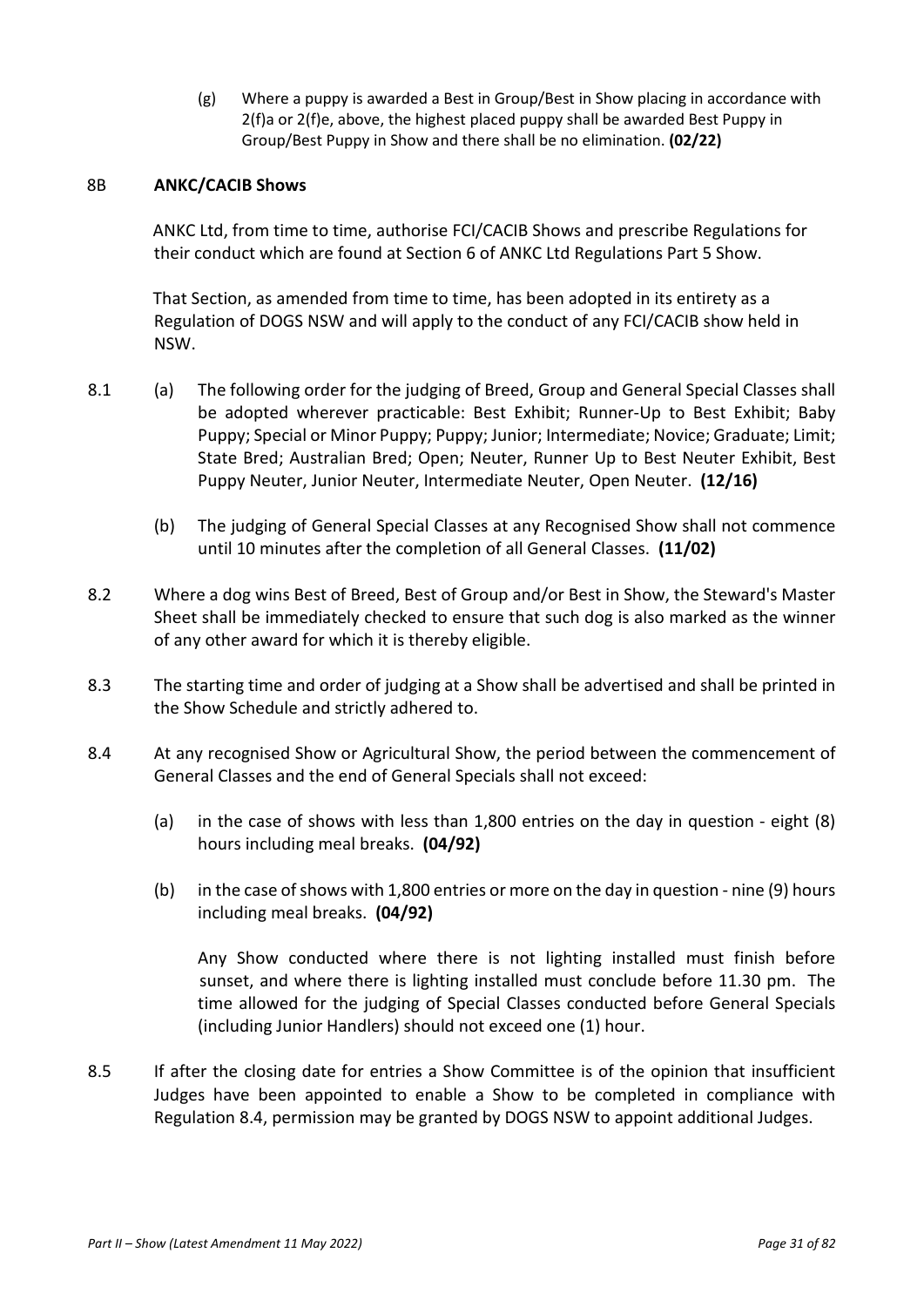(g) Where a puppy is awarded a Best in Group/Best in Show placing in accordance with 2(f)a or 2(f)e, above, the highest placed puppy shall be awarded Best Puppy in Group/Best Puppy in Show and there shall be no elimination. **(02/22)**

8B **ANKC/CACIB Shows**

ANKC Ltd, from time to time, authorise FCI/CACIB Shows and prescribe Regulations for their conduct which are found at Section 6 of ANKC Ltd Regulations Part 5 Show.

That Section, as amended from time to time, has been adopted in its entirety as a Regulation of DOGS NSW and will apply to the conduct of any FCI/CACIB show held in NSW.

8.1 (a) The following order for the judging of Breed, Group and General Special Classes shall be adopted wherever practicable: Best Exhibit; Runner-Up to Best Exhibit; Baby Puppy; Special or Minor Puppy; Puppy; Junior; Intermediate; Novice; Graduate; Limit; State Bred; Australian Bred; Open; Neuter, Runner Up to Best Neuter Exhibit, Best Puppy Neuter, Junior Neuter, Intermediate Neuter, Open Neuter. **(12/16)**

(b) The judging of General Special Classes at any Recognised Show shall not commence until 10 minutes after the completion of all General Classes. **(11/02)**

8.2 Where a dog wins Best of Breed, Best of Group and/or Best in Show, the Steward's Master Sheet shall be immediately checked to ensure that such dog is also marked as the winner of any other award for which it is thereby eligible.

8.3 The starting time and order of judging at a Show shall be advertised and shall be printed in the Show Schedule and strictly adhered to.

8.4 At any recognised Show or Agricultural Show, the period between the commencement of General Classes and the end of General Specials shall not exceed:

(a) in the case of shows with less than 1,800 entries on the day in question - eight (8) hours including meal breaks. **(04/92)**

(b) in the case of shows with 1,800 entries or more on the day in question - nine (9) hours including meal breaks. **(04/92)**

Any Show conducted where there is not lighting installed must finish before sunset, and where there is lighting installed must conclude before 11.30 pm. The time allowed for the judging of Special Classes conducted before General Specials (including Junior Handlers) should not exceed one (1) hour.

8.5 If after the closing date for entries a Show Committee is of the opinion that insufficient Judges have been appointed to enable a Show to be completed in compliance with Regulation 8.4, permission may be granted by DOGS NSW to appoint additional Judges.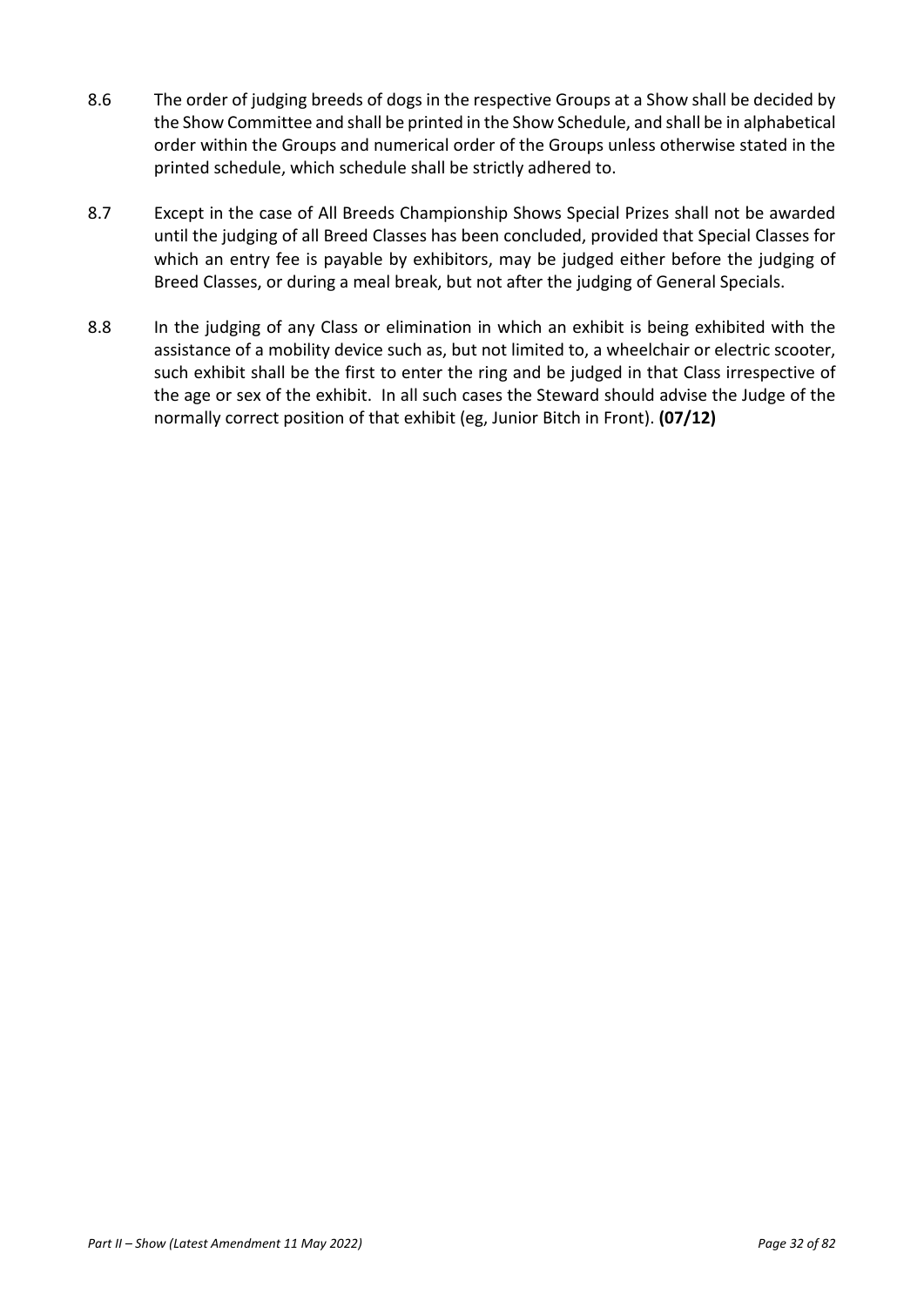8.6 The order of judging breeds of dogs in the respective Groups at a Show shall be decided by the Show Committee and shall be printed in the Show Schedule, and shall be in alphabetical order within the Groups and numerical order of the Groups unless otherwise stated in the printed schedule, which schedule shall be strictly adhered to.

8.7 Except in the case of All Breeds Championship Shows Special Prizes shall not be awarded until the judging of all Breed Classes has been concluded, provided that Special Classes for which an entry fee is payable by exhibitors, may be judged either before the judging of Breed Classes, or during a meal break, but not after the judging of General Specials.

8.8 In the judging of any Class or elimination in which an exhibit is being exhibited with the assistance of a mobility device such as, but not limited to, a wheelchair or electric scooter, such exhibit shall be the first to enter the ring and be judged in that Class irrespective of the age or sex of the exhibit. In all such cases the Steward should advise the Judge of the normally correct position of that exhibit (eg, Junior Bitch in Front). **(07/12)**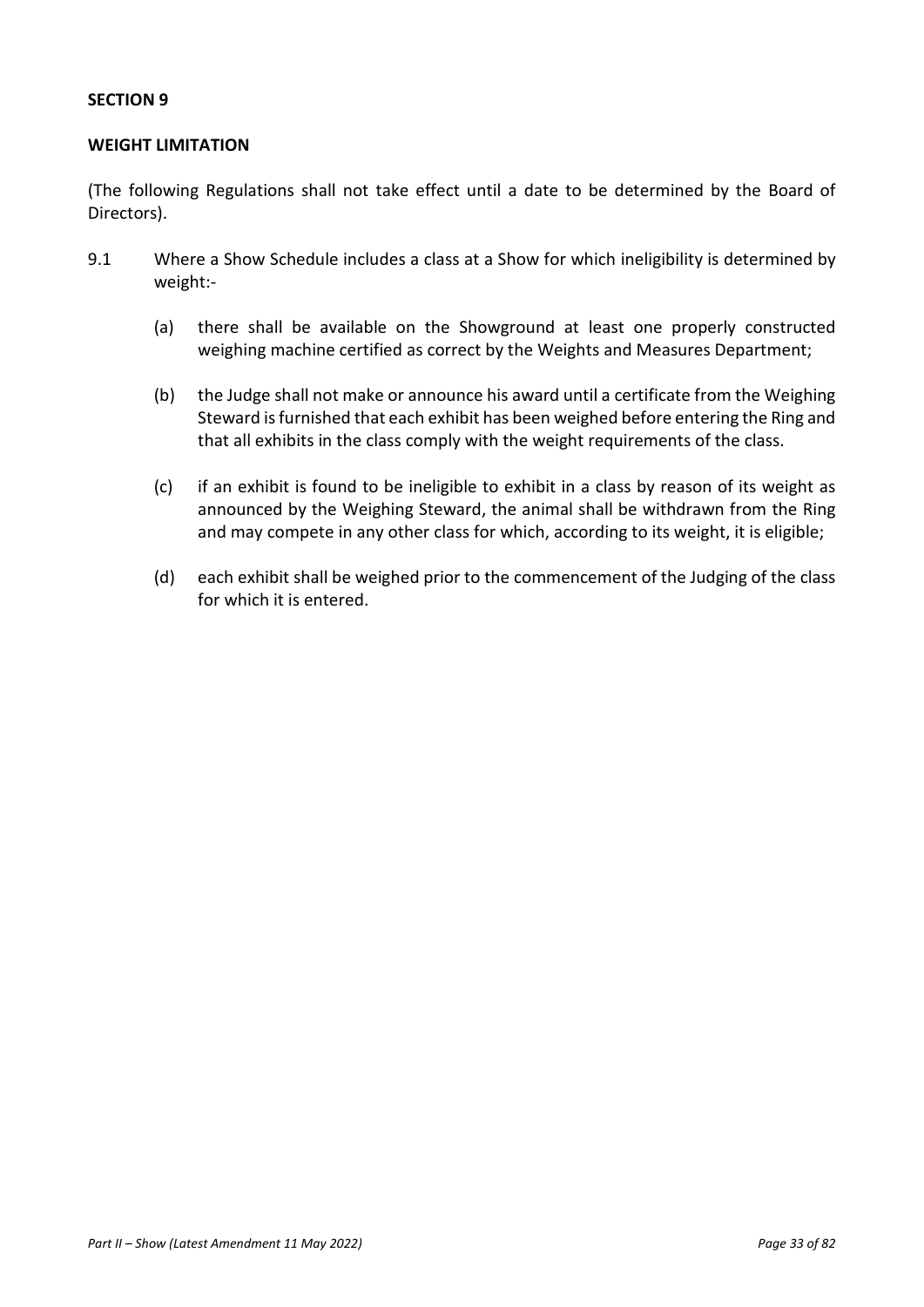## SECTION 9

### WEIGHT LIMITATION

(The following Regulations shall not take effect until a date to be determined by the Board of Directors).

9.1 Where a Show Schedule includes a class at a Show for which ineligibility is determined by weight:-

(a) there shall be available on the Showground at least one properly constructed weighing machine certified as correct by the Weights and Measures Department;

(b) the Judge shall not make or announce his award until a certificate from the Weighing Steward is furnished that each exhibit has been weighed before entering the Ring and that all exhibits in the class comply with the weight requirements of the class.

(c) if an exhibit is found to be ineligible to exhibit in a class by reason of its weight as announced by the Weighing Steward, the animal shall be withdrawn from the Ring and may compete in any other class for which, according to its weight, it is eligible;

(d) each exhibit shall be weighed prior to the commencement of the Judging of the class for which it is entered.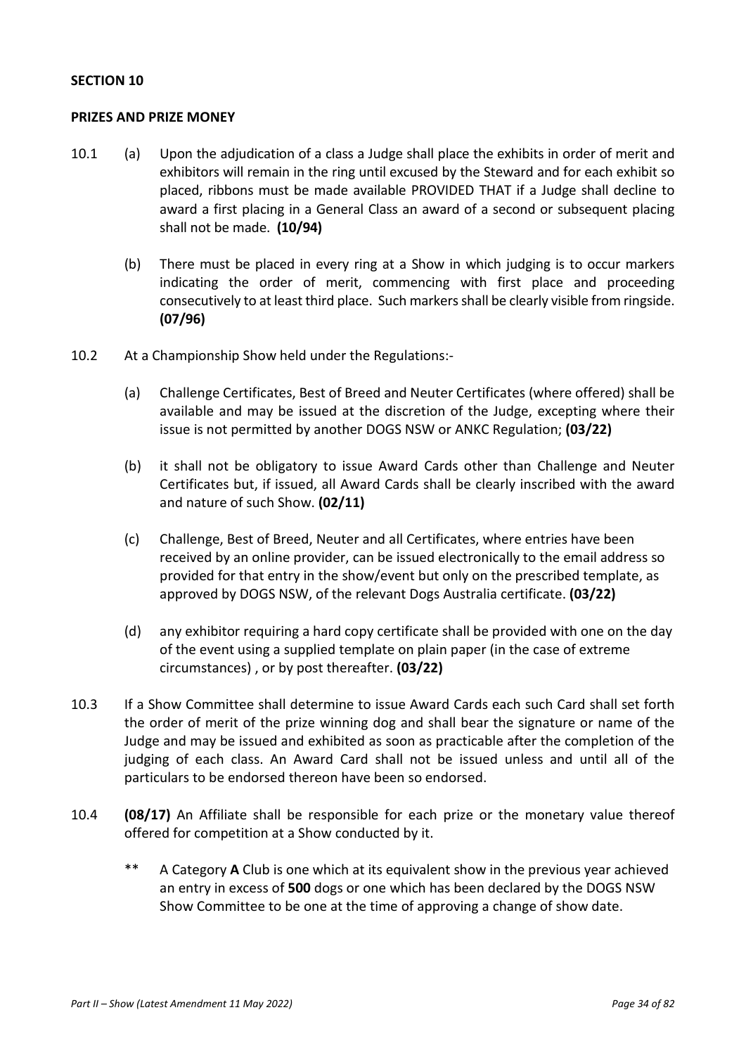## SECTION 10

### PRIZES AND PRIZE MONEY

10.1 (a) Upon the adjudication of a class a Judge shall place the exhibits in order of merit and exhibitors will remain in the ring until excused by the Steward and for each exhibit so placed, ribbons must be made available PROVIDED THAT if a Judge shall decline to award a first placing in a General Class an award of a second or subsequent placing shall not be made. **(10/94)**

(b) There must be placed in every ring at a Show in which judging is to occur markers indicating the order of merit, commencing with first place and proceeding consecutively to at least third place. Such markers shall be clearly visible from ringside. **(07/96)**

10.2 At a Championship Show held under the Regulations:-

(a) Challenge Certificates, Best of Breed and Neuter Certificates (where offered) shall be available and may be issued at the discretion of the Judge, excepting where their issue is not permitted by another DOGS NSW or ANKC Regulation; **(03/22)**

(b) it shall not be obligatory to issue Award Cards other than Challenge and Neuter Certificates but, if issued, all Award Cards shall be clearly inscribed with the award and nature of such Show. **(02/11)**

(c) Challenge, Best of Breed, Neuter and all Certificates, where entries have been received by an online provider, can be issued electronically to the email address so provided for that entry in the show/event but only on the prescribed template, as approved by DOGS NSW, of the relevant Dogs Australia certificate. **(03/22)**

(d) any exhibitor requiring a hard copy certificate shall be provided with one on the day of the event using a supplied template on plain paper (in the case of extreme circumstances) , or by post thereafter. **(03/22)**

10.3 If a Show Committee shall determine to issue Award Cards each such Card shall set forth the order of merit of the prize winning dog and shall bear the signature or name of the Judge and may be issued and exhibited as soon as practicable after the completion of the judging of each class. An Award Card shall not be issued unless and until all of the particulars to be endorsed thereon have been so endorsed.

10.4 **(08/17)** An Affiliate shall be responsible for each prize or the monetary value thereof offered for competition at a Show conducted by it.

** A Category **A** Club is one which at its equivalent show in the previous year achieved an entry in excess of **500** dogs or one which has been declared by the DOGS NSW Show Committee to be one at the time of approving a change of show date.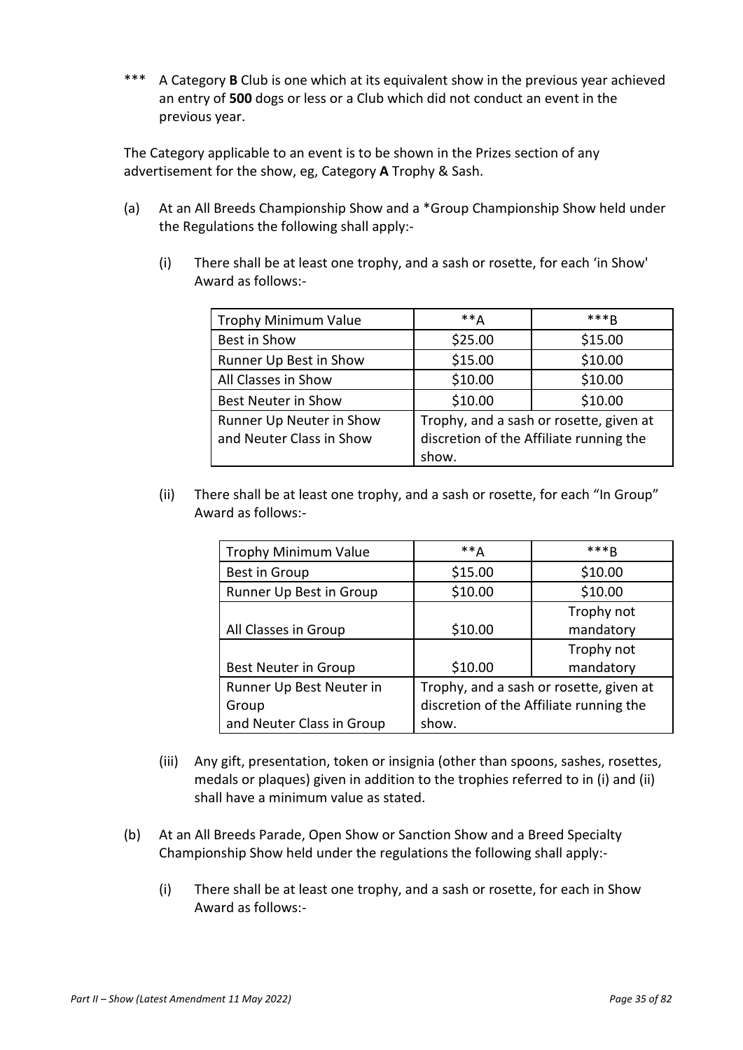*** A Category **B** Club is one which at its equivalent show in the previous year achieved an entry of **500** dogs or less or a Club which did not conduct an event in the previous year.

The Category applicable to an event is to be shown in the Prizes section of any advertisement for the show, eg, Category **A** Trophy & Sash.

(a) At an All Breeds Championship Show and a *Group Championship Show held under the Regulations the following shall apply:-

(i) There shall be at least one trophy, and a sash or rosette, for each 'in Show' Award as follows:-

| Trophy Minimum Value | **A | ***B |
|---|---|---|
| Best in Show | $25.00 | $15.00 |
| Runner Up Best in Show | $15.00 | $10.00 |
| All Classes in Show | $10.00 | $10.00 |
| Best Neuter in Show | $10.00 | $10.00 |
| Runner Up Neuter in Show and Neuter Class in Show | Trophy, and a sash or rosette, given at discretion of the Affiliate running the show. | |

(ii) There shall be at least one trophy, and a sash or rosette, for each "In Group" Award as follows:-

| Trophy Minimum Value | **A | ***B |
|---|---|---|
| Best in Group | $15.00 | $10.00 |
| Runner Up Best in Group | $10.00 | $10.00 |
| All Classes in Group | $10.00 | Trophy not mandatory |
| Best Neuter in Group | $10.00 | Trophy not mandatory |
| Runner Up Best Neuter in Group and Neuter Class in Group | Trophy, and a sash or rosette, given at discretion of the Affiliate running the show. | |

(iii) Any gift, presentation, token or insignia (other than spoons, sashes, rosettes, medals or plaques) given in addition to the trophies referred to in (i) and (ii) shall have a minimum value as stated.

(b) At an All Breeds Parade, Open Show or Sanction Show and a Breed Specialty Championship Show held under the regulations the following shall apply:-

(i) There shall be at least one trophy, and a sash or rosette, for each in Show Award as follows:-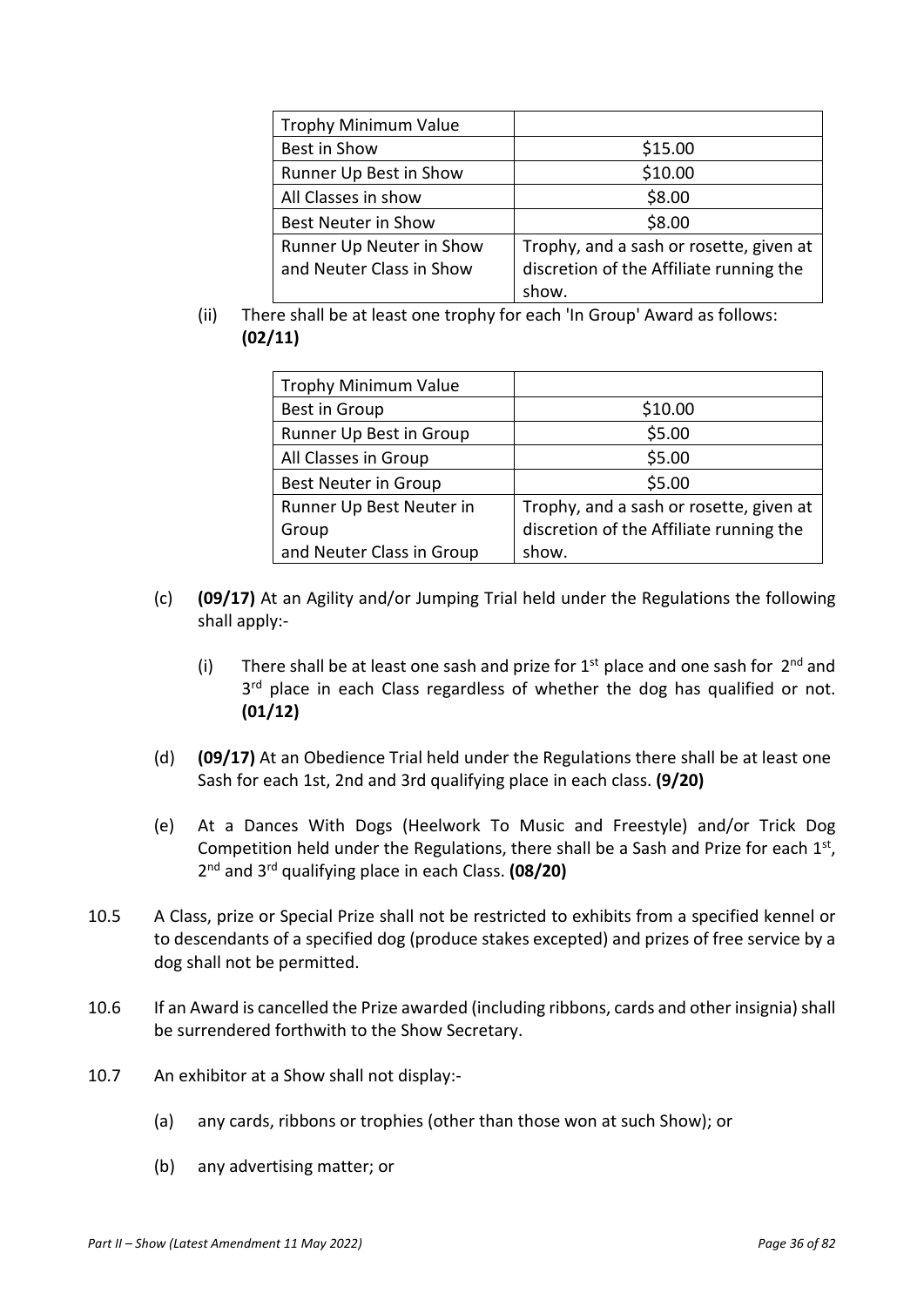| | |
|---|---|
| Trophy Minimum Value | |
| Best in Show | $15.00 |
| Runner Up Best in Show | $10.00 |
| All Classes in show | $8.00 |
| Best Neuter in Show | $8.00 |
| Runner Up Neuter in Show and Neuter Class in Show | Trophy, and a sash or rosette, given at discretion of the Affiliate running the show. |

(ii) There shall be at least one trophy for each 'In Group' Award as follows: **(02/11)**

| | |
|---|---|
| Trophy Minimum Value | |
| Best in Group | $10.00 |
| Runner Up Best in Group | $5.00 |
| All Classes in Group | $5.00 |
| Best Neuter in Group | $5.00 |
| Runner Up Best Neuter in Group and Neuter Class in Group | Trophy, and a sash or rosette, given at discretion of the Affiliate running the show. |

(c) **(09/17)** At an Agility and/or Jumping Trial held under the Regulations the following shall apply:-

(i) There shall be at least one sash and prize for 1st place and one sash for 2nd and 3rd place in each Class regardless of whether the dog has qualified or not. **(01/12)**

(d) **(09/17)** At an Obedience Trial held under the Regulations there shall be at least one Sash for each 1st, 2nd and 3rd qualifying place in each class. **(9/20)**

(e) At a Dances With Dogs (Heelwork To Music and Freestyle) and/or Trick Dog Competition held under the Regulations, there shall be a Sash and Prize for each 1st, 2nd and 3rd qualifying place in each Class. **(08/20)**

10.5 A Class, prize or Special Prize shall not be restricted to exhibits from a specified kennel or to descendants of a specified dog (produce stakes excepted) and prizes of free service by a dog shall not be permitted.

10.6 If an Award is cancelled the Prize awarded (including ribbons, cards and other insignia) shall be surrendered forthwith to the Show Secretary.

10.7 An exhibitor at a Show shall not display:-

(a) any cards, ribbons or trophies (other than those won at such Show); or

(b) any advertising matter; or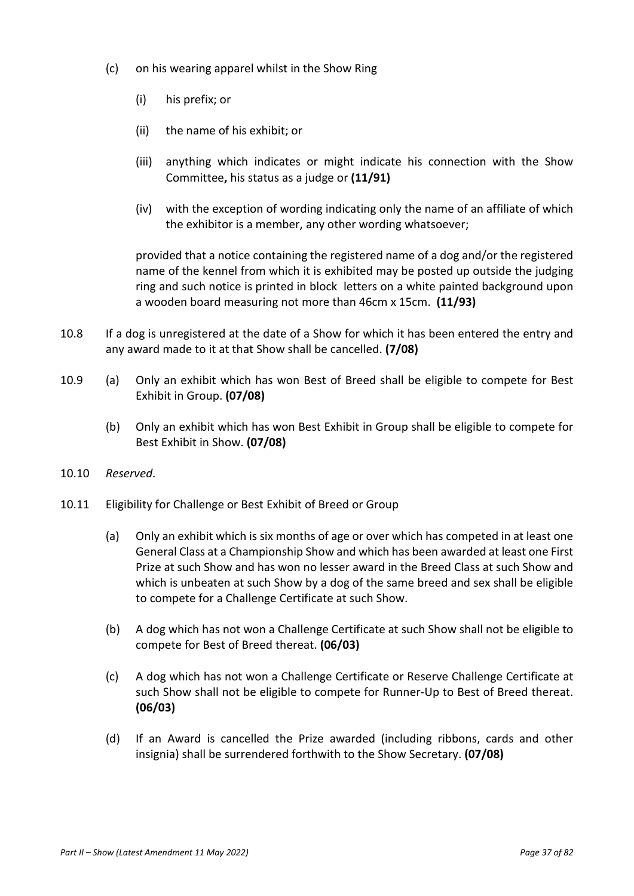(c) on his wearing apparel whilst in the Show Ring

(i) his prefix; or

(ii) the name of his exhibit; or

(iii) anything which indicates or might indicate his connection with the Show Committee**,** his status as a judge or **(11/91)**

(iv) with the exception of wording indicating only the name of an affiliate of which the exhibitor is a member, any other wording whatsoever;

provided that a notice containing the registered name of a dog and/or the registered name of the kennel from which it is exhibited may be posted up outside the judging ring and such notice is printed in block letters on a white painted background upon a wooden board measuring not more than 46cm x 15cm. **(11/93)**

10.8 If a dog is unregistered at the date of a Show for which it has been entered the entry and any award made to it at that Show shall be cancelled. **(7/08)**

10.9 (a) Only an exhibit which has won Best of Breed shall be eligible to compete for Best Exhibit in Group. **(07/08)**

(b) Only an exhibit which has won Best Exhibit in Group shall be eligible to compete for Best Exhibit in Show. **(07/08)**

10.10 *Reserved*.

10.11 Eligibility for Challenge or Best Exhibit of Breed or Group

(a) Only an exhibit which is six months of age or over which has competed in at least one General Class at a Championship Show and which has been awarded at least one First Prize at such Show and has won no lesser award in the Breed Class at such Show and which is unbeaten at such Show by a dog of the same breed and sex shall be eligible to compete for a Challenge Certificate at such Show.

(b) A dog which has not won a Challenge Certificate at such Show shall not be eligible to compete for Best of Breed thereat. **(06/03)**

(c) A dog which has not won a Challenge Certificate or Reserve Challenge Certificate at such Show shall not be eligible to compete for Runner-Up to Best of Breed thereat. **(06/03)**

(d) If an Award is cancelled the Prize awarded (including ribbons, cards and other insignia) shall be surrendered forthwith to the Show Secretary. **(07/08)**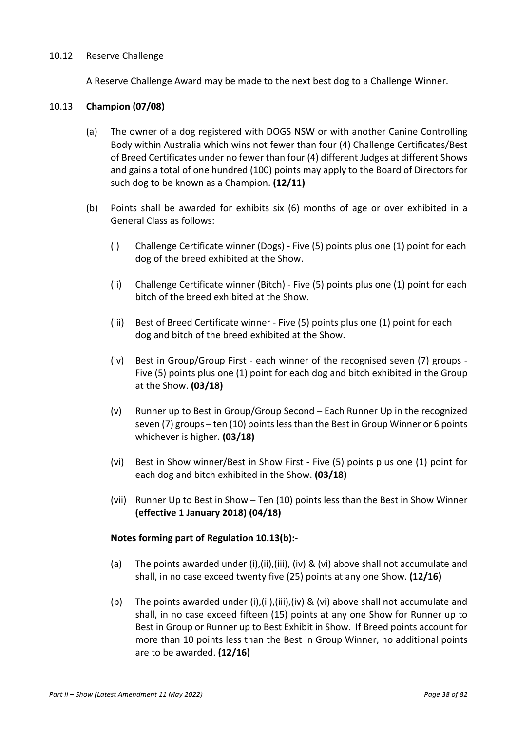10.12 Reserve Challenge

A Reserve Challenge Award may be made to the next best dog to a Challenge Winner.

10.13 **Champion (07/08)**

(a) The owner of a dog registered with DOGS NSW or with another Canine Controlling Body within Australia which wins not fewer than four (4) Challenge Certificates/Best of Breed Certificates under no fewer than four (4) different Judges at different Shows and gains a total of one hundred (100) points may apply to the Board of Directors for such dog to be known as a Champion. **(12/11)**

(b) Points shall be awarded for exhibits six (6) months of age or over exhibited in a General Class as follows:

(i) Challenge Certificate winner (Dogs) - Five (5) points plus one (1) point for each dog of the breed exhibited at the Show.

(ii) Challenge Certificate winner (Bitch) - Five (5) points plus one (1) point for each bitch of the breed exhibited at the Show.

(iii) Best of Breed Certificate winner - Five (5) points plus one (1) point for each dog and bitch of the breed exhibited at the Show.

(iv) Best in Group/Group First - each winner of the recognised seven (7) groups - Five (5) points plus one (1) point for each dog and bitch exhibited in the Group at the Show. **(03/18)**

(v) Runner up to Best in Group/Group Second – Each Runner Up in the recognized seven (7) groups – ten (10) points less than the Best in Group Winner or 6 points whichever is higher. **(03/18)**

(vi) Best in Show winner/Best in Show First - Five (5) points plus one (1) point for each dog and bitch exhibited in the Show. **(03/18)**

(vii) Runner Up to Best in Show – Ten (10) points less than the Best in Show Winner **(effective 1 January 2018) (04/18)**

**Notes forming part of Regulation 10.13(b):-**

(a) The points awarded under (i),(ii),(iii), (iv) & (vi) above shall not accumulate and shall, in no case exceed twenty five (25) points at any one Show. **(12/16)**

(b) The points awarded under (i),(ii),(iii),(iv) & (vi) above shall not accumulate and shall, in no case exceed fifteen (15) points at any one Show for Runner up to Best in Group or Runner up to Best Exhibit in Show. If Breed points account for more than 10 points less than the Best in Group Winner, no additional points are to be awarded. **(12/16)**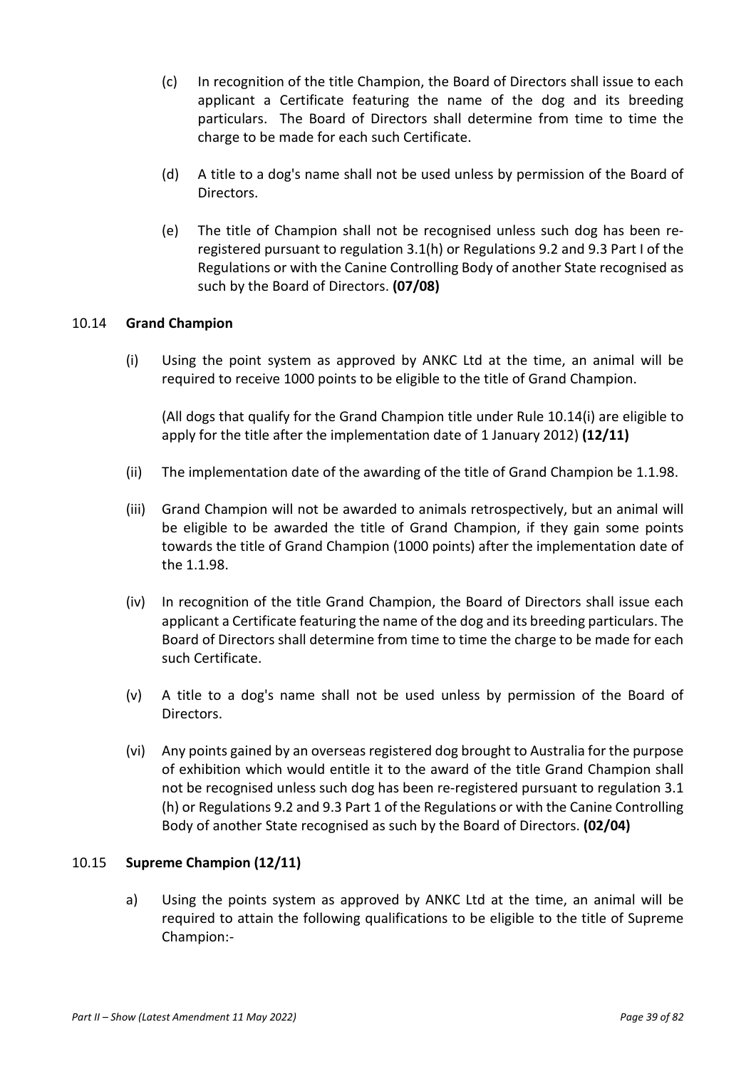(c) In recognition of the title Champion, the Board of Directors shall issue to each applicant a Certificate featuring the name of the dog and its breeding particulars. The Board of Directors shall determine from time to time the charge to be made for each such Certificate.

(d) A title to a dog's name shall not be used unless by permission of the Board of Directors.

(e) The title of Champion shall not be recognised unless such dog has been re-registered pursuant to regulation 3.1(h) or Regulations 9.2 and 9.3 Part I of the Regulations or with the Canine Controlling Body of another State recognised as such by the Board of Directors. **(07/08)**

10.14 **Grand Champion**

(i) Using the point system as approved by ANKC Ltd at the time, an animal will be required to receive 1000 points to be eligible to the title of Grand Champion.

(All dogs that qualify for the Grand Champion title under Rule 10.14(i) are eligible to apply for the title after the implementation date of 1 January 2012) **(12/11)**

(ii) The implementation date of the awarding of the title of Grand Champion be 1.1.98.

(iii) Grand Champion will not be awarded to animals retrospectively, but an animal will be eligible to be awarded the title of Grand Champion, if they gain some points towards the title of Grand Champion (1000 points) after the implementation date of the 1.1.98.

(iv) In recognition of the title Grand Champion, the Board of Directors shall issue each applicant a Certificate featuring the name of the dog and its breeding particulars. The Board of Directors shall determine from time to time the charge to be made for each such Certificate.

(v) A title to a dog's name shall not be used unless by permission of the Board of Directors.

(vi) Any points gained by an overseas registered dog brought to Australia for the purpose of exhibition which would entitle it to the award of the title Grand Champion shall not be recognised unless such dog has been re-registered pursuant to regulation 3.1 (h) or Regulations 9.2 and 9.3 Part 1 of the Regulations or with the Canine Controlling Body of another State recognised as such by the Board of Directors. **(02/04)**

10.15 **Supreme Champion (12/11)**

a) Using the points system as approved by ANKC Ltd at the time, an animal will be required to attain the following qualifications to be eligible to the title of Supreme Champion:-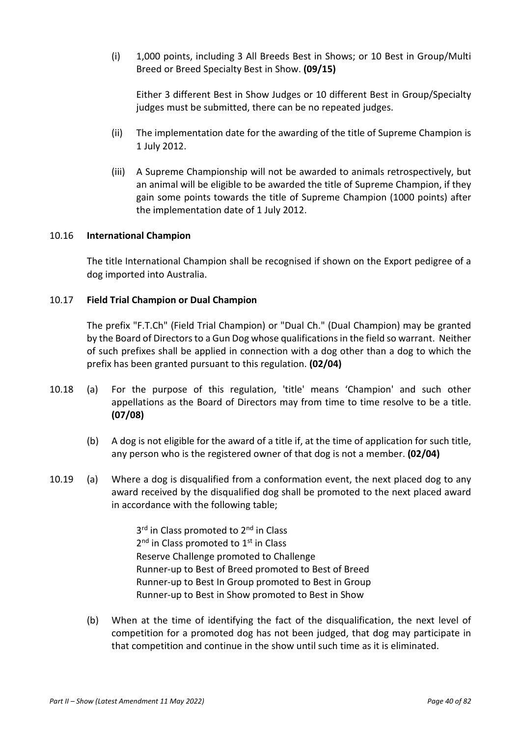(i) 1,000 points, including 3 All Breeds Best in Shows; or 10 Best in Group/Multi Breed or Breed Specialty Best in Show. **(09/15)**

Either 3 different Best in Show Judges or 10 different Best in Group/Specialty judges must be submitted, there can be no repeated judges.

(ii) The implementation date for the awarding of the title of Supreme Champion is 1 July 2012.

(iii) A Supreme Championship will not be awarded to animals retrospectively, but an animal will be eligible to be awarded the title of Supreme Champion, if they gain some points towards the title of Supreme Champion (1000 points) after the implementation date of 1 July 2012.

10.16 **International Champion**

The title International Champion shall be recognised if shown on the Export pedigree of a dog imported into Australia.

10.17 **Field Trial Champion or Dual Champion**

The prefix "F.T.Ch" (Field Trial Champion) or "Dual Ch." (Dual Champion) may be granted by the Board of Directors to a Gun Dog whose qualifications in the field so warrant. Neither of such prefixes shall be applied in connection with a dog other than a dog to which the prefix has been granted pursuant to this regulation. **(02/04)**

10.18 (a) For the purpose of this regulation, 'title' means 'Champion' and such other appellations as the Board of Directors may from time to time resolve to be a title. **(07/08)**

(b) A dog is not eligible for the award of a title if, at the time of application for such title, any person who is the registered owner of that dog is not a member. **(02/04)**

10.19 (a) Where a dog is disqualified from a conformation event, the next placed dog to any award received by the disqualified dog shall be promoted to the next placed award in accordance with the following table;

3rd in Class promoted to 2nd in Class
2nd in Class promoted to 1st in Class
Reserve Challenge promoted to Challenge
Runner-up to Best of Breed promoted to Best of Breed
Runner-up to Best In Group promoted to Best in Group
Runner-up to Best in Show promoted to Best in Show

(b) When at the time of identifying the fact of the disqualification, the next level of competition for a promoted dog has not been judged, that dog may participate in that competition and continue in the show until such time as it is eliminated.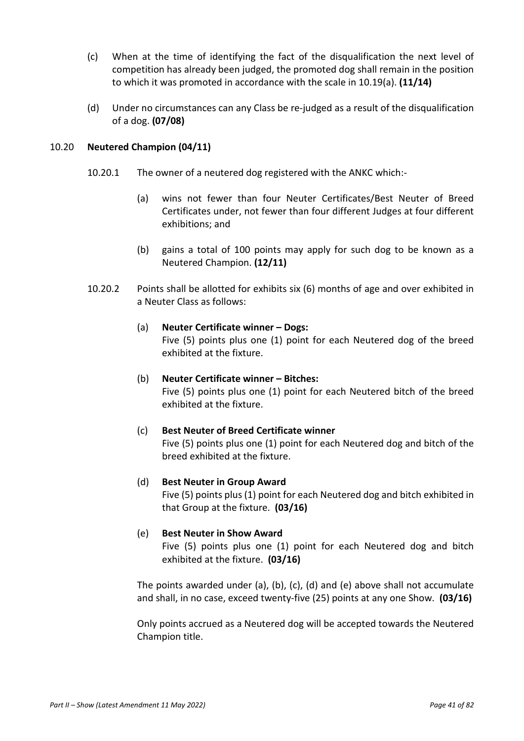(c) When at the time of identifying the fact of the disqualification the next level of competition has already been judged, the promoted dog shall remain in the position to which it was promoted in accordance with the scale in 10.19(a). **(11/14)**

(d) Under no circumstances can any Class be re-judged as a result of the disqualification of a dog. **(07/08)**

10.20 **Neutered Champion (04/11)**

10.20.1 The owner of a neutered dog registered with the ANKC which:-

(a) wins not fewer than four Neuter Certificates/Best Neuter of Breed Certificates under, not fewer than four different Judges at four different exhibitions; and

(b) gains a total of 100 points may apply for such dog to be known as a Neutered Champion. **(12/11)**

10.20.2 Points shall be allotted for exhibits six (6) months of age and over exhibited in a Neuter Class as follows:

(a) **Neuter Certificate winner – Dogs:**
Five (5) points plus one (1) point for each Neutered dog of the breed exhibited at the fixture.

(b) **Neuter Certificate winner – Bitches:**
Five (5) points plus one (1) point for each Neutered bitch of the breed exhibited at the fixture.

(c) **Best Neuter of Breed Certificate winner**
Five (5) points plus one (1) point for each Neutered dog and bitch of the breed exhibited at the fixture.

(d) **Best Neuter in Group Award**
Five (5) points plus (1) point for each Neutered dog and bitch exhibited in that Group at the fixture. **(03/16)**

(e) **Best Neuter in Show Award**
Five (5) points plus one (1) point for each Neutered dog and bitch exhibited at the fixture. **(03/16)**

The points awarded under (a), (b), (c), (d) and (e) above shall not accumulate and shall, in no case, exceed twenty-five (25) points at any one Show. **(03/16)**

Only points accrued as a Neutered dog will be accepted towards the Neutered Champion title.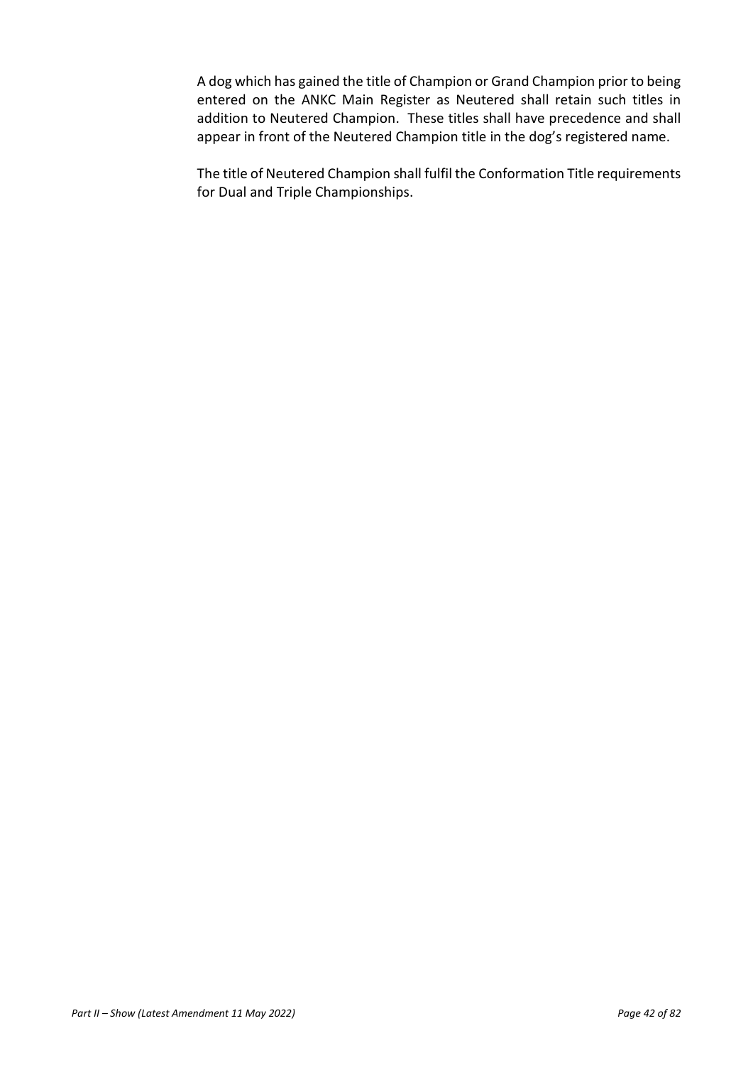A dog which has gained the title of Champion or Grand Champion prior to being entered on the ANKC Main Register as Neutered shall retain such titles in addition to Neutered Champion. These titles shall have precedence and shall appear in front of the Neutered Champion title in the dog's registered name.

The title of Neutered Champion shall fulfil the Conformation Title requirements for Dual and Triple Championships.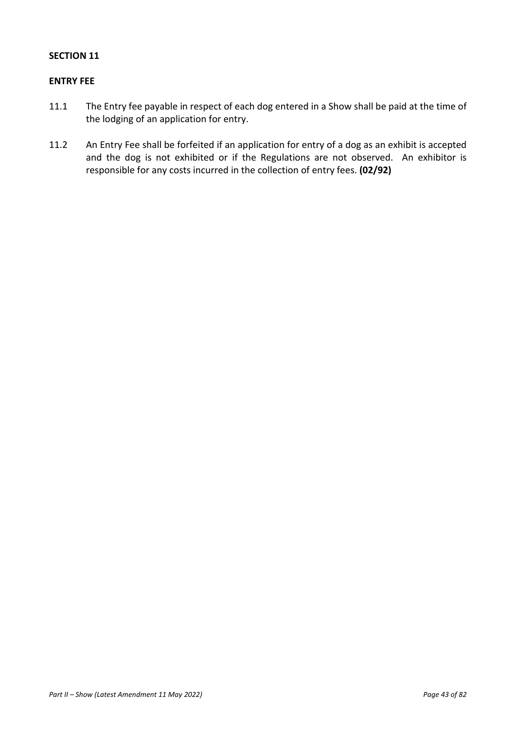## SECTION 11

### ENTRY FEE

11.1 The Entry fee payable in respect of each dog entered in a Show shall be paid at the time of the lodging of an application for entry.

11.2 An Entry Fee shall be forfeited if an application for entry of a dog as an exhibit is accepted and the dog is not exhibited or if the Regulations are not observed. An exhibitor is responsible for any costs incurred in the collection of entry fees. **(02/92)**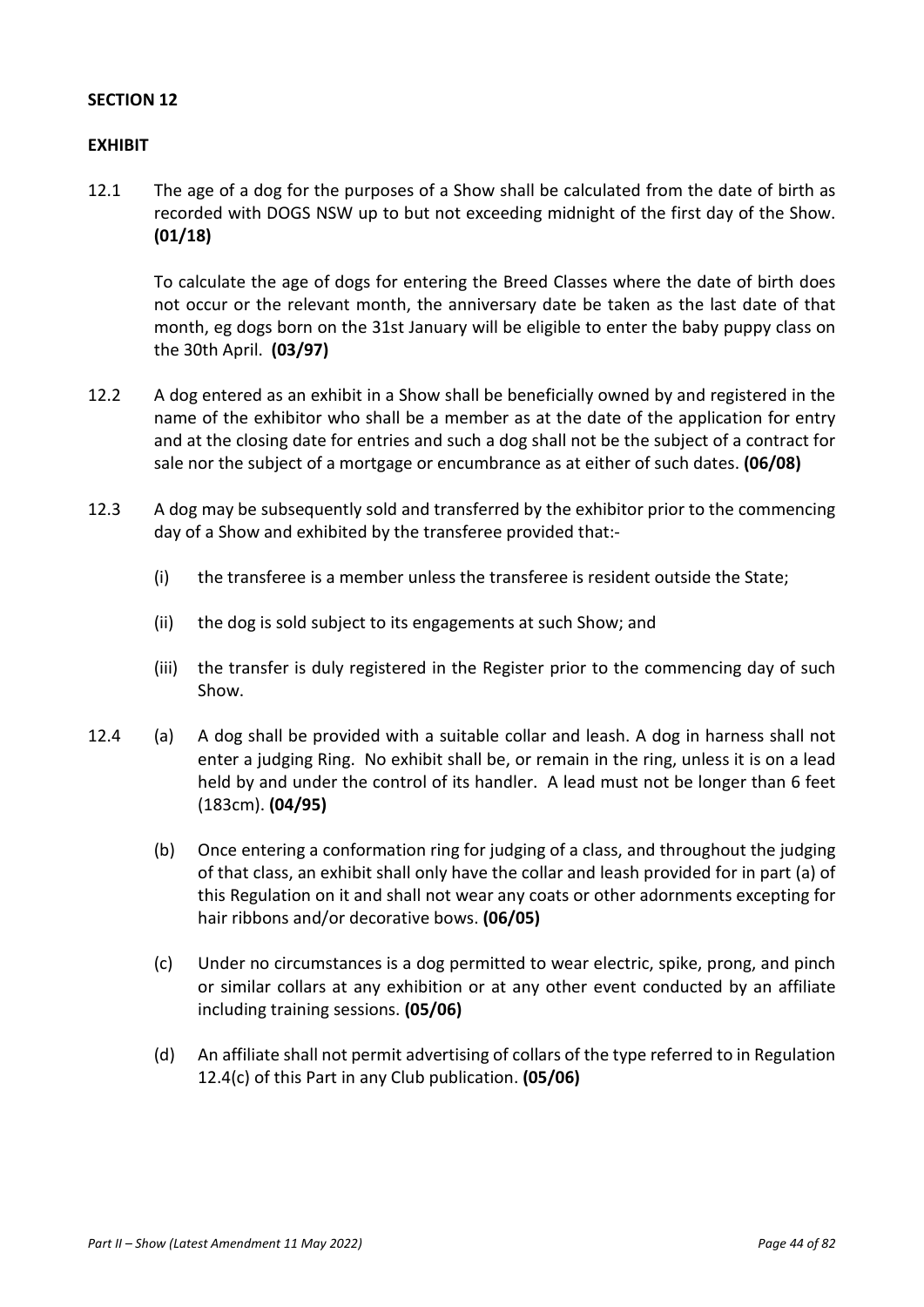## SECTION 12

## EXHIBIT

12.1 The age of a dog for the purposes of a Show shall be calculated from the date of birth as recorded with DOGS NSW up to but not exceeding midnight of the first day of the Show. **(01/18)**

To calculate the age of dogs for entering the Breed Classes where the date of birth does not occur or the relevant month, the anniversary date be taken as the last date of that month, eg dogs born on the 31st January will be eligible to enter the baby puppy class on the 30th April. **(03/97)**

12.2 A dog entered as an exhibit in a Show shall be beneficially owned by and registered in the name of the exhibitor who shall be a member as at the date of the application for entry and at the closing date for entries and such a dog shall not be the subject of a contract for sale nor the subject of a mortgage or encumbrance as at either of such dates. **(06/08)**

12.3 A dog may be subsequently sold and transferred by the exhibitor prior to the commencing day of a Show and exhibited by the transferee provided that:-

(i) the transferee is a member unless the transferee is resident outside the State;

(ii) the dog is sold subject to its engagements at such Show; and

(iii) the transfer is duly registered in the Register prior to the commencing day of such Show.

12.4 (a) A dog shall be provided with a suitable collar and leash. A dog in harness shall not enter a judging Ring. No exhibit shall be, or remain in the ring, unless it is on a lead held by and under the control of its handler. A lead must not be longer than 6 feet (183cm). **(04/95)**

(b) Once entering a conformation ring for judging of a class, and throughout the judging of that class, an exhibit shall only have the collar and leash provided for in part (a) of this Regulation on it and shall not wear any coats or other adornments excepting for hair ribbons and/or decorative bows. **(06/05)**

(c) Under no circumstances is a dog permitted to wear electric, spike, prong, and pinch or similar collars at any exhibition or at any other event conducted by an affiliate including training sessions. **(05/06)**

(d) An affiliate shall not permit advertising of collars of the type referred to in Regulation 12.4(c) of this Part in any Club publication. **(05/06)**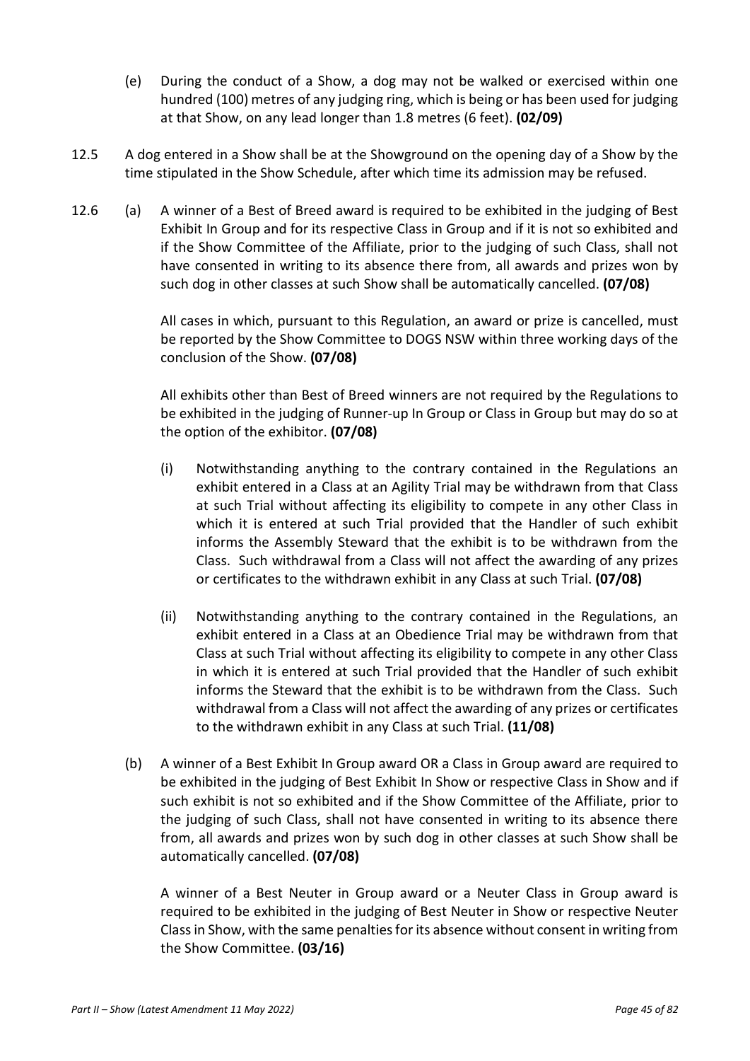(e) During the conduct of a Show, a dog may not be walked or exercised within one hundred (100) metres of any judging ring, which is being or has been used for judging at that Show, on any lead longer than 1.8 metres (6 feet). **(02/09)**

12.5 A dog entered in a Show shall be at the Showground on the opening day of a Show by the time stipulated in the Show Schedule, after which time its admission may be refused.

12.6 (a) A winner of a Best of Breed award is required to be exhibited in the judging of Best Exhibit In Group and for its respective Class in Group and if it is not so exhibited and if the Show Committee of the Affiliate, prior to the judging of such Class, shall not have consented in writing to its absence there from, all awards and prizes won by such dog in other classes at such Show shall be automatically cancelled. **(07/08)**

All cases in which, pursuant to this Regulation, an award or prize is cancelled, must be reported by the Show Committee to DOGS NSW within three working days of the conclusion of the Show. **(07/08)**

All exhibits other than Best of Breed winners are not required by the Regulations to be exhibited in the judging of Runner-up In Group or Class in Group but may do so at the option of the exhibitor. **(07/08)**

(i) Notwithstanding anything to the contrary contained in the Regulations an exhibit entered in a Class at an Agility Trial may be withdrawn from that Class at such Trial without affecting its eligibility to compete in any other Class in which it is entered at such Trial provided that the Handler of such exhibit informs the Assembly Steward that the exhibit is to be withdrawn from the Class. Such withdrawal from a Class will not affect the awarding of any prizes or certificates to the withdrawn exhibit in any Class at such Trial. **(07/08)**

(ii) Notwithstanding anything to the contrary contained in the Regulations, an exhibit entered in a Class at an Obedience Trial may be withdrawn from that Class at such Trial without affecting its eligibility to compete in any other Class in which it is entered at such Trial provided that the Handler of such exhibit informs the Steward that the exhibit is to be withdrawn from the Class. Such withdrawal from a Class will not affect the awarding of any prizes or certificates to the withdrawn exhibit in any Class at such Trial. **(11/08)**

(b) A winner of a Best Exhibit In Group award OR a Class in Group award are required to be exhibited in the judging of Best Exhibit In Show or respective Class in Show and if such exhibit is not so exhibited and if the Show Committee of the Affiliate, prior to the judging of such Class, shall not have consented in writing to its absence there from, all awards and prizes won by such dog in other classes at such Show shall be automatically cancelled. **(07/08)**

A winner of a Best Neuter in Group award or a Neuter Class in Group award is required to be exhibited in the judging of Best Neuter in Show or respective Neuter Class in Show, with the same penalties for its absence without consent in writing from the Show Committee. **(03/16)**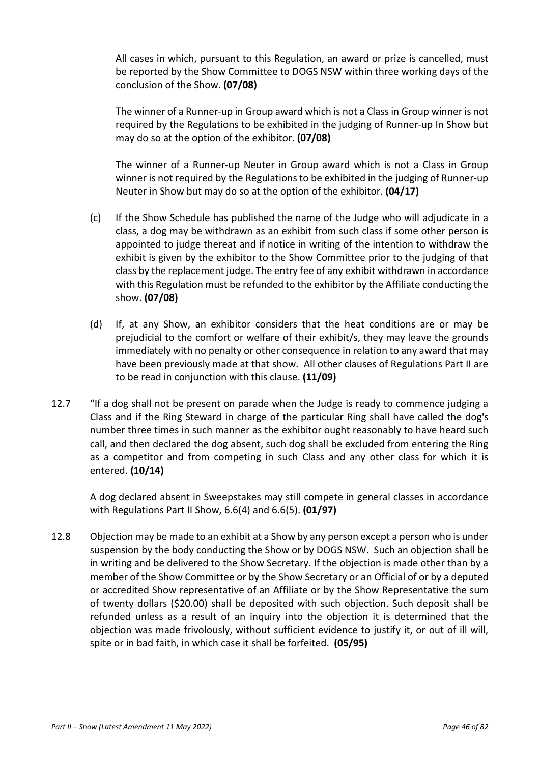All cases in which, pursuant to this Regulation, an award or prize is cancelled, must be reported by the Show Committee to DOGS NSW within three working days of the conclusion of the Show. **(07/08)**

The winner of a Runner-up in Group award which is not a Class in Group winner is not required by the Regulations to be exhibited in the judging of Runner-up In Show but may do so at the option of the exhibitor. **(07/08)**

The winner of a Runner-up Neuter in Group award which is not a Class in Group winner is not required by the Regulations to be exhibited in the judging of Runner-up Neuter in Show but may do so at the option of the exhibitor. **(04/17)**

(c) If the Show Schedule has published the name of the Judge who will adjudicate in a class, a dog may be withdrawn as an exhibit from such class if some other person is appointed to judge thereat and if notice in writing of the intention to withdraw the exhibit is given by the exhibitor to the Show Committee prior to the judging of that class by the replacement judge. The entry fee of any exhibit withdrawn in accordance with this Regulation must be refunded to the exhibitor by the Affiliate conducting the show. **(07/08)**

(d) If, at any Show, an exhibitor considers that the heat conditions are or may be prejudicial to the comfort or welfare of their exhibit/s, they may leave the grounds immediately with no penalty or other consequence in relation to any award that may have been previously made at that show. All other clauses of Regulations Part II are to be read in conjunction with this clause. **(11/09)**

12.7 "If a dog shall not be present on parade when the Judge is ready to commence judging a Class and if the Ring Steward in charge of the particular Ring shall have called the dog's number three times in such manner as the exhibitor ought reasonably to have heard such call, and then declared the dog absent, such dog shall be excluded from entering the Ring as a competitor and from competing in such Class and any other class for which it is entered. **(10/14)**

A dog declared absent in Sweepstakes may still compete in general classes in accordance with Regulations Part II Show, 6.6(4) and 6.6(5). **(01/97)**

12.8 Objection may be made to an exhibit at a Show by any person except a person who is under suspension by the body conducting the Show or by DOGS NSW. Such an objection shall be in writing and be delivered to the Show Secretary. If the objection is made other than by a member of the Show Committee or by the Show Secretary or an Official of or by a deputed or accredited Show representative of an Affiliate or by the Show Representative the sum of twenty dollars ($20.00) shall be deposited with such objection. Such deposit shall be refunded unless as a result of an inquiry into the objection it is determined that the objection was made frivolously, without sufficient evidence to justify it, or out of ill will, spite or in bad faith, in which case it shall be forfeited. **(05/95)**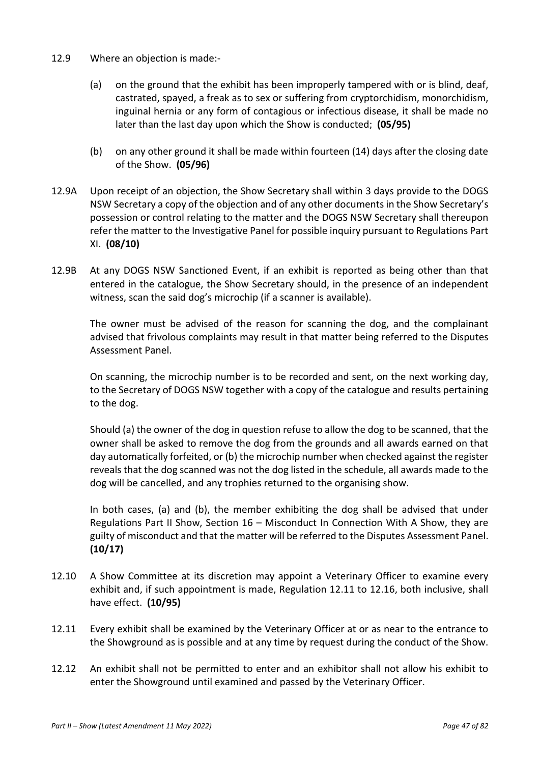12.9 Where an objection is made:-

(a) on the ground that the exhibit has been improperly tampered with or is blind, deaf, castrated, spayed, a freak as to sex or suffering from cryptorchidism, monorchidism, inguinal hernia or any form of contagious or infectious disease, it shall be made no later than the last day upon which the Show is conducted; **(05/95)**

(b) on any other ground it shall be made within fourteen (14) days after the closing date of the Show. **(05/96)**

12.9A Upon receipt of an objection, the Show Secretary shall within 3 days provide to the DOGS NSW Secretary a copy of the objection and of any other documents in the Show Secretary's possession or control relating to the matter and the DOGS NSW Secretary shall thereupon refer the matter to the Investigative Panel for possible inquiry pursuant to Regulations Part XI. **(08/10)**

12.9B At any DOGS NSW Sanctioned Event, if an exhibit is reported as being other than that entered in the catalogue, the Show Secretary should, in the presence of an independent witness, scan the said dog's microchip (if a scanner is available).

The owner must be advised of the reason for scanning the dog, and the complainant advised that frivolous complaints may result in that matter being referred to the Disputes Assessment Panel.

On scanning, the microchip number is to be recorded and sent, on the next working day, to the Secretary of DOGS NSW together with a copy of the catalogue and results pertaining to the dog.

Should (a) the owner of the dog in question refuse to allow the dog to be scanned, that the owner shall be asked to remove the dog from the grounds and all awards earned on that day automatically forfeited, or (b) the microchip number when checked against the register reveals that the dog scanned was not the dog listed in the schedule, all awards made to the dog will be cancelled, and any trophies returned to the organising show.

In both cases, (a) and (b), the member exhibiting the dog shall be advised that under Regulations Part II Show, Section 16 – Misconduct In Connection With A Show, they are guilty of misconduct and that the matter will be referred to the Disputes Assessment Panel. **(10/17)**

12.10 A Show Committee at its discretion may appoint a Veterinary Officer to examine every exhibit and, if such appointment is made, Regulation 12.11 to 12.16, both inclusive, shall have effect. **(10/95)**

12.11 Every exhibit shall be examined by the Veterinary Officer at or as near to the entrance to the Showground as is possible and at any time by request during the conduct of the Show.

12.12 An exhibit shall not be permitted to enter and an exhibitor shall not allow his exhibit to enter the Showground until examined and passed by the Veterinary Officer.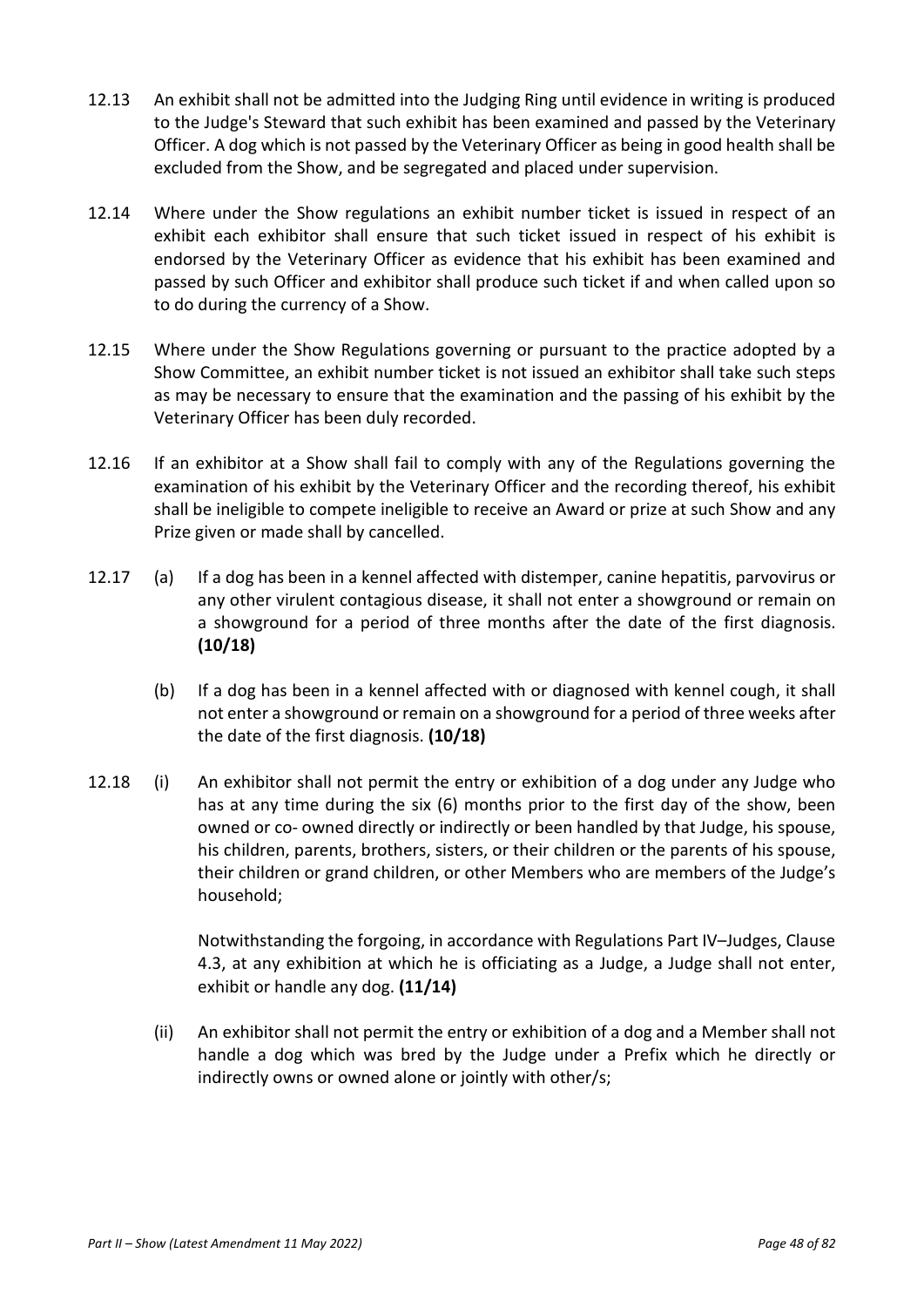12.13 An exhibit shall not be admitted into the Judging Ring until evidence in writing is produced to the Judge's Steward that such exhibit has been examined and passed by the Veterinary Officer. A dog which is not passed by the Veterinary Officer as being in good health shall be excluded from the Show, and be segregated and placed under supervision.

12.14 Where under the Show regulations an exhibit number ticket is issued in respect of an exhibit each exhibitor shall ensure that such ticket issued in respect of his exhibit is endorsed by the Veterinary Officer as evidence that his exhibit has been examined and passed by such Officer and exhibitor shall produce such ticket if and when called upon so to do during the currency of a Show.

12.15 Where under the Show Regulations governing or pursuant to the practice adopted by a Show Committee, an exhibit number ticket is not issued an exhibitor shall take such steps as may be necessary to ensure that the examination and the passing of his exhibit by the Veterinary Officer has been duly recorded.

12.16 If an exhibitor at a Show shall fail to comply with any of the Regulations governing the examination of his exhibit by the Veterinary Officer and the recording thereof, his exhibit shall be ineligible to compete ineligible to receive an Award or prize at such Show and any Prize given or made shall by cancelled.

12.17 (a) If a dog has been in a kennel affected with distemper, canine hepatitis, parvovirus or any other virulent contagious disease, it shall not enter a showground or remain on a showground for a period of three months after the date of the first diagnosis. **(10/18)**

(b) If a dog has been in a kennel affected with or diagnosed with kennel cough, it shall not enter a showground or remain on a showground for a period of three weeks after the date of the first diagnosis. **(10/18)**

12.18 (i) An exhibitor shall not permit the entry or exhibition of a dog under any Judge who has at any time during the six (6) months prior to the first day of the show, been owned or co- owned directly or indirectly or been handled by that Judge, his spouse, his children, parents, brothers, sisters, or their children or the parents of his spouse, their children or grand children, or other Members who are members of the Judge's household;

Notwithstanding the forgoing, in accordance with Regulations Part IV–Judges, Clause 4.3, at any exhibition at which he is officiating as a Judge, a Judge shall not enter, exhibit or handle any dog. **(11/14)**

(ii) An exhibitor shall not permit the entry or exhibition of a dog and a Member shall not handle a dog which was bred by the Judge under a Prefix which he directly or indirectly owns or owned alone or jointly with other/s;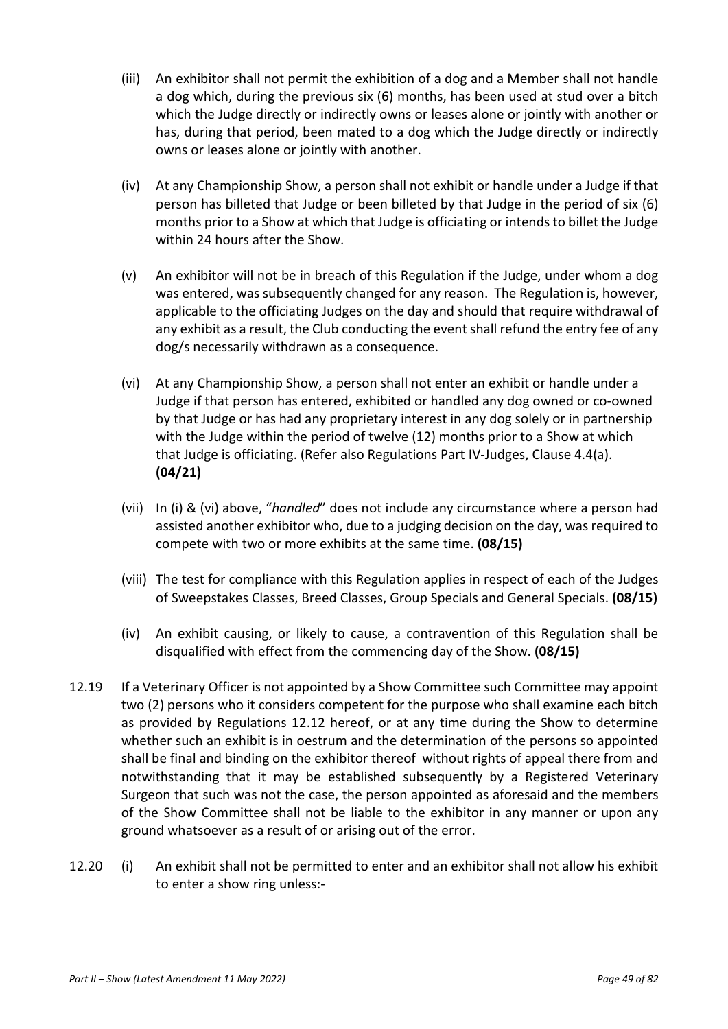(iii) An exhibitor shall not permit the exhibition of a dog and a Member shall not handle a dog which, during the previous six (6) months, has been used at stud over a bitch which the Judge directly or indirectly owns or leases alone or jointly with another or has, during that period, been mated to a dog which the Judge directly or indirectly owns or leases alone or jointly with another.

(iv) At any Championship Show, a person shall not exhibit or handle under a Judge if that person has billeted that Judge or been billeted by that Judge in the period of six (6) months prior to a Show at which that Judge is officiating or intends to billet the Judge within 24 hours after the Show.

(v) An exhibitor will not be in breach of this Regulation if the Judge, under whom a dog was entered, was subsequently changed for any reason. The Regulation is, however, applicable to the officiating Judges on the day and should that require withdrawal of any exhibit as a result, the Club conducting the event shall refund the entry fee of any dog/s necessarily withdrawn as a consequence.

(vi) At any Championship Show, a person shall not enter an exhibit or handle under a Judge if that person has entered, exhibited or handled any dog owned or co-owned by that Judge or has had any proprietary interest in any dog solely or in partnership with the Judge within the period of twelve (12) months prior to a Show at which that Judge is officiating. (Refer also Regulations Part IV-Judges, Clause 4.4(a). **(04/21)**

(vii) In (i) & (vi) above, "*handled*" does not include any circumstance where a person had assisted another exhibitor who, due to a judging decision on the day, was required to compete with two or more exhibits at the same time. **(08/15)**

(viii) The test for compliance with this Regulation applies in respect of each of the Judges of Sweepstakes Classes, Breed Classes, Group Specials and General Specials. **(08/15)**

(iv) An exhibit causing, or likely to cause, a contravention of this Regulation shall be disqualified with effect from the commencing day of the Show. **(08/15)**

12.19 If a Veterinary Officer is not appointed by a Show Committee such Committee may appoint two (2) persons who it considers competent for the purpose who shall examine each bitch as provided by Regulations 12.12 hereof, or at any time during the Show to determine whether such an exhibit is in oestrum and the determination of the persons so appointed shall be final and binding on the exhibitor thereof without rights of appeal there from and notwithstanding that it may be established subsequently by a Registered Veterinary Surgeon that such was not the case, the person appointed as aforesaid and the members of the Show Committee shall not be liable to the exhibitor in any manner or upon any ground whatsoever as a result of or arising out of the error.

12.20 (i) An exhibit shall not be permitted to enter and an exhibitor shall not allow his exhibit to enter a show ring unless:-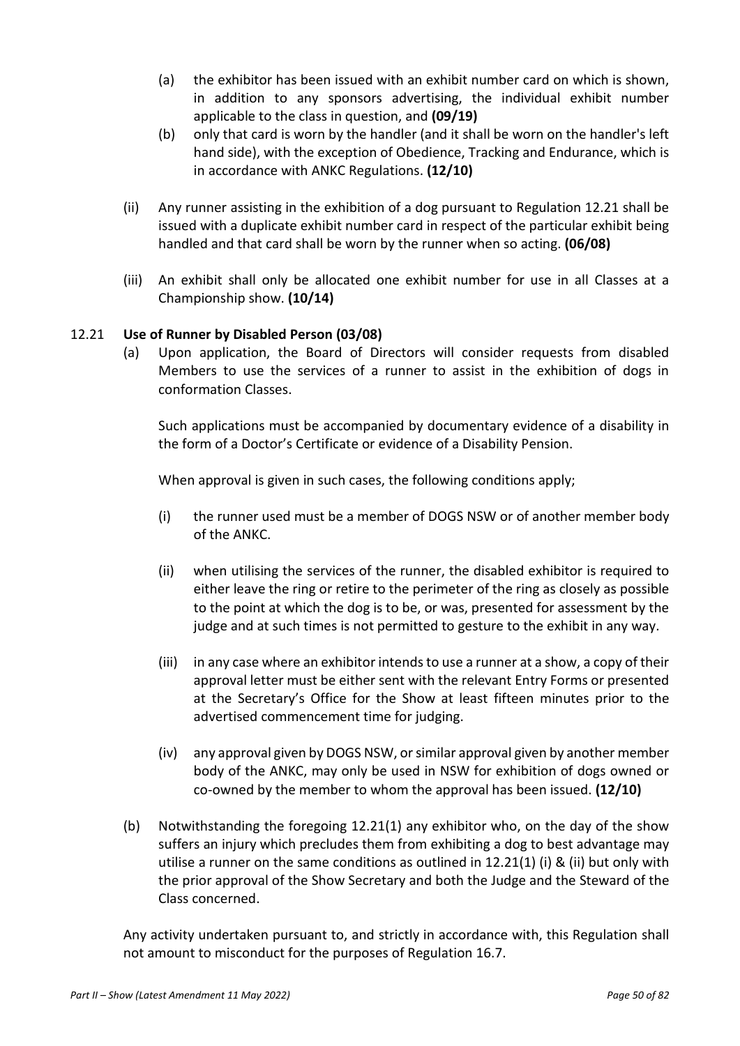(a) the exhibitor has been issued with an exhibit number card on which is shown, in addition to any sponsors advertising, the individual exhibit number applicable to the class in question, and **(09/19)**

(b) only that card is worn by the handler (and it shall be worn on the handler's left hand side), with the exception of Obedience, Tracking and Endurance, which is in accordance with ANKC Regulations. **(12/10)**

(ii) Any runner assisting in the exhibition of a dog pursuant to Regulation 12.21 shall be issued with a duplicate exhibit number card in respect of the particular exhibit being handled and that card shall be worn by the runner when so acting. **(06/08)**

(iii) An exhibit shall only be allocated one exhibit number for use in all Classes at a Championship show. **(10/14)**

12.21 **Use of Runner by Disabled Person (03/08)**

(a) Upon application, the Board of Directors will consider requests from disabled Members to use the services of a runner to assist in the exhibition of dogs in conformation Classes.

Such applications must be accompanied by documentary evidence of a disability in the form of a Doctor's Certificate or evidence of a Disability Pension.

When approval is given in such cases, the following conditions apply;

(i) the runner used must be a member of DOGS NSW or of another member body of the ANKC.

(ii) when utilising the services of the runner, the disabled exhibitor is required to either leave the ring or retire to the perimeter of the ring as closely as possible to the point at which the dog is to be, or was, presented for assessment by the judge and at such times is not permitted to gesture to the exhibit in any way.

(iii) in any case where an exhibitor intends to use a runner at a show, a copy of their approval letter must be either sent with the relevant Entry Forms or presented at the Secretary's Office for the Show at least fifteen minutes prior to the advertised commencement time for judging.

(iv) any approval given by DOGS NSW, or similar approval given by another member body of the ANKC, may only be used in NSW for exhibition of dogs owned or co-owned by the member to whom the approval has been issued. **(12/10)**

(b) Notwithstanding the foregoing 12.21(1) any exhibitor who, on the day of the show suffers an injury which precludes them from exhibiting a dog to best advantage may utilise a runner on the same conditions as outlined in 12.21(1) (i) & (ii) but only with the prior approval of the Show Secretary and both the Judge and the Steward of the Class concerned.

Any activity undertaken pursuant to, and strictly in accordance with, this Regulation shall not amount to misconduct for the purposes of Regulation 16.7.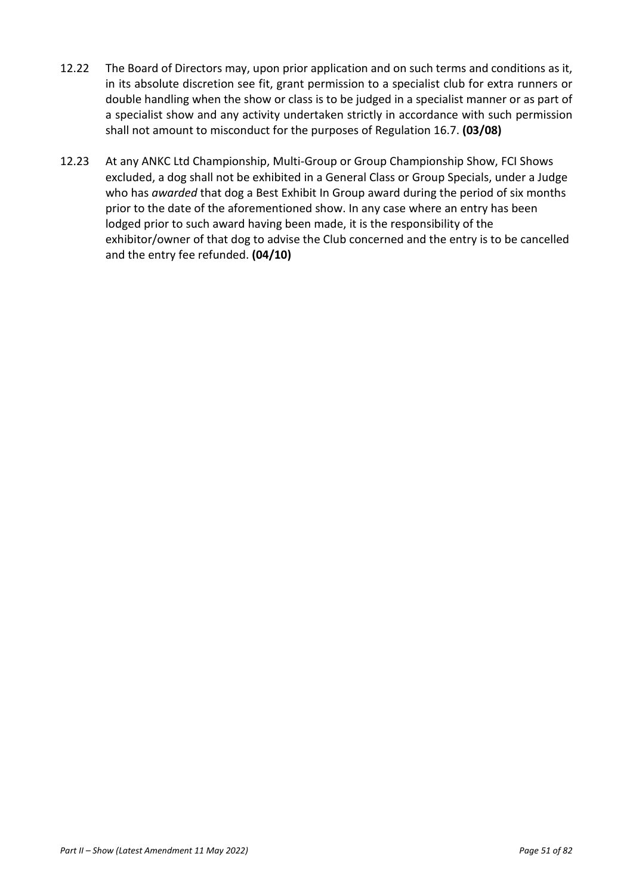12.22 The Board of Directors may, upon prior application and on such terms and conditions as it, in its absolute discretion see fit, grant permission to a specialist club for extra runners or double handling when the show or class is to be judged in a specialist manner or as part of a specialist show and any activity undertaken strictly in accordance with such permission shall not amount to misconduct for the purposes of Regulation 16.7. **(03/08)**

12.23 At any ANKC Ltd Championship, Multi-Group or Group Championship Show, FCI Shows excluded, a dog shall not be exhibited in a General Class or Group Specials, under a Judge who has *awarded* that dog a Best Exhibit In Group award during the period of six months prior to the date of the aforementioned show. In any case where an entry has been lodged prior to such award having been made, it is the responsibility of the exhibitor/owner of that dog to advise the Club concerned and the entry is to be cancelled and the entry fee refunded. **(04/10)**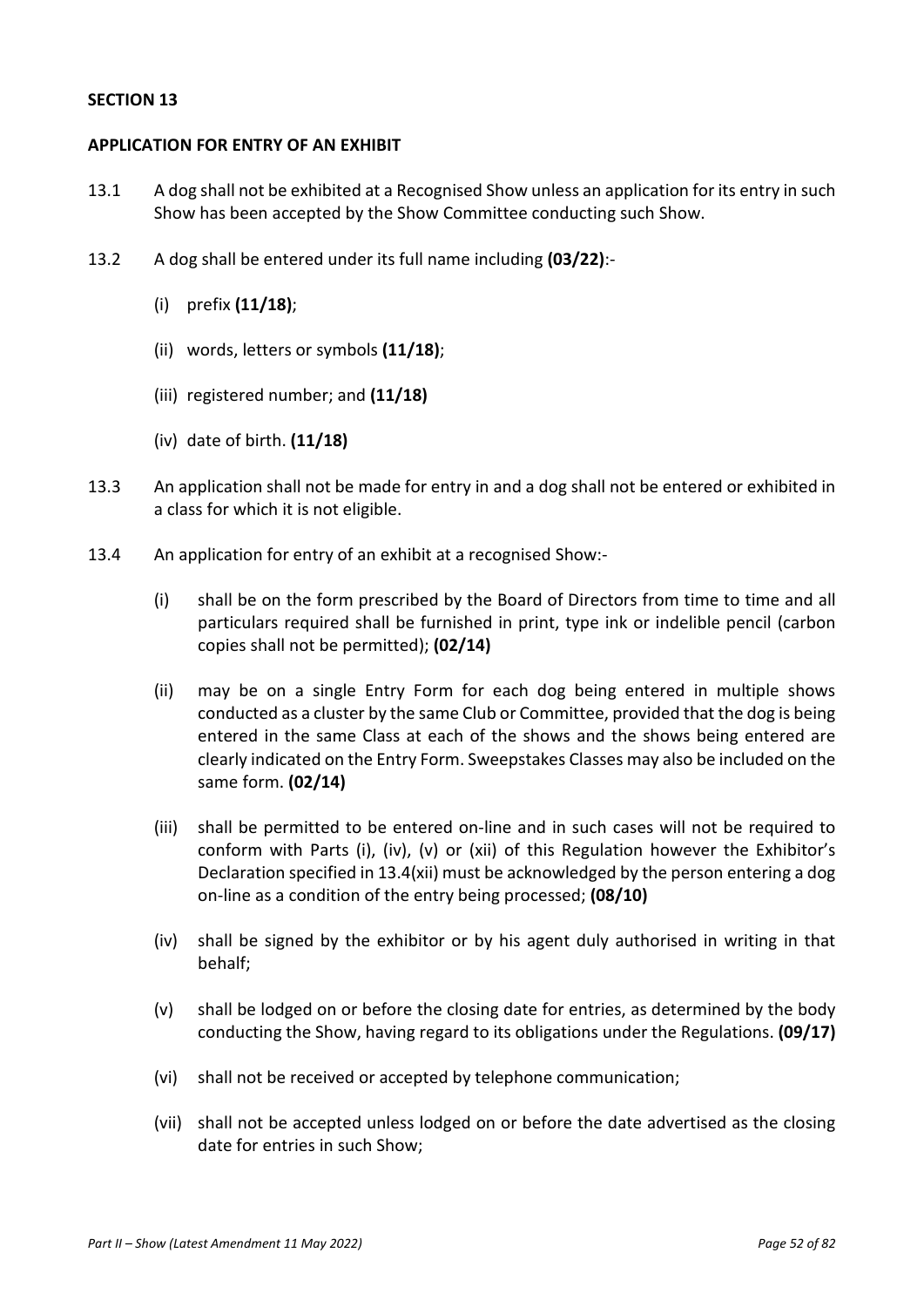## SECTION 13

### APPLICATION FOR ENTRY OF AN EXHIBIT

13.1 A dog shall not be exhibited at a Recognised Show unless an application for its entry in such Show has been accepted by the Show Committee conducting such Show.

13.2 A dog shall be entered under its full name including **(03/22)**:-

- (i) prefix **(11/18)**;
- (ii) words, letters or symbols **(11/18)**;
- (iii) registered number; and **(11/18)**
- (iv) date of birth. **(11/18)**

13.3 An application shall not be made for entry in and a dog shall not be entered or exhibited in a class for which it is not eligible.

13.4 An application for entry of an exhibit at a recognised Show:-

- (i) shall be on the form prescribed by the Board of Directors from time to time and all particulars required shall be furnished in print, type ink or indelible pencil (carbon copies shall not be permitted); **(02/14)**
- (ii) may be on a single Entry Form for each dog being entered in multiple shows conducted as a cluster by the same Club or Committee, provided that the dog is being entered in the same Class at each of the shows and the shows being entered are clearly indicated on the Entry Form. Sweepstakes Classes may also be included on the same form. **(02/14)**
- (iii) shall be permitted to be entered on-line and in such cases will not be required to conform with Parts (i), (iv), (v) or (xii) of this Regulation however the Exhibitor's Declaration specified in 13.4(xii) must be acknowledged by the person entering a dog on-line as a condition of the entry being processed; **(08/10)**
- (iv) shall be signed by the exhibitor or by his agent duly authorised in writing in that behalf;
- (v) shall be lodged on or before the closing date for entries, as determined by the body conducting the Show, having regard to its obligations under the Regulations. **(09/17)**
- (vi) shall not be received or accepted by telephone communication;
- (vii) shall not be accepted unless lodged on or before the date advertised as the closing date for entries in such Show;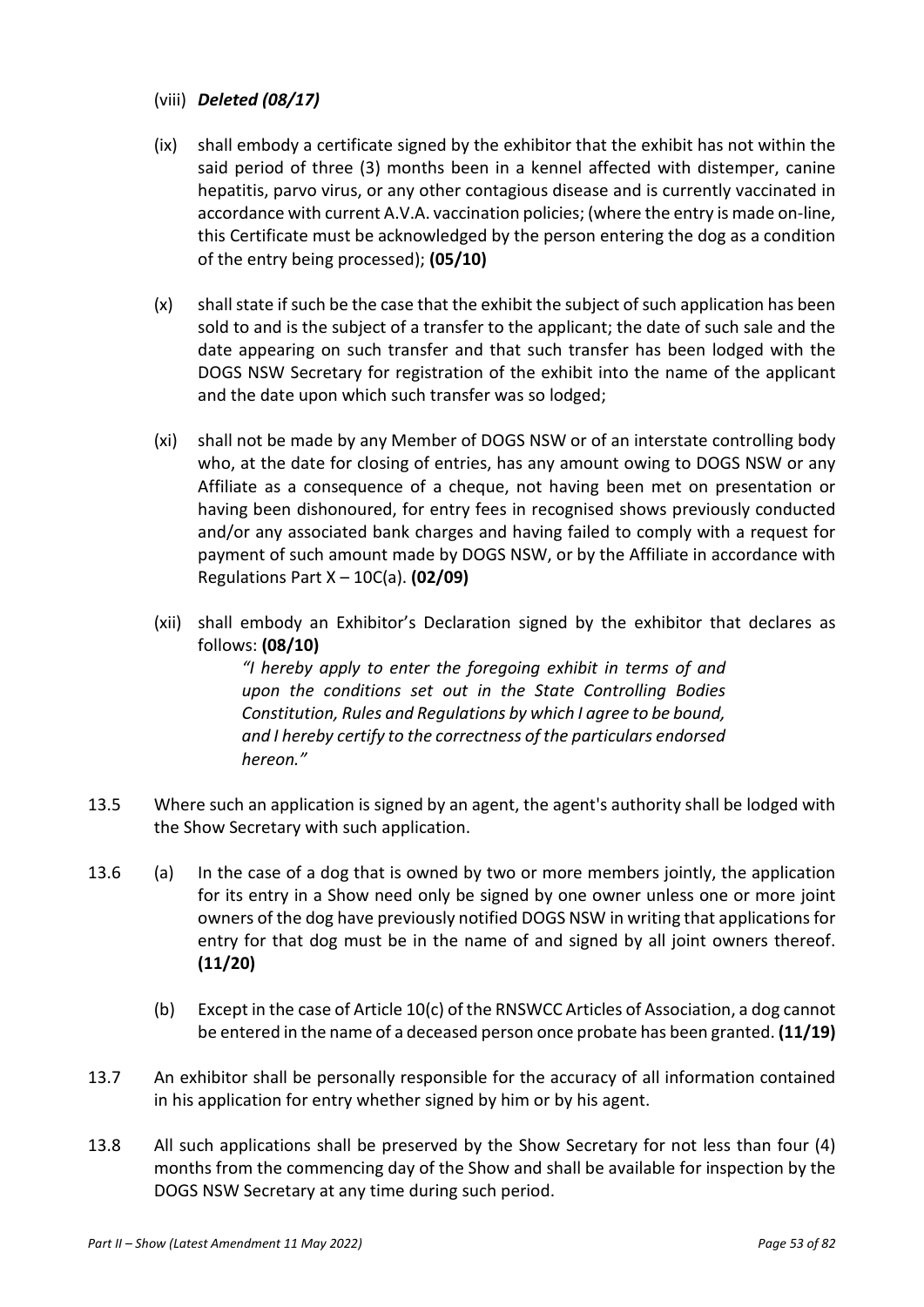(viii) ***Deleted (08/17)***

(ix) shall embody a certificate signed by the exhibitor that the exhibit has not within the said period of three (3) months been in a kennel affected with distemper, canine hepatitis, parvo virus, or any other contagious disease and is currently vaccinated in accordance with current A.V.A. vaccination policies; (where the entry is made on-line, this Certificate must be acknowledged by the person entering the dog as a condition of the entry being processed); **(05/10)**

(x) shall state if such be the case that the exhibit the subject of such application has been sold to and is the subject of a transfer to the applicant; the date of such sale and the date appearing on such transfer and that such transfer has been lodged with the DOGS NSW Secretary for registration of the exhibit into the name of the applicant and the date upon which such transfer was so lodged;

(xi) shall not be made by any Member of DOGS NSW or of an interstate controlling body who, at the date for closing of entries, has any amount owing to DOGS NSW or any Affiliate as a consequence of a cheque, not having been met on presentation or having been dishonoured, for entry fees in recognised shows previously conducted and/or any associated bank charges and having failed to comply with a request for payment of such amount made by DOGS NSW, or by the Affiliate in accordance with Regulations Part X – 10C(a). **(02/09)**

(xii) shall embody an Exhibitor's Declaration signed by the exhibitor that declares as follows: **(08/10)**

> *"I hereby apply to enter the foregoing exhibit in terms of and upon the conditions set out in the State Controlling Bodies Constitution, Rules and Regulations by which I agree to be bound, and I hereby certify to the correctness of the particulars endorsed hereon."*

13.5 Where such an application is signed by an agent, the agent's authority shall be lodged with the Show Secretary with such application.

13.6 (a) In the case of a dog that is owned by two or more members jointly, the application for its entry in a Show need only be signed by one owner unless one or more joint owners of the dog have previously notified DOGS NSW in writing that applications for entry for that dog must be in the name of and signed by all joint owners thereof. **(11/20)**

(b) Except in the case of Article 10(c) of the RNSWCC Articles of Association, a dog cannot be entered in the name of a deceased person once probate has been granted. **(11/19)**

13.7 An exhibitor shall be personally responsible for the accuracy of all information contained in his application for entry whether signed by him or by his agent.

13.8 All such applications shall be preserved by the Show Secretary for not less than four (4) months from the commencing day of the Show and shall be available for inspection by the DOGS NSW Secretary at any time during such period.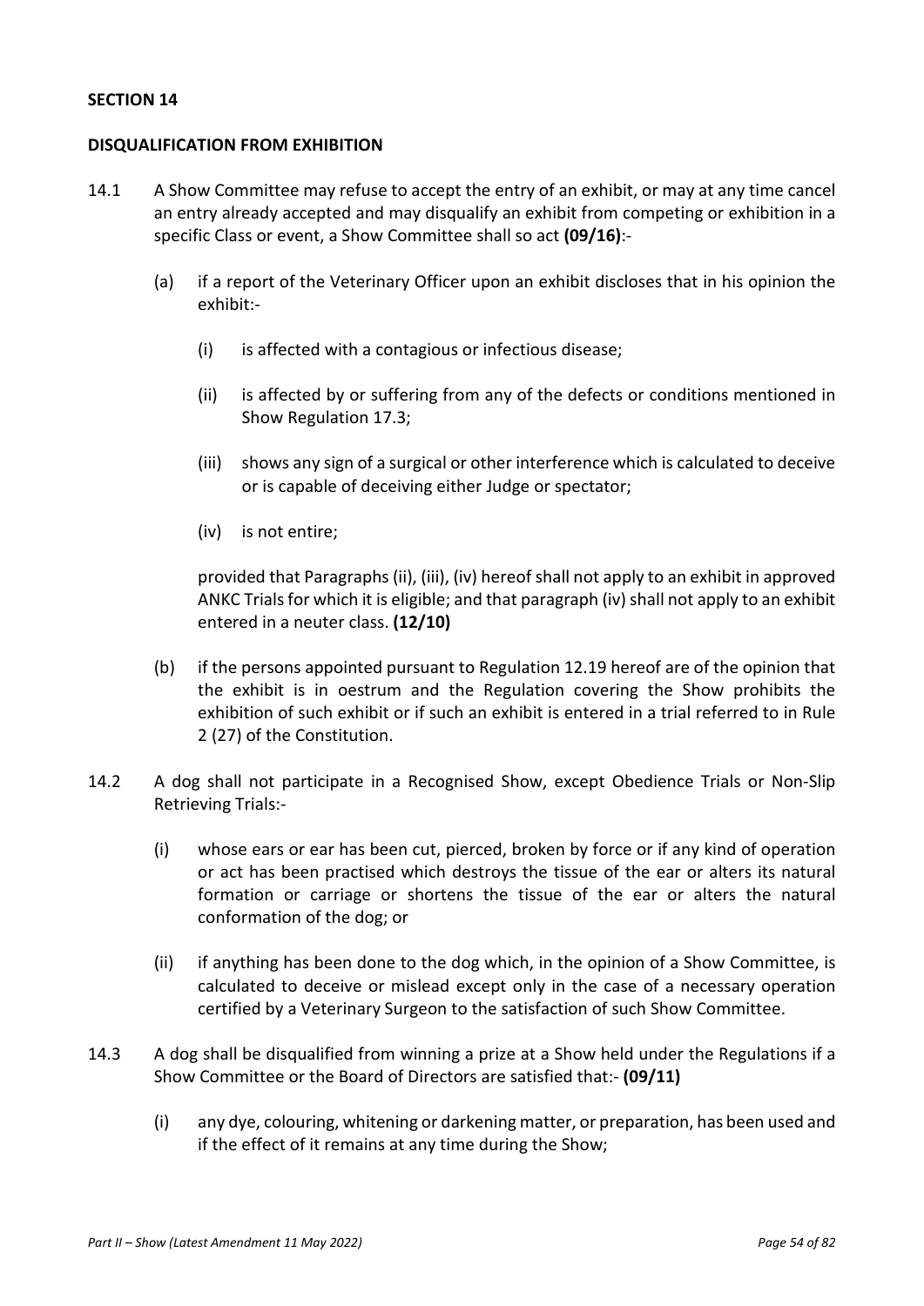**SECTION 14**

**DISQUALIFICATION FROM EXHIBITION**

14.1 A Show Committee may refuse to accept the entry of an exhibit, or may at any time cancel an entry already accepted and may disqualify an exhibit from competing or exhibition in a specific Class or event, a Show Committee shall so act **(09/16)**:-

(a) if a report of the Veterinary Officer upon an exhibit discloses that in his opinion the exhibit:-

(i) is affected with a contagious or infectious disease;

(ii) is affected by or suffering from any of the defects or conditions mentioned in Show Regulation 17.3;

(iii) shows any sign of a surgical or other interference which is calculated to deceive or is capable of deceiving either Judge or spectator;

(iv) is not entire;

provided that Paragraphs (ii), (iii), (iv) hereof shall not apply to an exhibit in approved ANKC Trials for which it is eligible; and that paragraph (iv) shall not apply to an exhibit entered in a neuter class. **(12/10)**

(b) if the persons appointed pursuant to Regulation 12.19 hereof are of the opinion that the exhibit is in oestrum and the Regulation covering the Show prohibits the exhibition of such exhibit or if such an exhibit is entered in a trial referred to in Rule 2 (27) of the Constitution.

14.2 A dog shall not participate in a Recognised Show, except Obedience Trials or Non-Slip Retrieving Trials:-

(i) whose ears or ear has been cut, pierced, broken by force or if any kind of operation or act has been practised which destroys the tissue of the ear or alters its natural formation or carriage or shortens the tissue of the ear or alters the natural conformation of the dog; or

(ii) if anything has been done to the dog which, in the opinion of a Show Committee, is calculated to deceive or mislead except only in the case of a necessary operation certified by a Veterinary Surgeon to the satisfaction of such Show Committee.

14.3 A dog shall be disqualified from winning a prize at a Show held under the Regulations if a Show Committee or the Board of Directors are satisfied that:- **(09/11)**

(i) any dye, colouring, whitening or darkening matter, or preparation, has been used and if the effect of it remains at any time during the Show;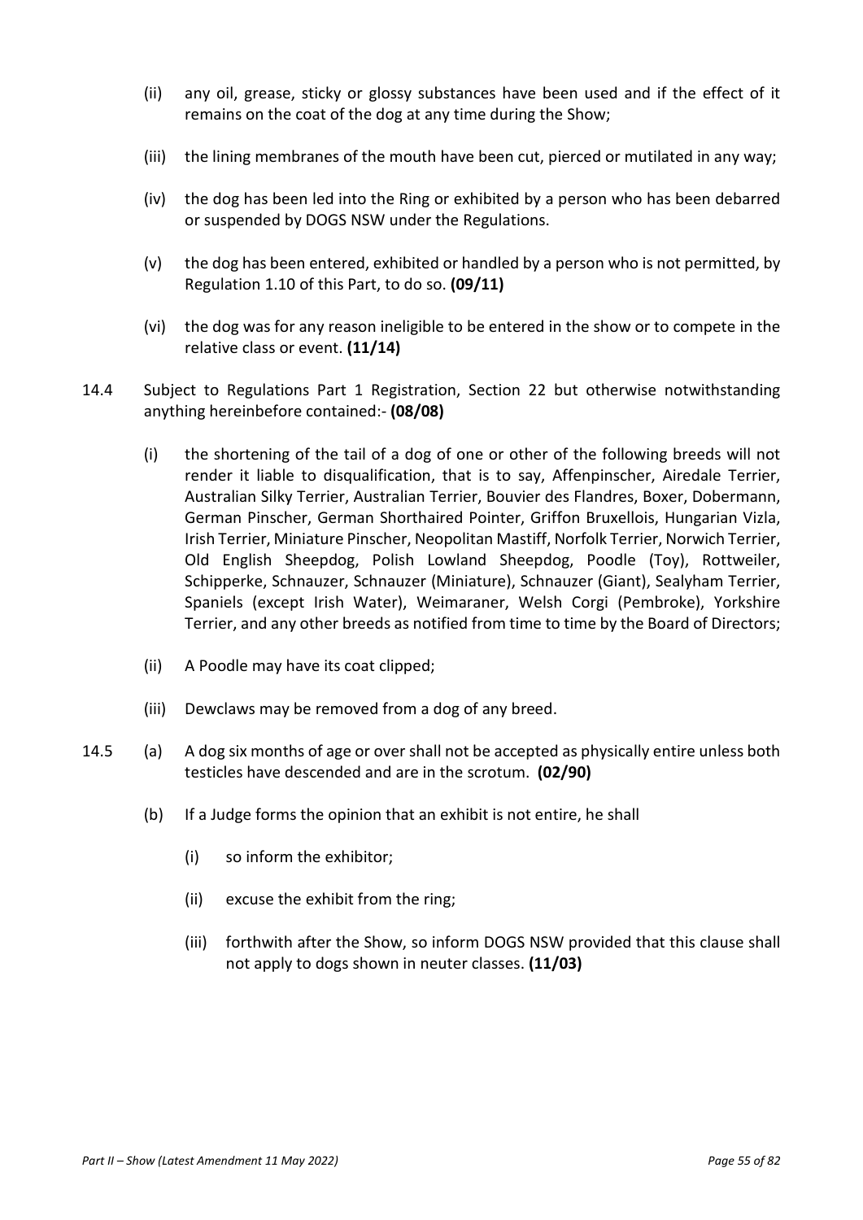(ii) any oil, grease, sticky or glossy substances have been used and if the effect of it remains on the coat of the dog at any time during the Show;

(iii) the lining membranes of the mouth have been cut, pierced or mutilated in any way;

(iv) the dog has been led into the Ring or exhibited by a person who has been debarred or suspended by DOGS NSW under the Regulations.

(v) the dog has been entered, exhibited or handled by a person who is not permitted, by Regulation 1.10 of this Part, to do so. **(09/11)**

(vi) the dog was for any reason ineligible to be entered in the show or to compete in the relative class or event. **(11/14)**

14.4 Subject to Regulations Part 1 Registration, Section 22 but otherwise notwithstanding anything hereinbefore contained:- **(08/08)**

(i) the shortening of the tail of a dog of one or other of the following breeds will not render it liable to disqualification, that is to say, Affenpinscher, Airedale Terrier, Australian Silky Terrier, Australian Terrier, Bouvier des Flandres, Boxer, Dobermann, German Pinscher, German Shorthaired Pointer, Griffon Bruxellois, Hungarian Vizla, Irish Terrier, Miniature Pinscher, Neopolitan Mastiff, Norfolk Terrier, Norwich Terrier, Old English Sheepdog, Polish Lowland Sheepdog, Poodle (Toy), Rottweiler, Schipperke, Schnauzer, Schnauzer (Miniature), Schnauzer (Giant), Sealyham Terrier, Spaniels (except Irish Water), Weimaraner, Welsh Corgi (Pembroke), Yorkshire Terrier, and any other breeds as notified from time to time by the Board of Directors;

(ii) A Poodle may have its coat clipped;

(iii) Dewclaws may be removed from a dog of any breed.

14.5 (a) A dog six months of age or over shall not be accepted as physically entire unless both testicles have descended and are in the scrotum. **(02/90)**

(b) If a Judge forms the opinion that an exhibit is not entire, he shall

(i) so inform the exhibitor;

(ii) excuse the exhibit from the ring;

(iii) forthwith after the Show, so inform DOGS NSW provided that this clause shall not apply to dogs shown in neuter classes. **(11/03)**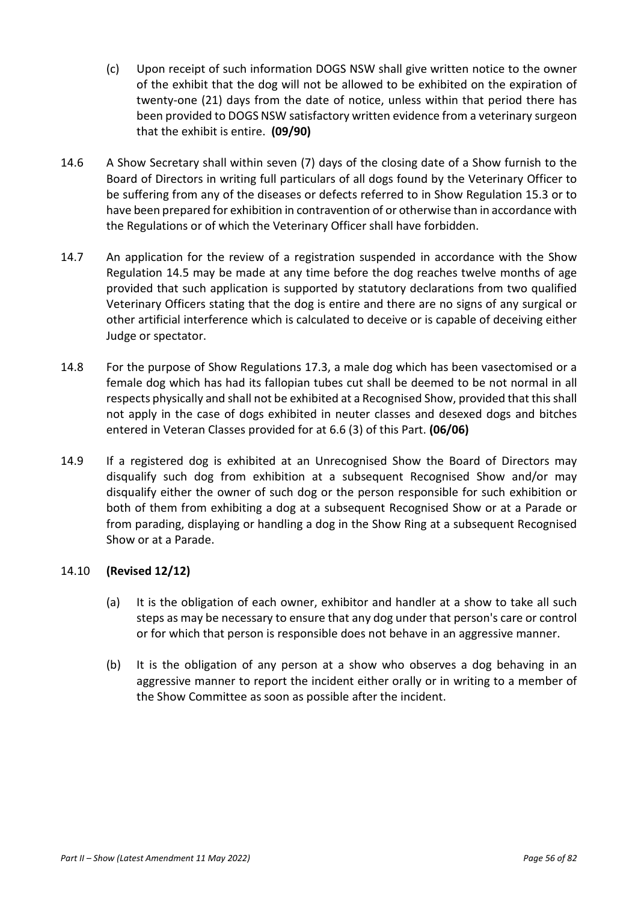(c) Upon receipt of such information DOGS NSW shall give written notice to the owner of the exhibit that the dog will not be allowed to be exhibited on the expiration of twenty-one (21) days from the date of notice, unless within that period there has been provided to DOGS NSW satisfactory written evidence from a veterinary surgeon that the exhibit is entire. **(09/90)**

14.6 A Show Secretary shall within seven (7) days of the closing date of a Show furnish to the Board of Directors in writing full particulars of all dogs found by the Veterinary Officer to be suffering from any of the diseases or defects referred to in Show Regulation 15.3 or to have been prepared for exhibition in contravention of or otherwise than in accordance with the Regulations or of which the Veterinary Officer shall have forbidden.

14.7 An application for the review of a registration suspended in accordance with the Show Regulation 14.5 may be made at any time before the dog reaches twelve months of age provided that such application is supported by statutory declarations from two qualified Veterinary Officers stating that the dog is entire and there are no signs of any surgical or other artificial interference which is calculated to deceive or is capable of deceiving either Judge or spectator.

14.8 For the purpose of Show Regulations 17.3, a male dog which has been vasectomised or a female dog which has had its fallopian tubes cut shall be deemed to be not normal in all respects physically and shall not be exhibited at a Recognised Show, provided that this shall not apply in the case of dogs exhibited in neuter classes and desexed dogs and bitches entered in Veteran Classes provided for at 6.6 (3) of this Part. **(06/06)**

14.9 If a registered dog is exhibited at an Unrecognised Show the Board of Directors may disqualify such dog from exhibition at a subsequent Recognised Show and/or may disqualify either the owner of such dog or the person responsible for such exhibition or both of them from exhibiting a dog at a subsequent Recognised Show or at a Parade or from parading, displaying or handling a dog in the Show Ring at a subsequent Recognised Show or at a Parade.

14.10 **(Revised 12/12)**

(a) It is the obligation of each owner, exhibitor and handler at a show to take all such steps as may be necessary to ensure that any dog under that person's care or control or for which that person is responsible does not behave in an aggressive manner.

(b) It is the obligation of any person at a show who observes a dog behaving in an aggressive manner to report the incident either orally or in writing to a member of the Show Committee as soon as possible after the incident.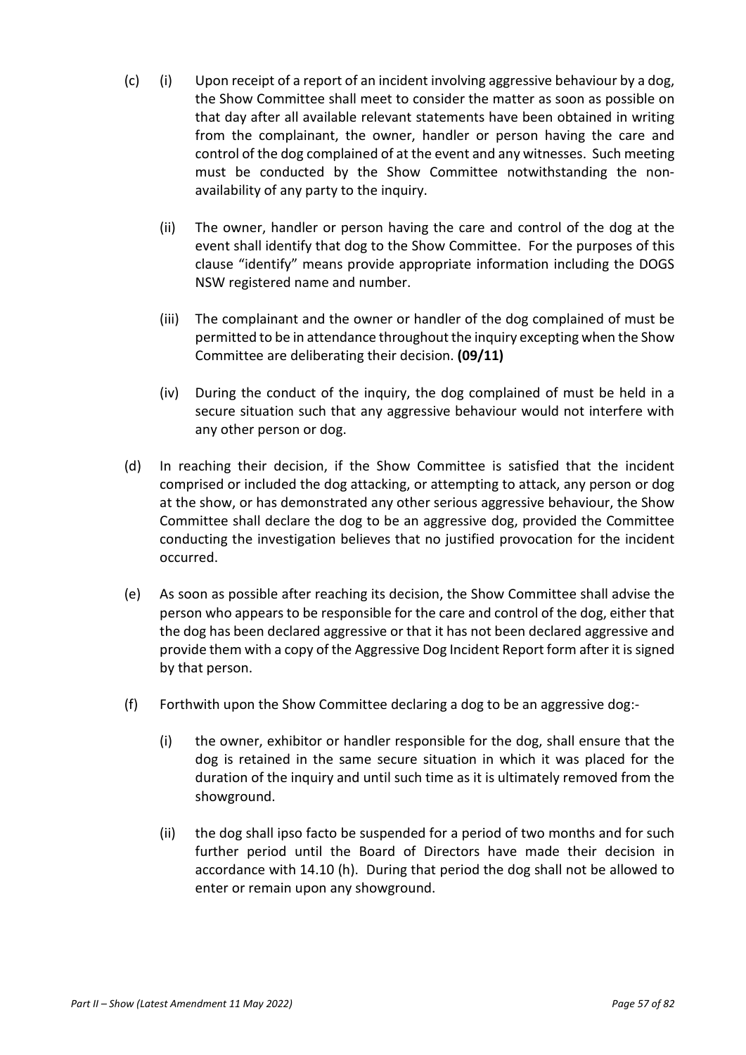(c) (i) Upon receipt of a report of an incident involving aggressive behaviour by a dog, the Show Committee shall meet to consider the matter as soon as possible on that day after all available relevant statements have been obtained in writing from the complainant, the owner, handler or person having the care and control of the dog complained of at the event and any witnesses. Such meeting must be conducted by the Show Committee notwithstanding the non-availability of any party to the inquiry.

(ii) The owner, handler or person having the care and control of the dog at the event shall identify that dog to the Show Committee. For the purposes of this clause "identify" means provide appropriate information including the DOGS NSW registered name and number.

(iii) The complainant and the owner or handler of the dog complained of must be permitted to be in attendance throughout the inquiry excepting when the Show Committee are deliberating their decision. **(09/11)**

(iv) During the conduct of the inquiry, the dog complained of must be held in a secure situation such that any aggressive behaviour would not interfere with any other person or dog.

(d) In reaching their decision, if the Show Committee is satisfied that the incident comprised or included the dog attacking, or attempting to attack, any person or dog at the show, or has demonstrated any other serious aggressive behaviour, the Show Committee shall declare the dog to be an aggressive dog, provided the Committee conducting the investigation believes that no justified provocation for the incident occurred.

(e) As soon as possible after reaching its decision, the Show Committee shall advise the person who appears to be responsible for the care and control of the dog, either that the dog has been declared aggressive or that it has not been declared aggressive and provide them with a copy of the Aggressive Dog Incident Report form after it is signed by that person.

(f) Forthwith upon the Show Committee declaring a dog to be an aggressive dog:-

(i) the owner, exhibitor or handler responsible for the dog, shall ensure that the dog is retained in the same secure situation in which it was placed for the duration of the inquiry and until such time as it is ultimately removed from the showground.

(ii) the dog shall ipso facto be suspended for a period of two months and for such further period until the Board of Directors have made their decision in accordance with 14.10 (h). During that period the dog shall not be allowed to enter or remain upon any showground.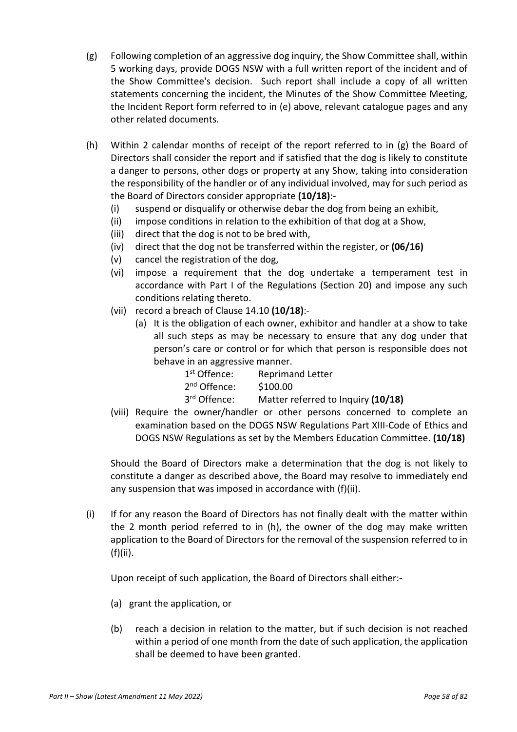(g) Following completion of an aggressive dog inquiry, the Show Committee shall, within 5 working days, provide DOGS NSW with a full written report of the incident and of the Show Committee's decision. Such report shall include a copy of all written statements concerning the incident, the Minutes of the Show Committee Meeting, the Incident Report form referred to in (e) above, relevant catalogue pages and any other related documents.

(h) Within 2 calendar months of receipt of the report referred to in (g) the Board of Directors shall consider the report and if satisfied that the dog is likely to constitute a danger to persons, other dogs or property at any Show, taking into consideration the responsibility of the handler or of any individual involved, may for such period as the Board of Directors consider appropriate **(10/18)**:-

   (i) suspend or disqualify or otherwise debar the dog from being an exhibit,
   (ii) impose conditions in relation to the exhibition of that dog at a Show,
   (iii) direct that the dog is not to be bred with,
   (iv) direct that the dog not be transferred within the register, or **(06/16)**
   (v) cancel the registration of the dog,
   (vi) impose a requirement that the dog undertake a temperament test in accordance with Part I of the Regulations (Section 20) and impose any such conditions relating thereto.
   (vii) record a breach of Clause 14.10 **(10/18)**:-
      (a) It is the obligation of each owner, exhibitor and handler at a show to take all such steps as may be necessary to ensure that any dog under that person's care or control or for which that person is responsible does not behave in an aggressive manner.

      1st Offence: Reprimand Letter
      2nd Offence: $100.00
      3rd Offence: Matter referred to Inquiry **(10/18)**

   (viii) Require the owner/handler or other persons concerned to complete an examination based on the DOGS NSW Regulations Part XIII-Code of Ethics and DOGS NSW Regulations as set by the Members Education Committee. **(10/18)**

Should the Board of Directors make a determination that the dog is not likely to constitute a danger as described above, the Board may resolve to immediately end any suspension that was imposed in accordance with (f)(ii).

(i) If for any reason the Board of Directors has not finally dealt with the matter within the 2 month period referred to in (h), the owner of the dog may make written application to the Board of Directors for the removal of the suspension referred to in (f)(ii).

Upon receipt of such application, the Board of Directors shall either:-

   (a) grant the application, or

   (b) reach a decision in relation to the matter, but if such decision is not reached within a period of one month from the date of such application, the application shall be deemed to have been granted.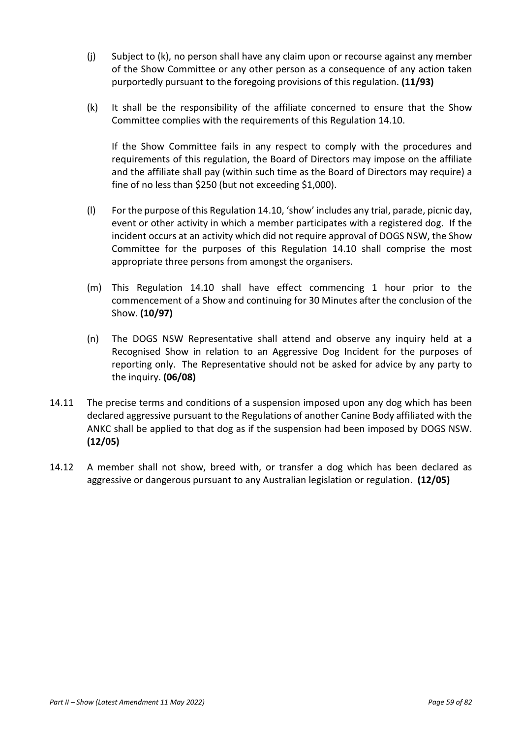(j) Subject to (k), no person shall have any claim upon or recourse against any member of the Show Committee or any other person as a consequence of any action taken purportedly pursuant to the foregoing provisions of this regulation. **(11/93)**

(k) It shall be the responsibility of the affiliate concerned to ensure that the Show Committee complies with the requirements of this Regulation 14.10.

If the Show Committee fails in any respect to comply with the procedures and requirements of this regulation, the Board of Directors may impose on the affiliate and the affiliate shall pay (within such time as the Board of Directors may require) a fine of no less than $250 (but not exceeding $1,000).

(l) For the purpose of this Regulation 14.10, 'show' includes any trial, parade, picnic day, event or other activity in which a member participates with a registered dog. If the incident occurs at an activity which did not require approval of DOGS NSW, the Show Committee for the purposes of this Regulation 14.10 shall comprise the most appropriate three persons from amongst the organisers.

(m) This Regulation 14.10 shall have effect commencing 1 hour prior to the commencement of a Show and continuing for 30 Minutes after the conclusion of the Show. **(10/97)**

(n) The DOGS NSW Representative shall attend and observe any inquiry held at a Recognised Show in relation to an Aggressive Dog Incident for the purposes of reporting only. The Representative should not be asked for advice by any party to the inquiry. **(06/08)**

14.11 The precise terms and conditions of a suspension imposed upon any dog which has been declared aggressive pursuant to the Regulations of another Canine Body affiliated with the ANKC shall be applied to that dog as if the suspension had been imposed by DOGS NSW. **(12/05)**

14.12 A member shall not show, breed with, or transfer a dog which has been declared as aggressive or dangerous pursuant to any Australian legislation or regulation. **(12/05)**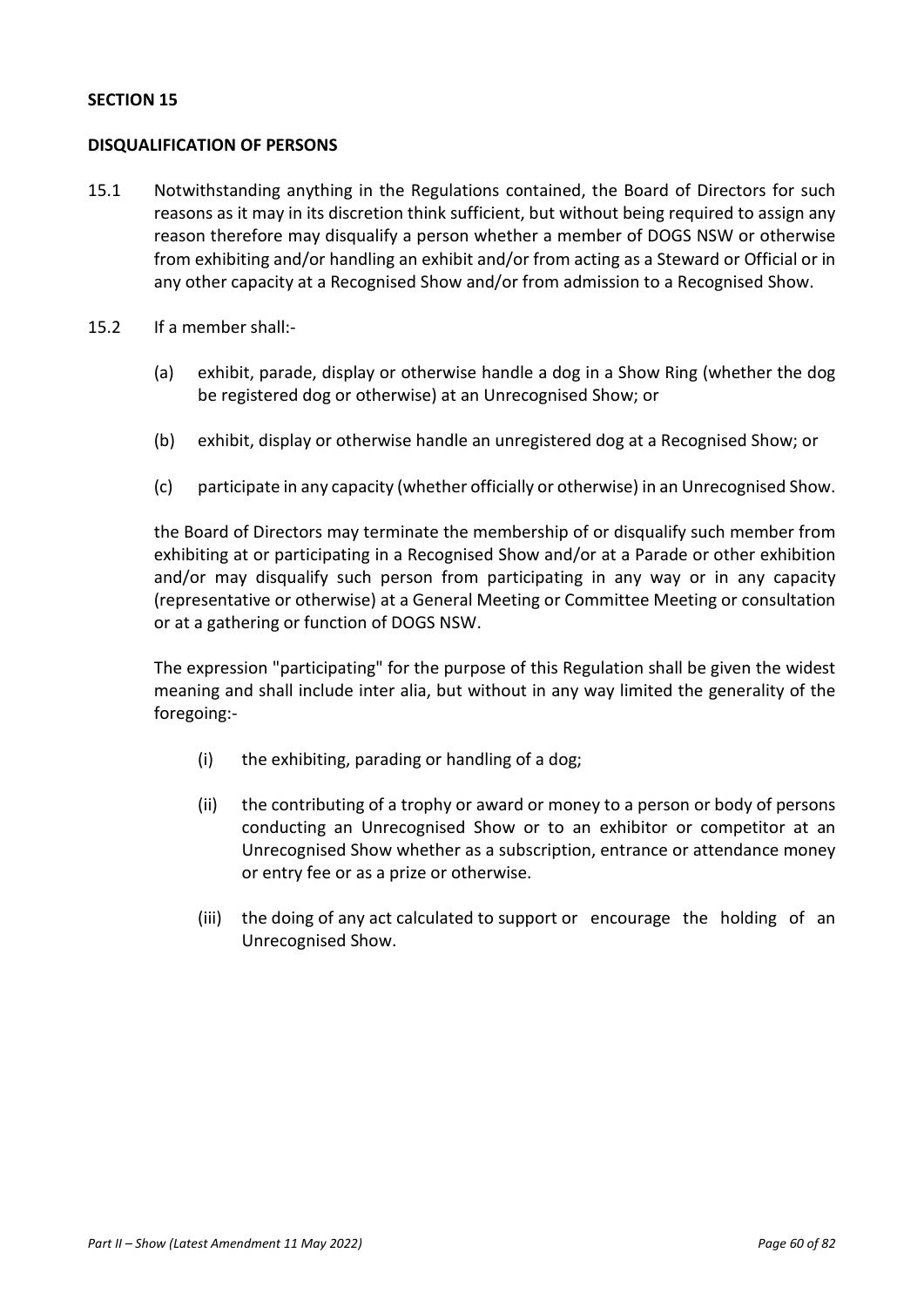**SECTION 15**

**DISQUALIFICATION OF PERSONS**

15.1 Notwithstanding anything in the Regulations contained, the Board of Directors for such reasons as it may in its discretion think sufficient, but without being required to assign any reason therefore may disqualify a person whether a member of DOGS NSW or otherwise from exhibiting and/or handling an exhibit and/or from acting as a Steward or Official or in any other capacity at a Recognised Show and/or from admission to a Recognised Show.

15.2 If a member shall:-

(a) exhibit, parade, display or otherwise handle a dog in a Show Ring (whether the dog be registered dog or otherwise) at an Unrecognised Show; or

(b) exhibit, display or otherwise handle an unregistered dog at a Recognised Show; or

(c) participate in any capacity (whether officially or otherwise) in an Unrecognised Show.

the Board of Directors may terminate the membership of or disqualify such member from exhibiting at or participating in a Recognised Show and/or at a Parade or other exhibition and/or may disqualify such person from participating in any way or in any capacity (representative or otherwise) at a General Meeting or Committee Meeting or consultation or at a gathering or function of DOGS NSW.

The expression "participating" for the purpose of this Regulation shall be given the widest meaning and shall include inter alia, but without in any way limited the generality of the foregoing:-

(i) the exhibiting, parading or handling of a dog;

(ii) the contributing of a trophy or award or money to a person or body of persons conducting an Unrecognised Show or to an exhibitor or competitor at an Unrecognised Show whether as a subscription, entrance or attendance money or entry fee or as a prize or otherwise.

(iii) the doing of any act calculated to support or encourage the holding of an Unrecognised Show.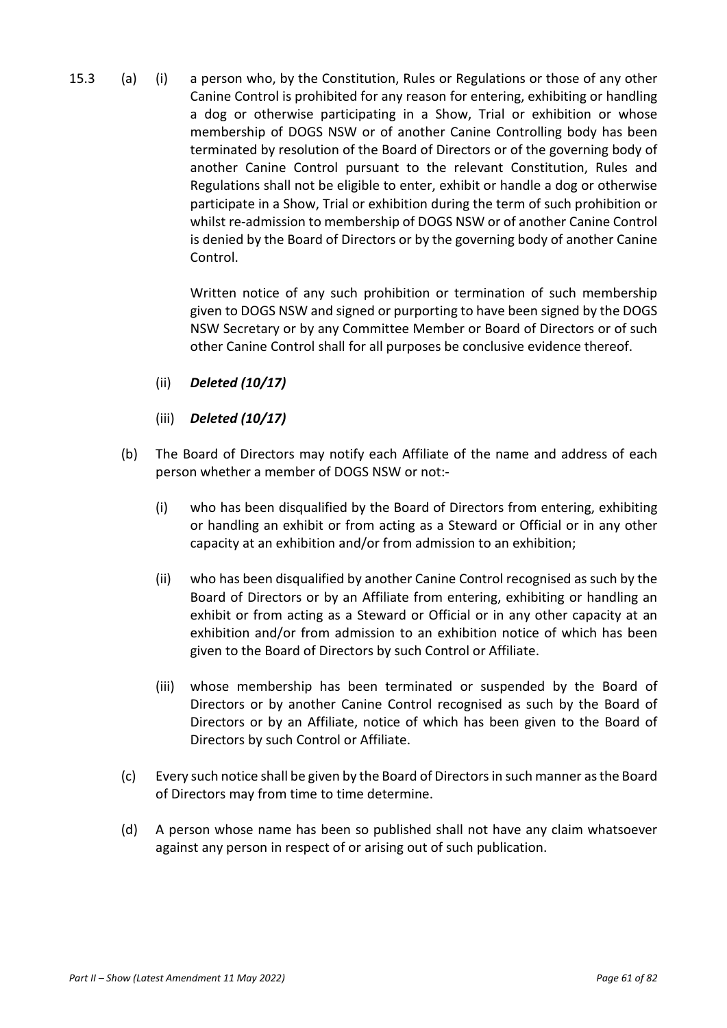15.3 (a) (i) a person who, by the Constitution, Rules or Regulations or those of any other Canine Control is prohibited for any reason for entering, exhibiting or handling a dog or otherwise participating in a Show, Trial or exhibition or whose membership of DOGS NSW or of another Canine Controlling body has been terminated by resolution of the Board of Directors or of the governing body of another Canine Control pursuant to the relevant Constitution, Rules and Regulations shall not be eligible to enter, exhibit or handle a dog or otherwise participate in a Show, Trial or exhibition during the term of such prohibition or whilst re-admission to membership of DOGS NSW or of another Canine Control is denied by the Board of Directors or by the governing body of another Canine Control.

Written notice of any such prohibition or termination of such membership given to DOGS NSW and signed or purporting to have been signed by the DOGS NSW Secretary or by any Committee Member or Board of Directors or of such other Canine Control shall for all purposes be conclusive evidence thereof.

(ii) ***Deleted (10/17)***

(iii) ***Deleted (10/17)***

(b) The Board of Directors may notify each Affiliate of the name and address of each person whether a member of DOGS NSW or not:-

(i) who has been disqualified by the Board of Directors from entering, exhibiting or handling an exhibit or from acting as a Steward or Official or in any other capacity at an exhibition and/or from admission to an exhibition;

(ii) who has been disqualified by another Canine Control recognised as such by the Board of Directors or by an Affiliate from entering, exhibiting or handling an exhibit or from acting as a Steward or Official or in any other capacity at an exhibition and/or from admission to an exhibition notice of which has been given to the Board of Directors by such Control or Affiliate.

(iii) whose membership has been terminated or suspended by the Board of Directors or by another Canine Control recognised as such by the Board of Directors or by an Affiliate, notice of which has been given to the Board of Directors by such Control or Affiliate.

(c) Every such notice shall be given by the Board of Directors in such manner as the Board of Directors may from time to time determine.

(d) A person whose name has been so published shall not have any claim whatsoever against any person in respect of or arising out of such publication.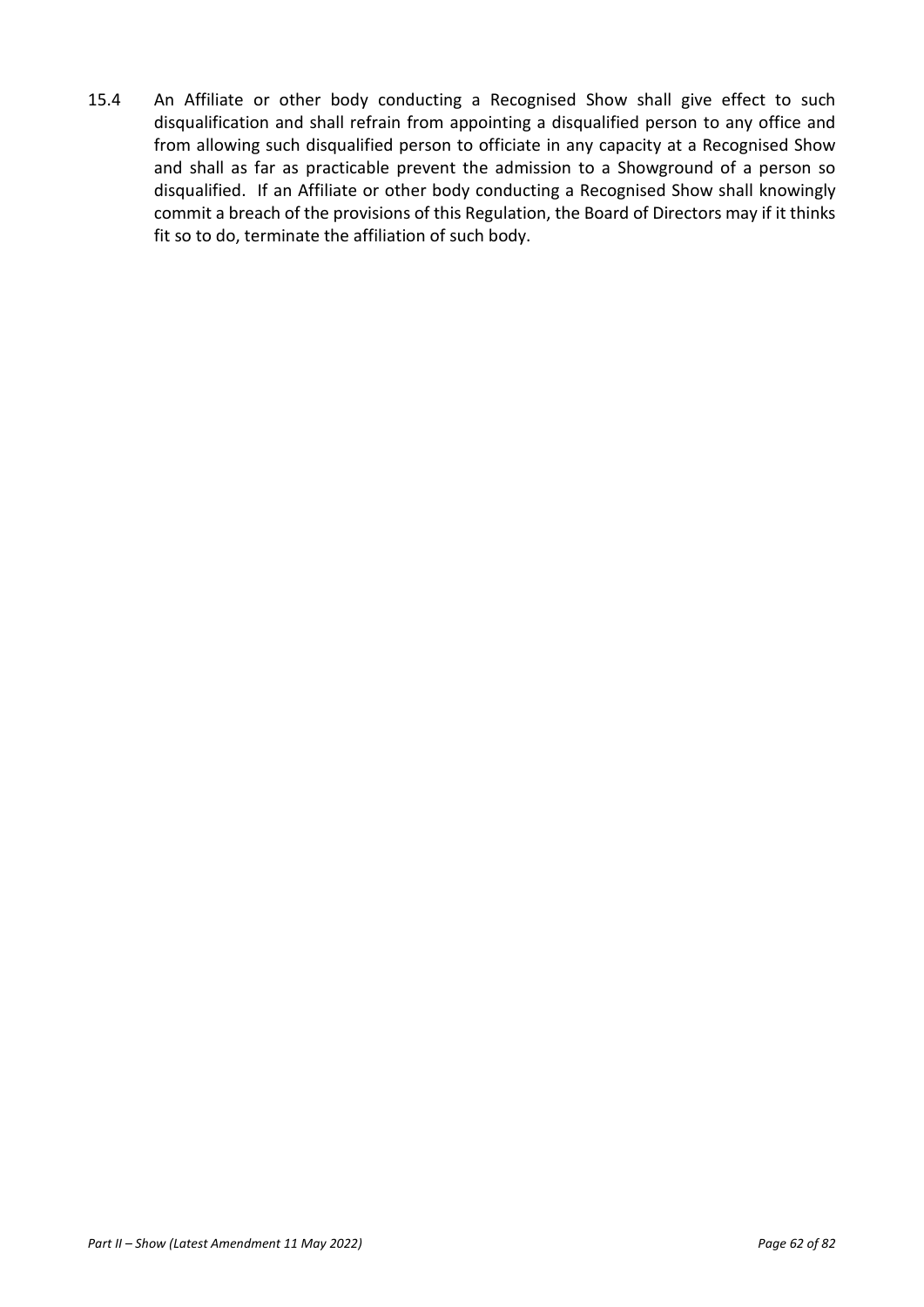15.4 An Affiliate or other body conducting a Recognised Show shall give effect to such disqualification and shall refrain from appointing a disqualified person to any office and from allowing such disqualified person to officiate in any capacity at a Recognised Show and shall as far as practicable prevent the admission to a Showground of a person so disqualified. If an Affiliate or other body conducting a Recognised Show shall knowingly commit a breach of the provisions of this Regulation, the Board of Directors may if it thinks fit so to do, terminate the affiliation of such body.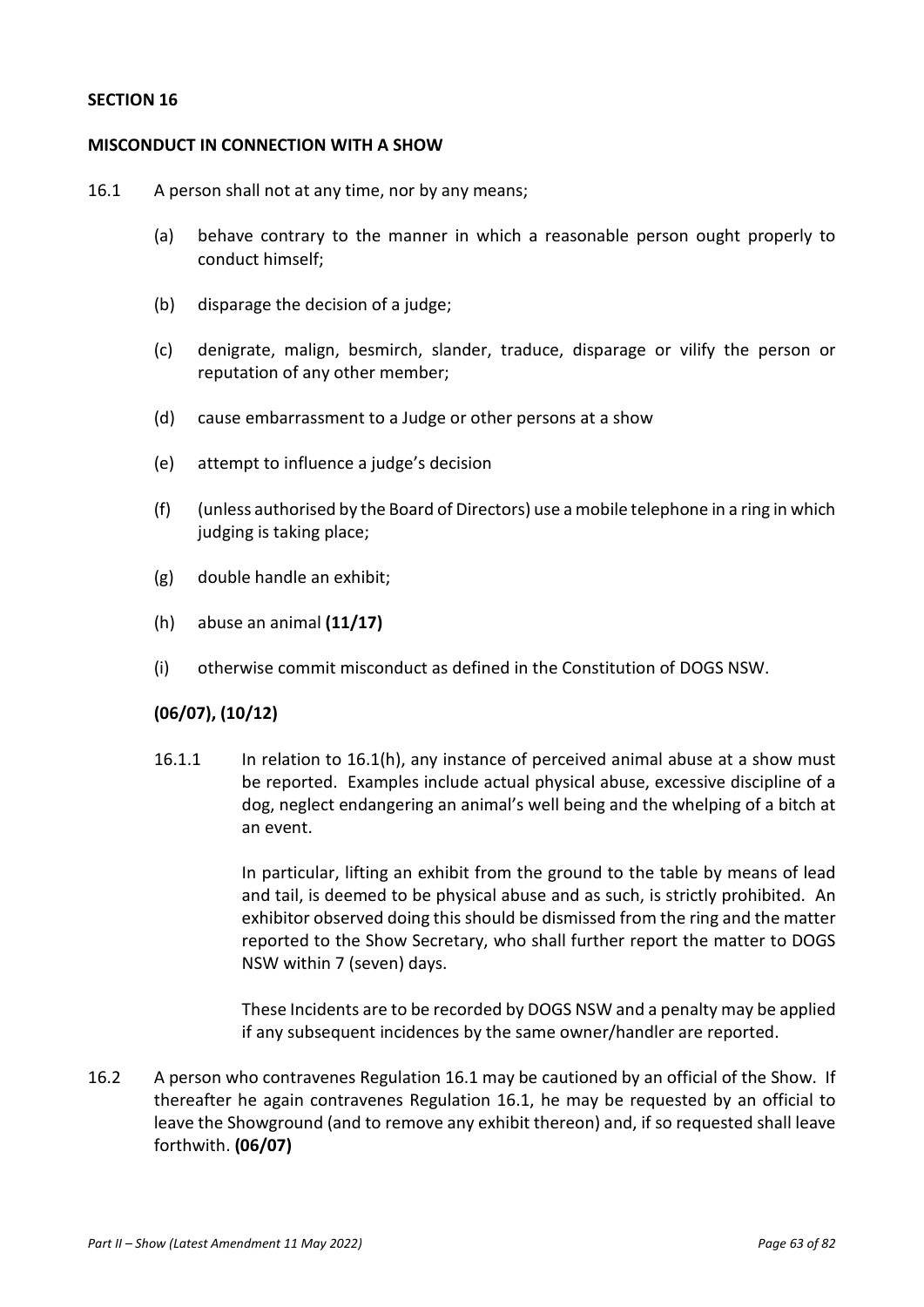## SECTION 16

### MISCONDUCT IN CONNECTION WITH A SHOW

16.1 A person shall not at any time, nor by any means;

(a) behave contrary to the manner in which a reasonable person ought properly to conduct himself;

(b) disparage the decision of a judge;

(c) denigrate, malign, besmirch, slander, traduce, disparage or vilify the person or reputation of any other member;

(d) cause embarrassment to a Judge or other persons at a show

(e) attempt to influence a judge's decision

(f) (unless authorised by the Board of Directors) use a mobile telephone in a ring in which judging is taking place;

(g) double handle an exhibit;

(h) abuse an animal **(11/17)**

(i) otherwise commit misconduct as defined in the Constitution of DOGS NSW.

**(06/07), (10/12)**

16.1.1 In relation to 16.1(h), any instance of perceived animal abuse at a show must be reported. Examples include actual physical abuse, excessive discipline of a dog, neglect endangering an animal's well being and the whelping of a bitch at an event.

In particular, lifting an exhibit from the ground to the table by means of lead and tail, is deemed to be physical abuse and as such, is strictly prohibited. An exhibitor observed doing this should be dismissed from the ring and the matter reported to the Show Secretary, who shall further report the matter to DOGS NSW within 7 (seven) days.

These Incidents are to be recorded by DOGS NSW and a penalty may be applied if any subsequent incidences by the same owner/handler are reported.

16.2 A person who contravenes Regulation 16.1 may be cautioned by an official of the Show. If thereafter he again contravenes Regulation 16.1, he may be requested by an official to leave the Showground (and to remove any exhibit thereon) and, if so requested shall leave forthwith. **(06/07)**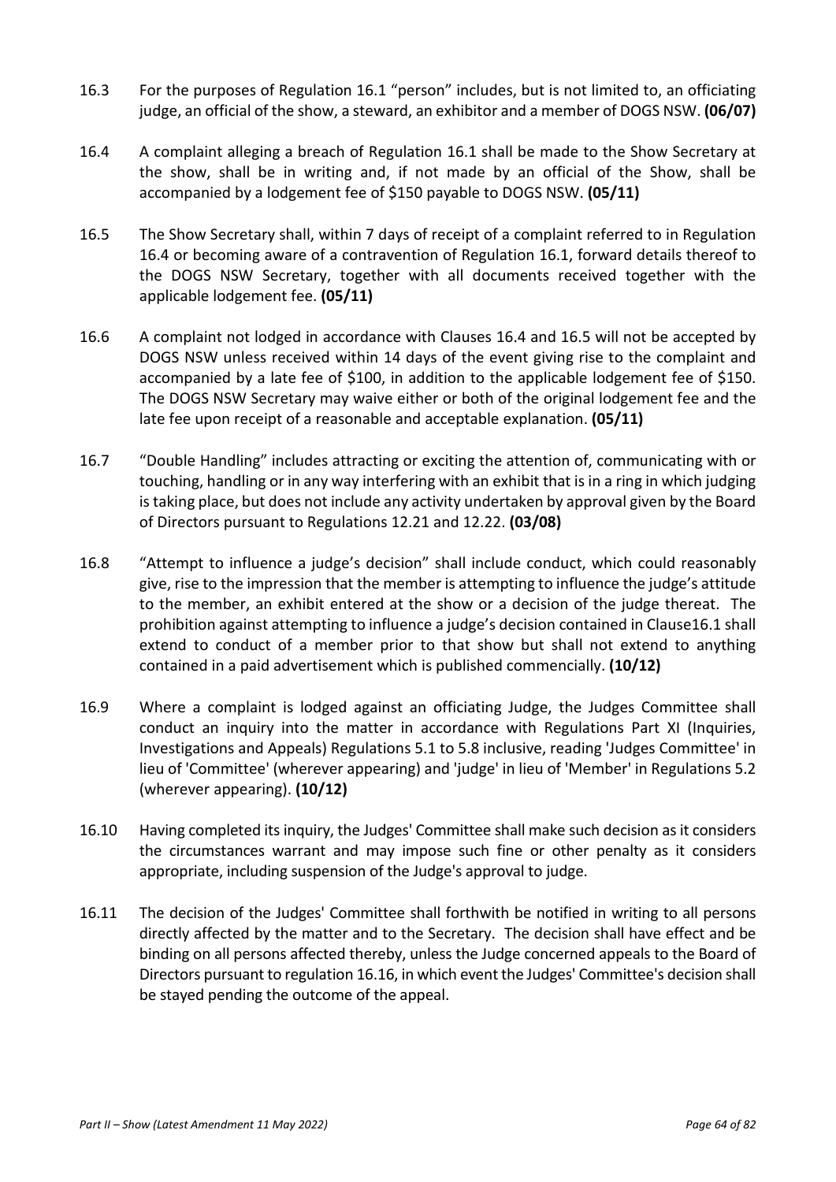16.3 For the purposes of Regulation 16.1 "person" includes, but is not limited to, an officiating judge, an official of the show, a steward, an exhibitor and a member of DOGS NSW. **(06/07)**

16.4 A complaint alleging a breach of Regulation 16.1 shall be made to the Show Secretary at the show, shall be in writing and, if not made by an official of the Show, shall be accompanied by a lodgement fee of $150 payable to DOGS NSW. **(05/11)**

16.5 The Show Secretary shall, within 7 days of receipt of a complaint referred to in Regulation 16.4 or becoming aware of a contravention of Regulation 16.1, forward details thereof to the DOGS NSW Secretary, together with all documents received together with the applicable lodgement fee. **(05/11)**

16.6 A complaint not lodged in accordance with Clauses 16.4 and 16.5 will not be accepted by DOGS NSW unless received within 14 days of the event giving rise to the complaint and accompanied by a late fee of $100, in addition to the applicable lodgement fee of $150. The DOGS NSW Secretary may waive either or both of the original lodgement fee and the late fee upon receipt of a reasonable and acceptable explanation. **(05/11)**

16.7 "Double Handling" includes attracting or exciting the attention of, communicating with or touching, handling or in any way interfering with an exhibit that is in a ring in which judging is taking place, but does not include any activity undertaken by approval given by the Board of Directors pursuant to Regulations 12.21 and 12.22. **(03/08)**

16.8 "Attempt to influence a judge's decision" shall include conduct, which could reasonably give, rise to the impression that the member is attempting to influence the judge's attitude to the member, an exhibit entered at the show or a decision of the judge thereat. The prohibition against attempting to influence a judge's decision contained in Clause16.1 shall extend to conduct of a member prior to that show but shall not extend to anything contained in a paid advertisement which is published commencially. **(10/12)**

16.9 Where a complaint is lodged against an officiating Judge, the Judges Committee shall conduct an inquiry into the matter in accordance with Regulations Part XI (Inquiries, Investigations and Appeals) Regulations 5.1 to 5.8 inclusive, reading 'Judges Committee' in lieu of 'Committee' (wherever appearing) and 'judge' in lieu of 'Member' in Regulations 5.2 (wherever appearing). **(10/12)**

16.10 Having completed its inquiry, the Judges' Committee shall make such decision as it considers the circumstances warrant and may impose such fine or other penalty as it considers appropriate, including suspension of the Judge's approval to judge.

16.11 The decision of the Judges' Committee shall forthwith be notified in writing to all persons directly affected by the matter and to the Secretary. The decision shall have effect and be binding on all persons affected thereby, unless the Judge concerned appeals to the Board of Directors pursuant to regulation 16.16, in which event the Judges' Committee's decision shall be stayed pending the outcome of the appeal.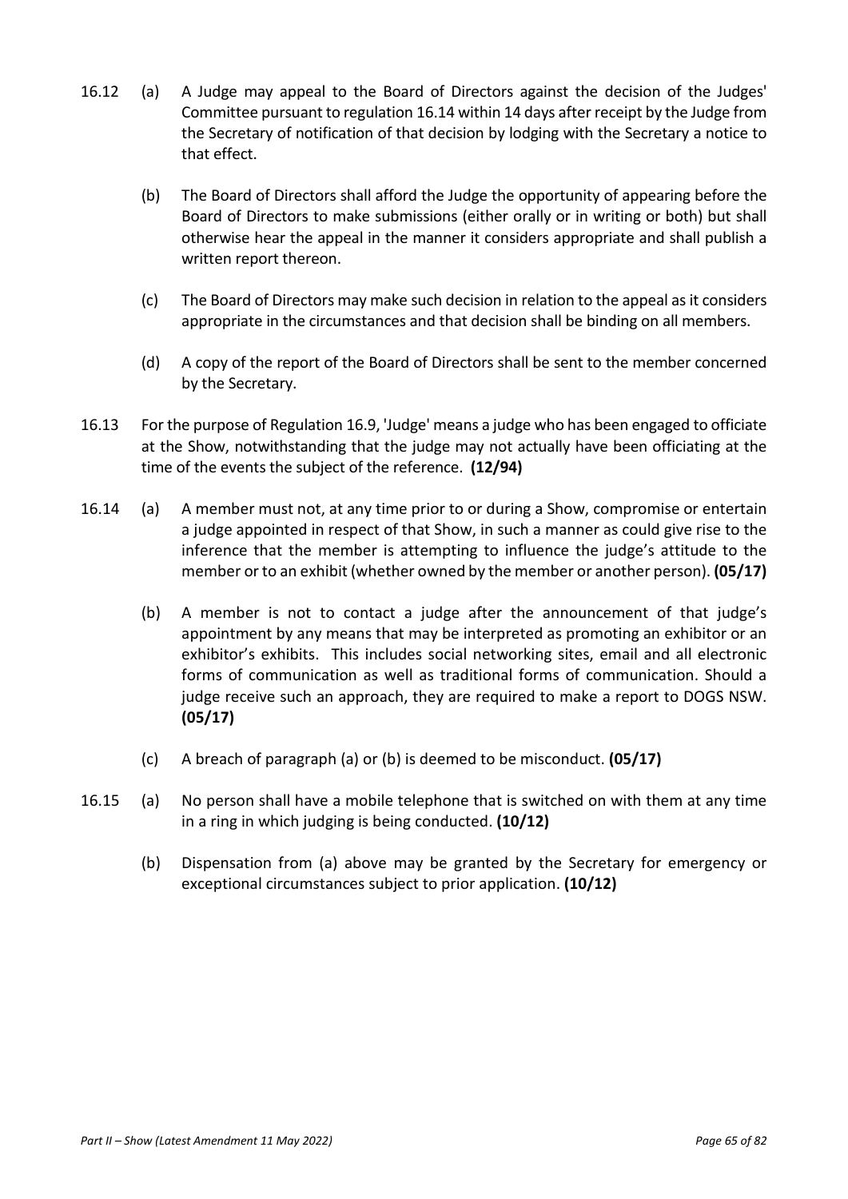16.12 (a) A Judge may appeal to the Board of Directors against the decision of the Judges' Committee pursuant to regulation 16.14 within 14 days after receipt by the Judge from the Secretary of notification of that decision by lodging with the Secretary a notice to that effect.

(b) The Board of Directors shall afford the Judge the opportunity of appearing before the Board of Directors to make submissions (either orally or in writing or both) but shall otherwise hear the appeal in the manner it considers appropriate and shall publish a written report thereon.

(c) The Board of Directors may make such decision in relation to the appeal as it considers appropriate in the circumstances and that decision shall be binding on all members.

(d) A copy of the report of the Board of Directors shall be sent to the member concerned by the Secretary.

16.13 For the purpose of Regulation 16.9, 'Judge' means a judge who has been engaged to officiate at the Show, notwithstanding that the judge may not actually have been officiating at the time of the events the subject of the reference. **(12/94)**

16.14 (a) A member must not, at any time prior to or during a Show, compromise or entertain a judge appointed in respect of that Show, in such a manner as could give rise to the inference that the member is attempting to influence the judge's attitude to the member or to an exhibit (whether owned by the member or another person). **(05/17)**

(b) A member is not to contact a judge after the announcement of that judge's appointment by any means that may be interpreted as promoting an exhibitor or an exhibitor's exhibits. This includes social networking sites, email and all electronic forms of communication as well as traditional forms of communication. Should a judge receive such an approach, they are required to make a report to DOGS NSW. **(05/17)**

(c) A breach of paragraph (a) or (b) is deemed to be misconduct. **(05/17)**

16.15 (a) No person shall have a mobile telephone that is switched on with them at any time in a ring in which judging is being conducted. **(10/12)**

(b) Dispensation from (a) above may be granted by the Secretary for emergency or exceptional circumstances subject to prior application. **(10/12)**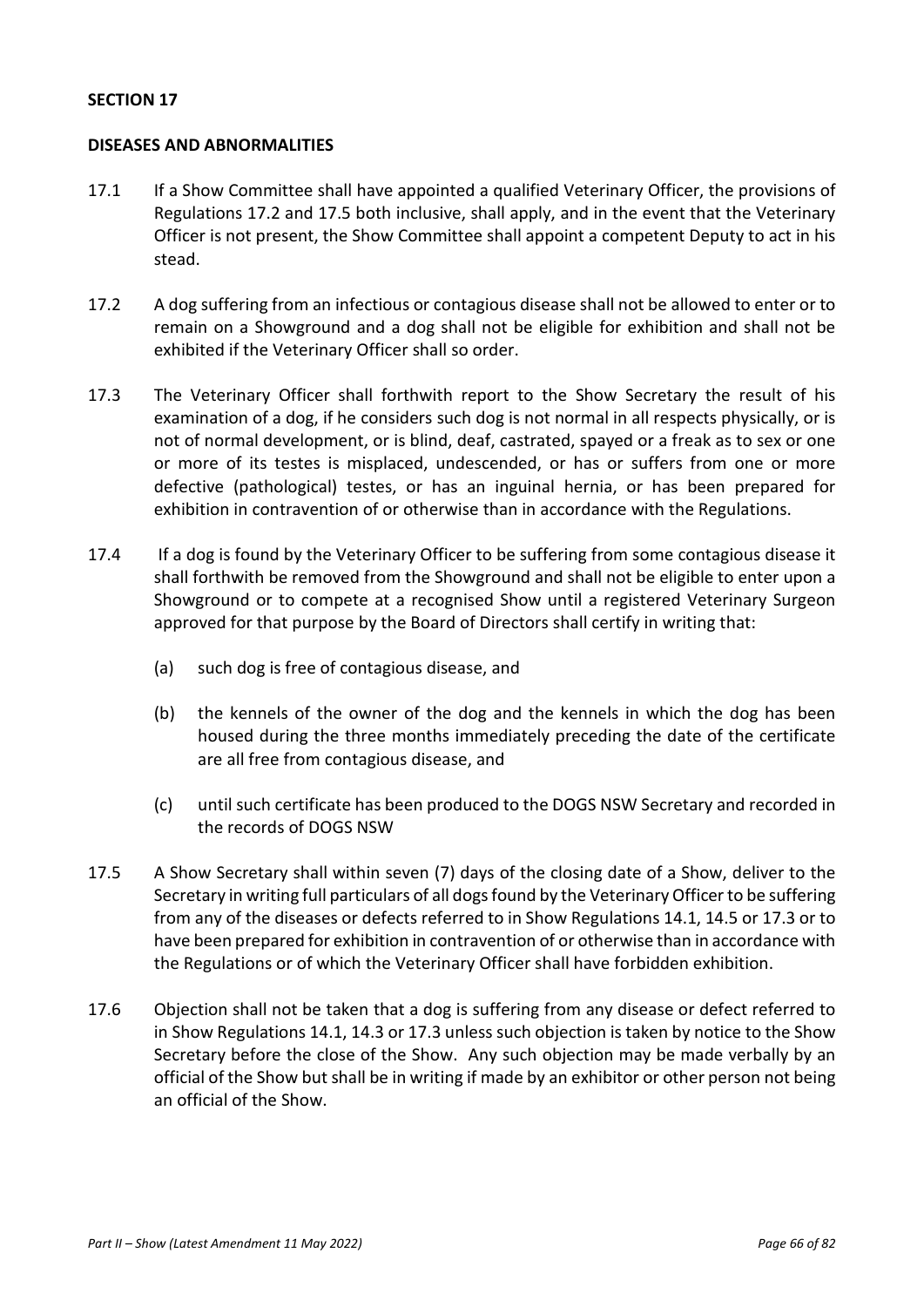## SECTION 17

### DISEASES AND ABNORMALITIES

17.1 If a Show Committee shall have appointed a qualified Veterinary Officer, the provisions of Regulations 17.2 and 17.5 both inclusive, shall apply, and in the event that the Veterinary Officer is not present, the Show Committee shall appoint a competent Deputy to act in his stead.

17.2 A dog suffering from an infectious or contagious disease shall not be allowed to enter or to remain on a Showground and a dog shall not be eligible for exhibition and shall not be exhibited if the Veterinary Officer shall so order.

17.3 The Veterinary Officer shall forthwith report to the Show Secretary the result of his examination of a dog, if he considers such dog is not normal in all respects physically, or is not of normal development, or is blind, deaf, castrated, spayed or a freak as to sex or one or more of its testes is misplaced, undescended, or has or suffers from one or more defective (pathological) testes, or has an inguinal hernia, or has been prepared for exhibition in contravention of or otherwise than in accordance with the Regulations.

17.4 If a dog is found by the Veterinary Officer to be suffering from some contagious disease it shall forthwith be removed from the Showground and shall not be eligible to enter upon a Showground or to compete at a recognised Show until a registered Veterinary Surgeon approved for that purpose by the Board of Directors shall certify in writing that:

(a) such dog is free of contagious disease, and

(b) the kennels of the owner of the dog and the kennels in which the dog has been housed during the three months immediately preceding the date of the certificate are all free from contagious disease, and

(c) until such certificate has been produced to the DOGS NSW Secretary and recorded in the records of DOGS NSW

17.5 A Show Secretary shall within seven (7) days of the closing date of a Show, deliver to the Secretary in writing full particulars of all dogs found by the Veterinary Officer to be suffering from any of the diseases or defects referred to in Show Regulations 14.1, 14.5 or 17.3 or to have been prepared for exhibition in contravention of or otherwise than in accordance with the Regulations or of which the Veterinary Officer shall have forbidden exhibition.

17.6 Objection shall not be taken that a dog is suffering from any disease or defect referred to in Show Regulations 14.1, 14.3 or 17.3 unless such objection is taken by notice to the Show Secretary before the close of the Show. Any such objection may be made verbally by an official of the Show but shall be in writing if made by an exhibitor or other person not being an official of the Show.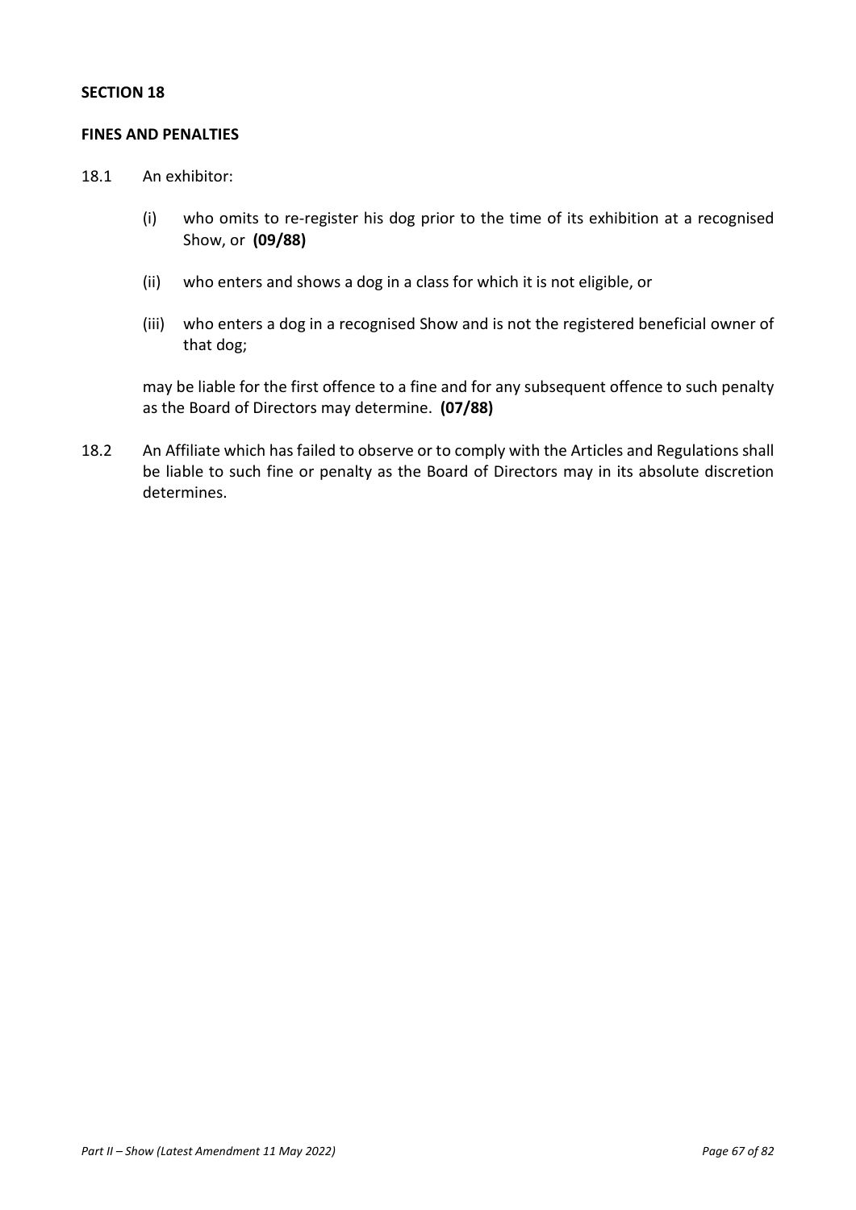**SECTION 18**

**FINES AND PENALTIES**

18.1 An exhibitor:

(i) who omits to re-register his dog prior to the time of its exhibition at a recognised Show, or **(09/88)**

(ii) who enters and shows a dog in a class for which it is not eligible, or

(iii) who enters a dog in a recognised Show and is not the registered beneficial owner of that dog;

may be liable for the first offence to a fine and for any subsequent offence to such penalty as the Board of Directors may determine. **(07/88)**

18.2 An Affiliate which has failed to observe or to comply with the Articles and Regulations shall be liable to such fine or penalty as the Board of Directors may in its absolute discretion determines.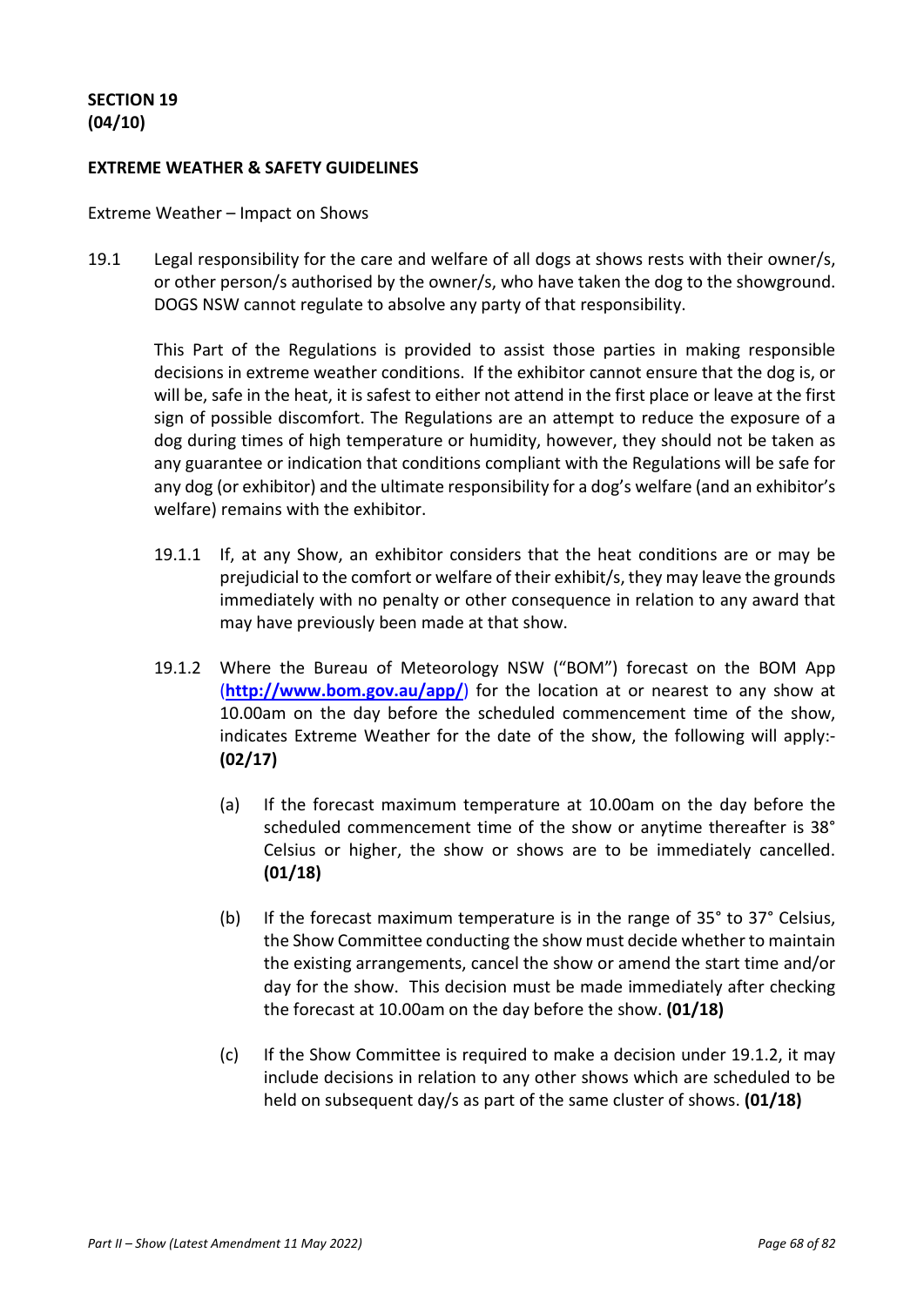**SECTION 19**
**(04/10)**

**EXTREME WEATHER & SAFETY GUIDELINES**

Extreme Weather – Impact on Shows

19.1 Legal responsibility for the care and welfare of all dogs at shows rests with their owner/s, or other person/s authorised by the owner/s, who have taken the dog to the showground. DOGS NSW cannot regulate to absolve any party of that responsibility.

This Part of the Regulations is provided to assist those parties in making responsible decisions in extreme weather conditions. If the exhibitor cannot ensure that the dog is, or will be, safe in the heat, it is safest to either not attend in the first place or leave at the first sign of possible discomfort. The Regulations are an attempt to reduce the exposure of a dog during times of high temperature or humidity, however, they should not be taken as any guarantee or indication that conditions compliant with the Regulations will be safe for any dog (or exhibitor) and the ultimate responsibility for a dog's welfare (and an exhibitor's welfare) remains with the exhibitor.

19.1.1 If, at any Show, an exhibitor considers that the heat conditions are or may be prejudicial to the comfort or welfare of their exhibit/s, they may leave the grounds immediately with no penalty or other consequence in relation to any award that may have previously been made at that show.

19.1.2 Where the Bureau of Meteorology NSW ("BOM") forecast on the BOM App (**http://www.bom.gov.au/app/**) for the location at or nearest to any show at 10.00am on the day before the scheduled commencement time of the show, indicates Extreme Weather for the date of the show, the following will apply:- **(02/17)**

(a) If the forecast maximum temperature at 10.00am on the day before the scheduled commencement time of the show or anytime thereafter is 38° Celsius or higher, the show or shows are to be immediately cancelled. **(01/18)**

(b) If the forecast maximum temperature is in the range of 35° to 37° Celsius, the Show Committee conducting the show must decide whether to maintain the existing arrangements, cancel the show or amend the start time and/or day for the show. This decision must be made immediately after checking the forecast at 10.00am on the day before the show. **(01/18)**

(c) If the Show Committee is required to make a decision under 19.1.2, it may include decisions in relation to any other shows which are scheduled to be held on subsequent day/s as part of the same cluster of shows. **(01/18)**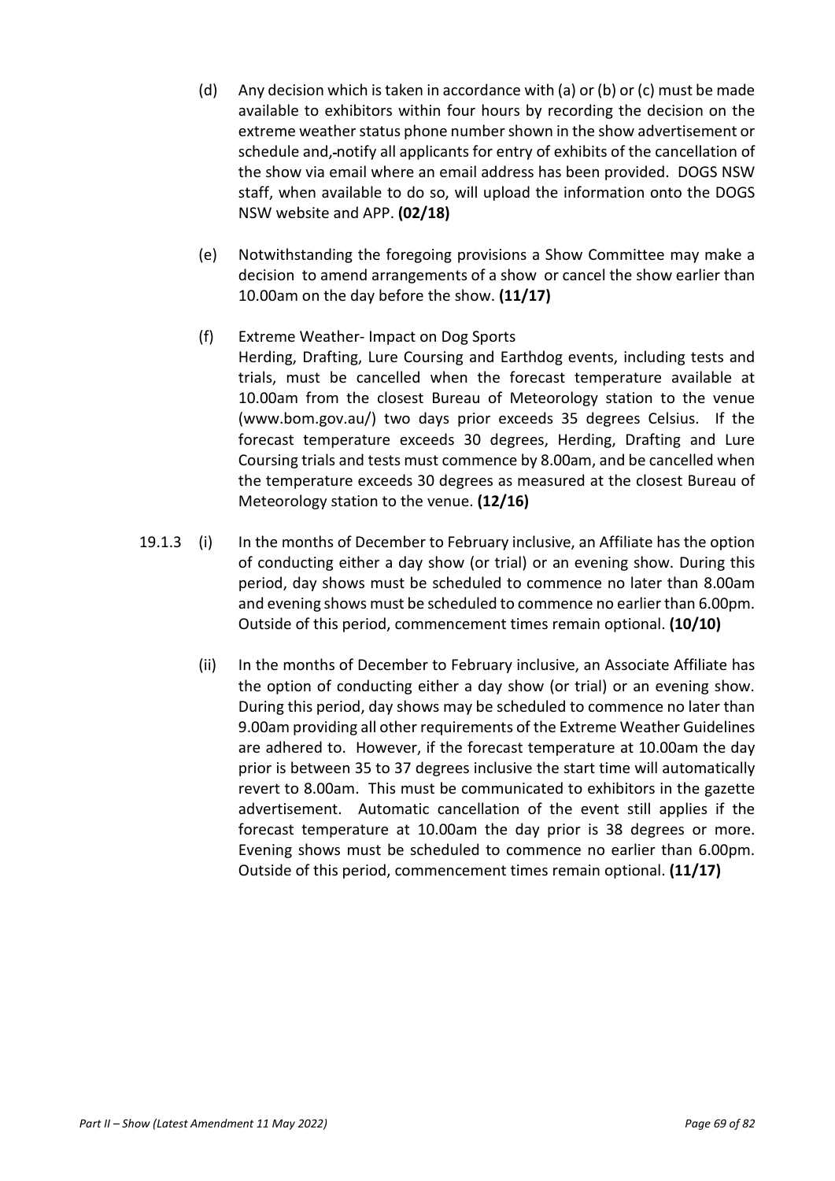(d) Any decision which is taken in accordance with (a) or (b) or (c) must be made available to exhibitors within four hours by recording the decision on the extreme weather status phone number shown in the show advertisement or schedule and, notify all applicants for entry of exhibits of the cancellation of the show via email where an email address has been provided. DOGS NSW staff, when available to do so, will upload the information onto the DOGS NSW website and APP. **(02/18)**

(e) Notwithstanding the foregoing provisions a Show Committee may make a decision to amend arrangements of a show or cancel the show earlier than 10.00am on the day before the show. **(11/17)**

(f) Extreme Weather- Impact on Dog Sports
Herding, Drafting, Lure Coursing and Earthdog events, including tests and trials, must be cancelled when the forecast temperature available at 10.00am from the closest Bureau of Meteorology station to the venue (www.bom.gov.au/) two days prior exceeds 35 degrees Celsius. If the forecast temperature exceeds 30 degrees, Herding, Drafting and Lure Coursing trials and tests must commence by 8.00am, and be cancelled when the temperature exceeds 30 degrees as measured at the closest Bureau of Meteorology station to the venue. **(12/16)**

19.1.3 (i) In the months of December to February inclusive, an Affiliate has the option of conducting either a day show (or trial) or an evening show. During this period, day shows must be scheduled to commence no later than 8.00am and evening shows must be scheduled to commence no earlier than 6.00pm. Outside of this period, commencement times remain optional. **(10/10)**

(ii) In the months of December to February inclusive, an Associate Affiliate has the option of conducting either a day show (or trial) or an evening show. During this period, day shows may be scheduled to commence no later than 9.00am providing all other requirements of the Extreme Weather Guidelines are adhered to. However, if the forecast temperature at 10.00am the day prior is between 35 to 37 degrees inclusive the start time will automatically revert to 8.00am. This must be communicated to exhibitors in the gazette advertisement. Automatic cancellation of the event still applies if the forecast temperature at 10.00am the day prior is 38 degrees or more. Evening shows must be scheduled to commence no earlier than 6.00pm. Outside of this period, commencement times remain optional. **(11/17)**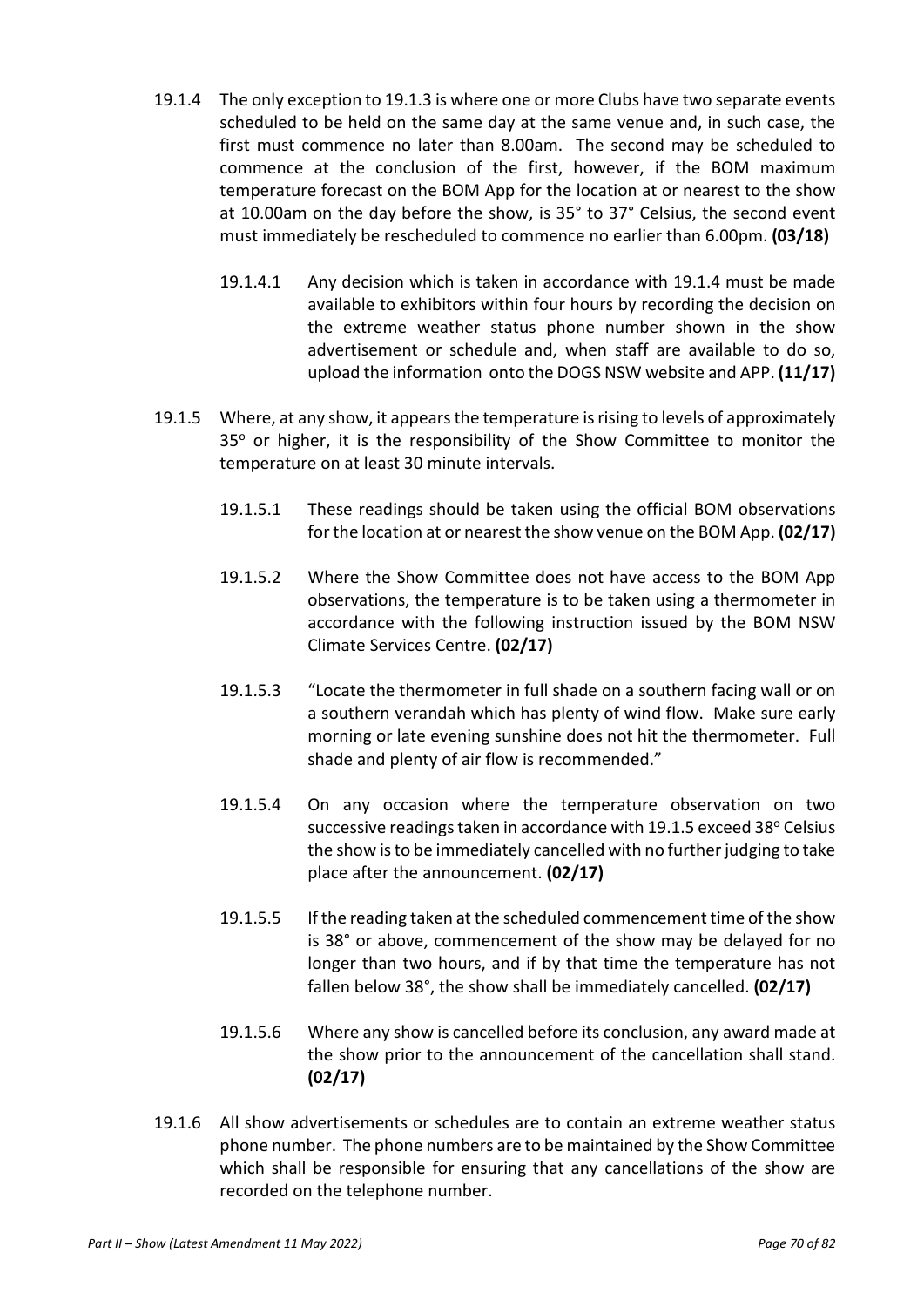19.1.4 The only exception to 19.1.3 is where one or more Clubs have two separate events scheduled to be held on the same day at the same venue and, in such case, the first must commence no later than 8.00am. The second may be scheduled to commence at the conclusion of the first, however, if the BOM maximum temperature forecast on the BOM App for the location at or nearest to the show at 10.00am on the day before the show, is 35° to 37° Celsius, the second event must immediately be rescheduled to commence no earlier than 6.00pm. **(03/18)**

19.1.4.1 Any decision which is taken in accordance with 19.1.4 must be made available to exhibitors within four hours by recording the decision on the extreme weather status phone number shown in the show advertisement or schedule and, when staff are available to do so, upload the information onto the DOGS NSW website and APP. **(11/17)**

19.1.5 Where, at any show, it appears the temperature is rising to levels of approximately 35° or higher, it is the responsibility of the Show Committee to monitor the temperature on at least 30 minute intervals.

19.1.5.1 These readings should be taken using the official BOM observations for the location at or nearest the show venue on the BOM App. **(02/17)**

19.1.5.2 Where the Show Committee does not have access to the BOM App observations, the temperature is to be taken using a thermometer in accordance with the following instruction issued by the BOM NSW Climate Services Centre. **(02/17)**

19.1.5.3 "Locate the thermometer in full shade on a southern facing wall or on a southern verandah which has plenty of wind flow. Make sure early morning or late evening sunshine does not hit the thermometer. Full shade and plenty of air flow is recommended."

19.1.5.4 On any occasion where the temperature observation on two successive readings taken in accordance with 19.1.5 exceed 38° Celsius the show is to be immediately cancelled with no further judging to take place after the announcement. **(02/17)**

19.1.5.5 If the reading taken at the scheduled commencement time of the show is 38° or above, commencement of the show may be delayed for no longer than two hours, and if by that time the temperature has not fallen below 38°, the show shall be immediately cancelled. **(02/17)**

19.1.5.6 Where any show is cancelled before its conclusion, any award made at the show prior to the announcement of the cancellation shall stand. **(02/17)**

19.1.6 All show advertisements or schedules are to contain an extreme weather status phone number. The phone numbers are to be maintained by the Show Committee which shall be responsible for ensuring that any cancellations of the show are recorded on the telephone number.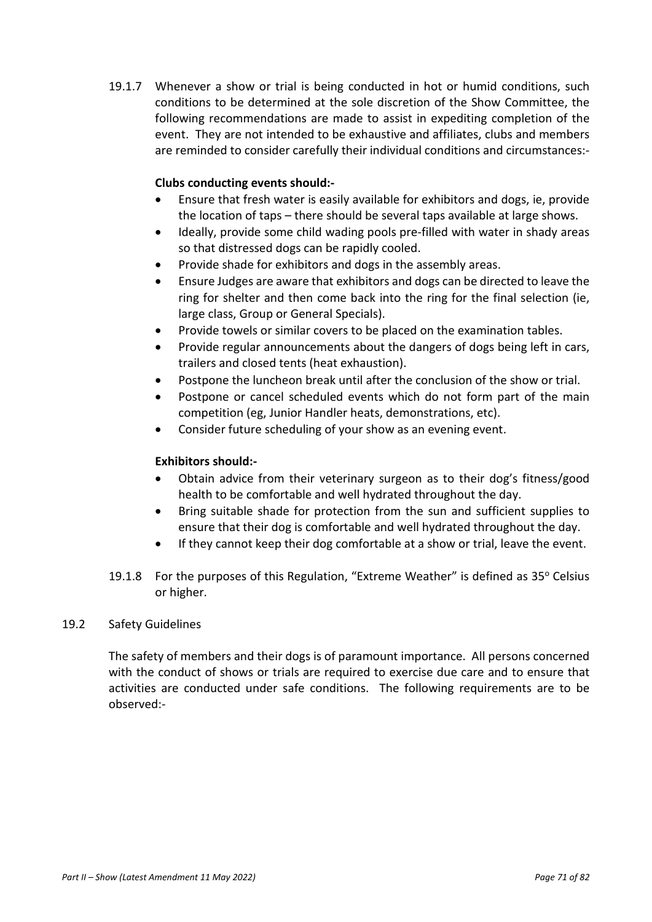19.1.7 Whenever a show or trial is being conducted in hot or humid conditions, such conditions to be determined at the sole discretion of the Show Committee, the following recommendations are made to assist in expediting completion of the event. They are not intended to be exhaustive and affiliates, clubs and members are reminded to consider carefully their individual conditions and circumstances:-

**Clubs conducting events should:-**

- Ensure that fresh water is easily available for exhibitors and dogs, ie, provide the location of taps – there should be several taps available at large shows.
- Ideally, provide some child wading pools pre-filled with water in shady areas so that distressed dogs can be rapidly cooled.
- Provide shade for exhibitors and dogs in the assembly areas.
- Ensure Judges are aware that exhibitors and dogs can be directed to leave the ring for shelter and then come back into the ring for the final selection (ie, large class, Group or General Specials).
- Provide towels or similar covers to be placed on the examination tables.
- Provide regular announcements about the dangers of dogs being left in cars, trailers and closed tents (heat exhaustion).
- Postpone the luncheon break until after the conclusion of the show or trial.
- Postpone or cancel scheduled events which do not form part of the main competition (eg, Junior Handler heats, demonstrations, etc).
- Consider future scheduling of your show as an evening event.

**Exhibitors should:-**

- Obtain advice from their veterinary surgeon as to their dog's fitness/good health to be comfortable and well hydrated throughout the day.
- Bring suitable shade for protection from the sun and sufficient supplies to ensure that their dog is comfortable and well hydrated throughout the day.
- If they cannot keep their dog comfortable at a show or trial, leave the event.

19.1.8 For the purposes of this Regulation, "Extreme Weather" is defined as 35° Celsius or higher.

19.2 Safety Guidelines

The safety of members and their dogs is of paramount importance. All persons concerned with the conduct of shows or trials are required to exercise due care and to ensure that activities are conducted under safe conditions. The following requirements are to be observed:-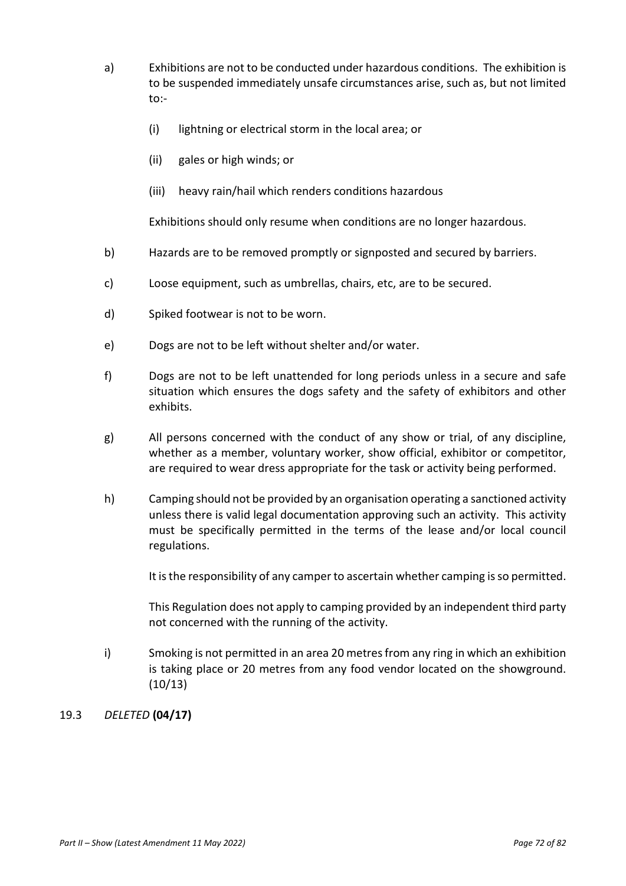a) Exhibitions are not to be conducted under hazardous conditions. The exhibition is to be suspended immediately unsafe circumstances arise, such as, but not limited to:-

   (i) lightning or electrical storm in the local area; or

   (ii) gales or high winds; or

   (iii) heavy rain/hail which renders conditions hazardous

   Exhibitions should only resume when conditions are no longer hazardous.

b) Hazards are to be removed promptly or signposted and secured by barriers.

c) Loose equipment, such as umbrellas, chairs, etc, are to be secured.

d) Spiked footwear is not to be worn.

e) Dogs are not to be left without shelter and/or water.

f) Dogs are not to be left unattended for long periods unless in a secure and safe situation which ensures the dogs safety and the safety of exhibitors and other exhibits.

g) All persons concerned with the conduct of any show or trial, of any discipline, whether as a member, voluntary worker, show official, exhibitor or competitor, are required to wear dress appropriate for the task or activity being performed.

h) Camping should not be provided by an organisation operating a sanctioned activity unless there is valid legal documentation approving such an activity. This activity must be specifically permitted in the terms of the lease and/or local council regulations.

   It is the responsibility of any camper to ascertain whether camping is so permitted.

   This Regulation does not apply to camping provided by an independent third party not concerned with the running of the activity.

i) Smoking is not permitted in an area 20 metres from any ring in which an exhibition is taking place or 20 metres from any food vendor located on the showground. (10/13)

19.3 *DELETED* **(04/17)**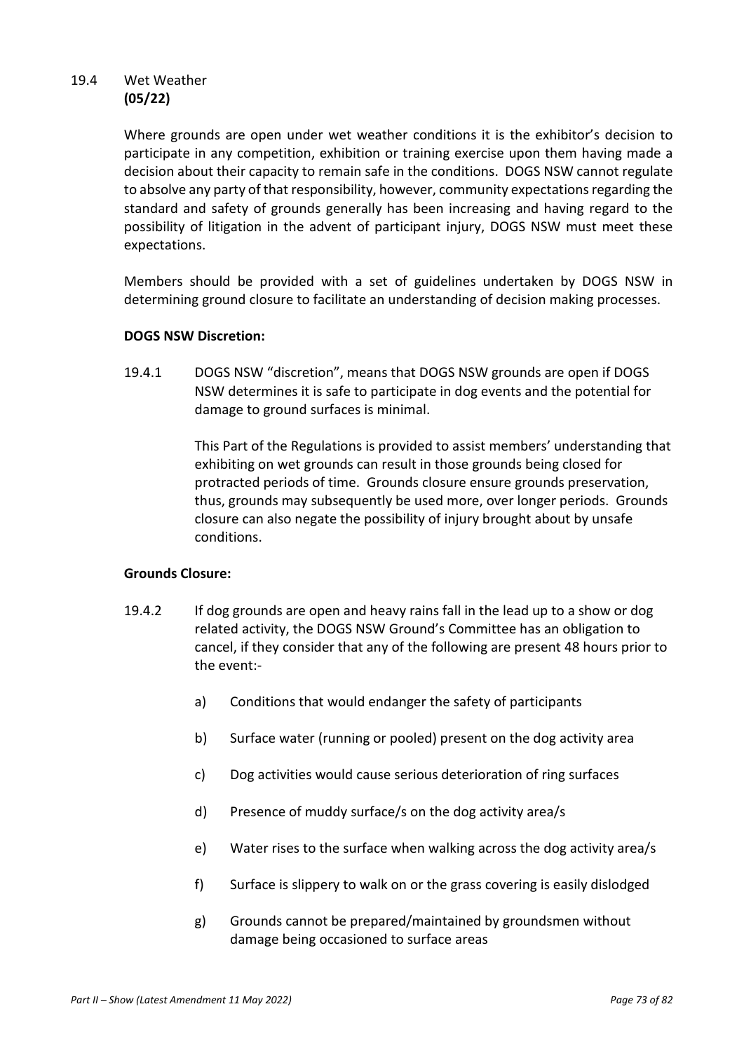## 19.4 Wet Weather
**(05/22)**

Where grounds are open under wet weather conditions it is the exhibitor's decision to participate in any competition, exhibition or training exercise upon them having made a decision about their capacity to remain safe in the conditions. DOGS NSW cannot regulate to absolve any party of that responsibility, however, community expectations regarding the standard and safety of grounds generally has been increasing and having regard to the possibility of litigation in the advent of participant injury, DOGS NSW must meet these expectations.

Members should be provided with a set of guidelines undertaken by DOGS NSW in determining ground closure to facilitate an understanding of decision making processes.

**DOGS NSW Discretion:**

19.4.1 DOGS NSW "discretion", means that DOGS NSW grounds are open if DOGS NSW determines it is safe to participate in dog events and the potential for damage to ground surfaces is minimal.

This Part of the Regulations is provided to assist members' understanding that exhibiting on wet grounds can result in those grounds being closed for protracted periods of time. Grounds closure ensure grounds preservation, thus, grounds may subsequently be used more, over longer periods. Grounds closure can also negate the possibility of injury brought about by unsafe conditions.

**Grounds Closure:**

19.4.2 If dog grounds are open and heavy rains fall in the lead up to a show or dog related activity, the DOGS NSW Ground's Committee has an obligation to cancel, if they consider that any of the following are present 48 hours prior to the event:-

a) Conditions that would endanger the safety of participants

b) Surface water (running or pooled) present on the dog activity area

c) Dog activities would cause serious deterioration of ring surfaces

d) Presence of muddy surface/s on the dog activity area/s

e) Water rises to the surface when walking across the dog activity area/s

f) Surface is slippery to walk on or the grass covering is easily dislodged

g) Grounds cannot be prepared/maintained by groundsmen without damage being occasioned to surface areas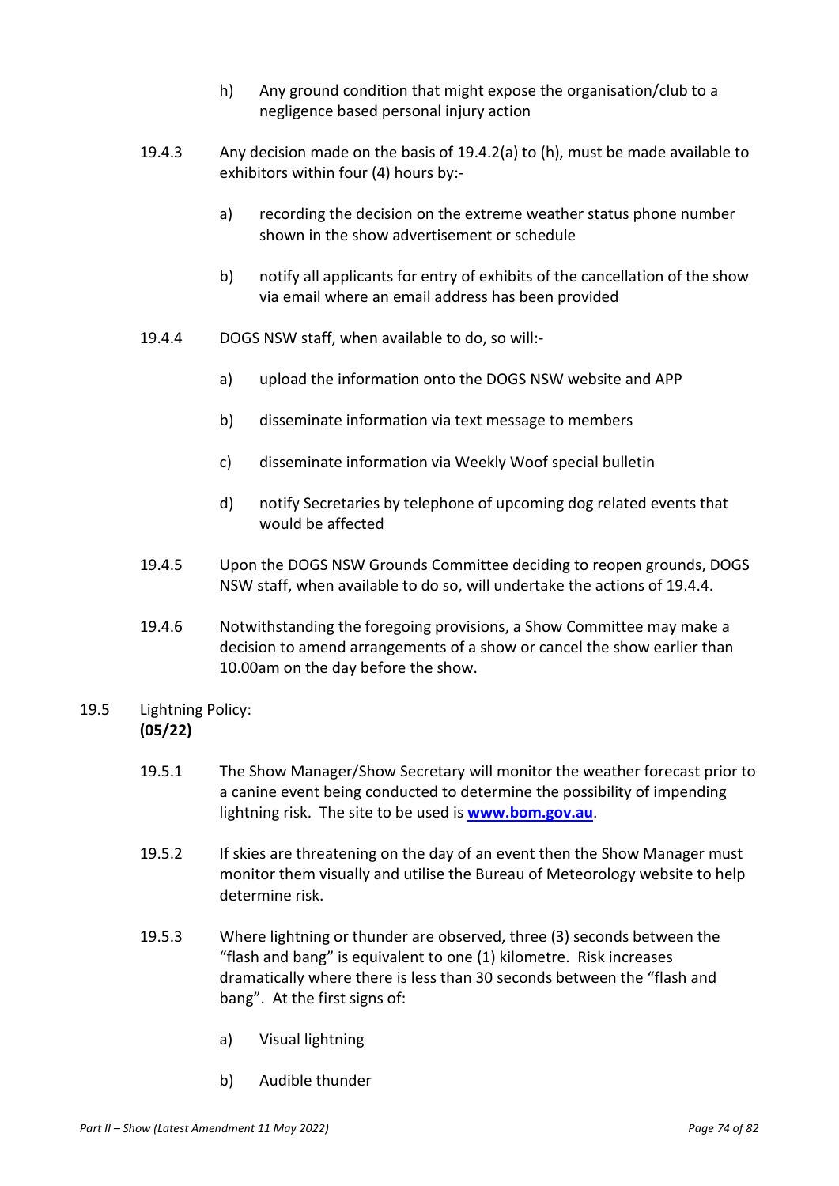h) Any ground condition that might expose the organisation/club to a negligence based personal injury action

19.4.3 Any decision made on the basis of 19.4.2(a) to (h), must be made available to exhibitors within four (4) hours by:-

a) recording the decision on the extreme weather status phone number shown in the show advertisement or schedule

b) notify all applicants for entry of exhibits of the cancellation of the show via email where an email address has been provided

19.4.4 DOGS NSW staff, when available to do, so will:-

a) upload the information onto the DOGS NSW website and APP

b) disseminate information via text message to members

c) disseminate information via Weekly Woof special bulletin

d) notify Secretaries by telephone of upcoming dog related events that would be affected

19.4.5 Upon the DOGS NSW Grounds Committee deciding to reopen grounds, DOGS NSW staff, when available to do so, will undertake the actions of 19.4.4.

19.4.6 Notwithstanding the foregoing provisions, a Show Committee may make a decision to amend arrangements of a show or cancel the show earlier than 10.00am on the day before the show.

19.5 Lightning Policy:
**(05/22)**

19.5.1 The Show Manager/Show Secretary will monitor the weather forecast prior to a canine event being conducted to determine the possibility of impending lightning risk. The site to be used is **www.bom.gov.au**.

19.5.2 If skies are threatening on the day of an event then the Show Manager must monitor them visually and utilise the Bureau of Meteorology website to help determine risk.

19.5.3 Where lightning or thunder are observed, three (3) seconds between the "flash and bang" is equivalent to one (1) kilometre. Risk increases dramatically where there is less than 30 seconds between the "flash and bang". At the first signs of:

a) Visual lightning

b) Audible thunder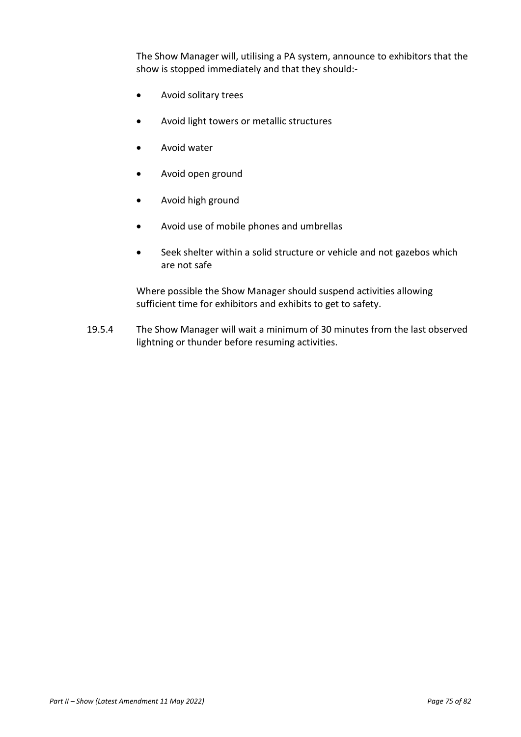The Show Manager will, utilising a PA system, announce to exhibitors that the show is stopped immediately and that they should:-

- Avoid solitary trees
- Avoid light towers or metallic structures
- Avoid water
- Avoid open ground
- Avoid high ground
- Avoid use of mobile phones and umbrellas
- Seek shelter within a solid structure or vehicle and not gazebos which are not safe

Where possible the Show Manager should suspend activities allowing sufficient time for exhibitors and exhibits to get to safety.

19.5.4 The Show Manager will wait a minimum of 30 minutes from the last observed lightning or thunder before resuming activities.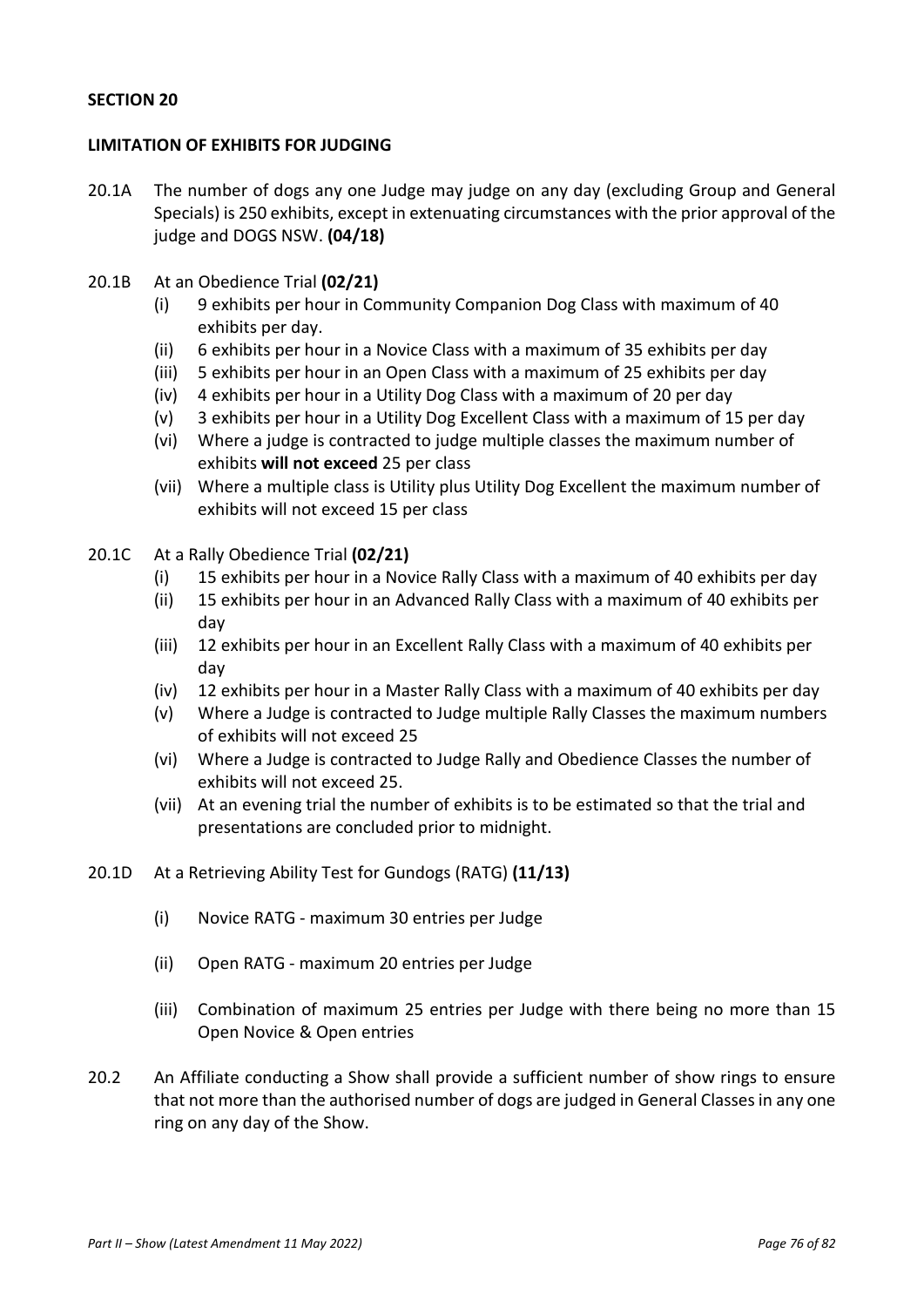## SECTION 20

### LIMITATION OF EXHIBITS FOR JUDGING

20.1A The number of dogs any one Judge may judge on any day (excluding Group and General Specials) is 250 exhibits, except in extenuating circumstances with the prior approval of the judge and DOGS NSW. **(04/18)**

20.1B At an Obedience Trial **(02/21)**

- (i) 9 exhibits per hour in Community Companion Dog Class with maximum of 40 exhibits per day.
- (ii) 6 exhibits per hour in a Novice Class with a maximum of 35 exhibits per day
- (iii) 5 exhibits per hour in an Open Class with a maximum of 25 exhibits per day
- (iv) 4 exhibits per hour in a Utility Dog Class with a maximum of 20 per day
- (v) 3 exhibits per hour in a Utility Dog Excellent Class with a maximum of 15 per day
- (vi) Where a judge is contracted to judge multiple classes the maximum number of exhibits **will not exceed** 25 per class
- (vii) Where a multiple class is Utility plus Utility Dog Excellent the maximum number of exhibits will not exceed 15 per class

20.1C At a Rally Obedience Trial **(02/21)**

- (i) 15 exhibits per hour in a Novice Rally Class with a maximum of 40 exhibits per day
- (ii) 15 exhibits per hour in an Advanced Rally Class with a maximum of 40 exhibits per day
- (iii) 12 exhibits per hour in an Excellent Rally Class with a maximum of 40 exhibits per day
- (iv) 12 exhibits per hour in a Master Rally Class with a maximum of 40 exhibits per day
- (v) Where a Judge is contracted to Judge multiple Rally Classes the maximum numbers of exhibits will not exceed 25
- (vi) Where a Judge is contracted to Judge Rally and Obedience Classes the number of exhibits will not exceed 25.
- (vii) At an evening trial the number of exhibits is to be estimated so that the trial and presentations are concluded prior to midnight.

20.1D At a Retrieving Ability Test for Gundogs (RATG) **(11/13)**

- (i) Novice RATG - maximum 30 entries per Judge
- (ii) Open RATG - maximum 20 entries per Judge
- (iii) Combination of maximum 25 entries per Judge with there being no more than 15 Open Novice & Open entries

20.2 An Affiliate conducting a Show shall provide a sufficient number of show rings to ensure that not more than the authorised number of dogs are judged in General Classes in any one ring on any day of the Show.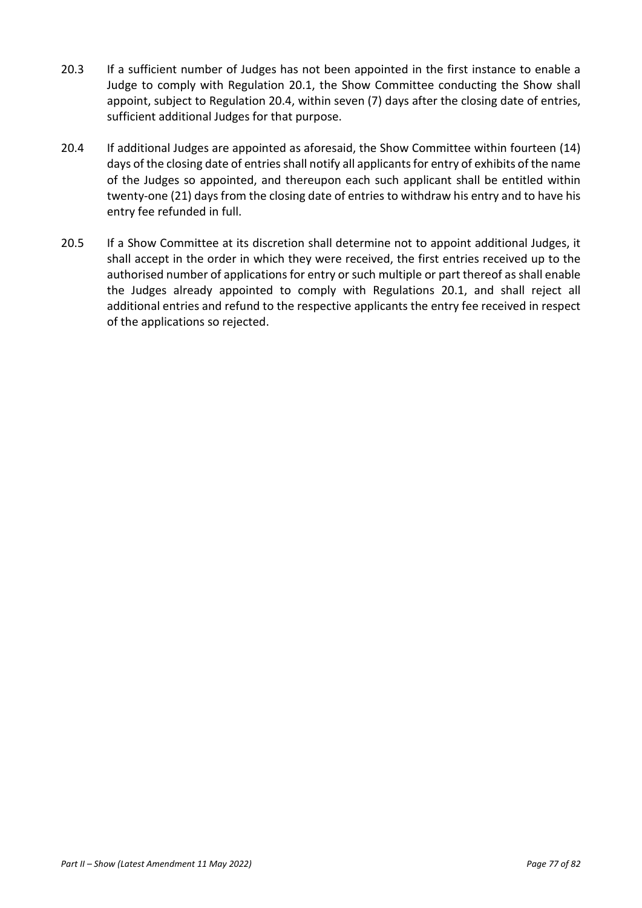20.3 If a sufficient number of Judges has not been appointed in the first instance to enable a Judge to comply with Regulation 20.1, the Show Committee conducting the Show shall appoint, subject to Regulation 20.4, within seven (7) days after the closing date of entries, sufficient additional Judges for that purpose.

20.4 If additional Judges are appointed as aforesaid, the Show Committee within fourteen (14) days of the closing date of entries shall notify all applicants for entry of exhibits of the name of the Judges so appointed, and thereupon each such applicant shall be entitled within twenty-one (21) days from the closing date of entries to withdraw his entry and to have his entry fee refunded in full.

20.5 If a Show Committee at its discretion shall determine not to appoint additional Judges, it shall accept in the order in which they were received, the first entries received up to the authorised number of applications for entry or such multiple or part thereof as shall enable the Judges already appointed to comply with Regulations 20.1, and shall reject all additional entries and refund to the respective applicants the entry fee received in respect of the applications so rejected.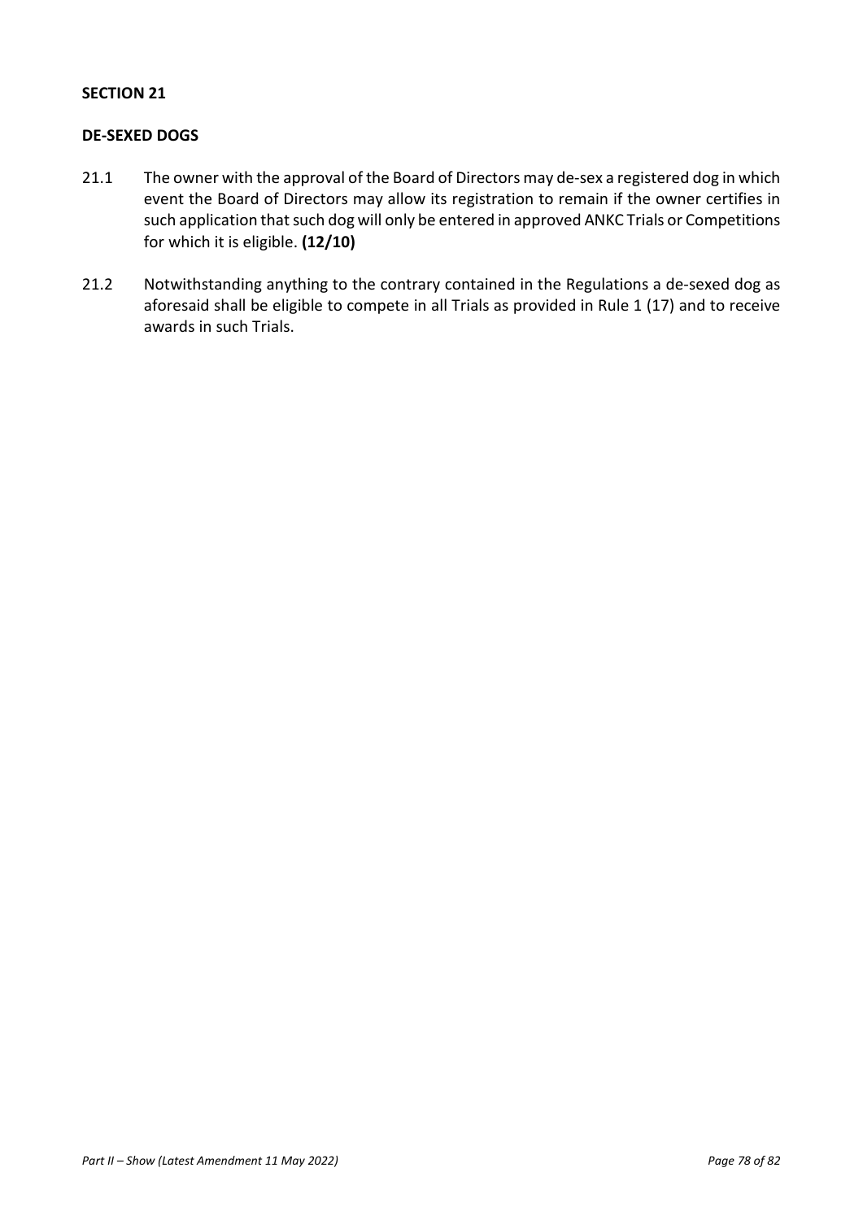**SECTION 21**

**DE-SEXED DOGS**

21.1 The owner with the approval of the Board of Directors may de-sex a registered dog in which event the Board of Directors may allow its registration to remain if the owner certifies in such application that such dog will only be entered in approved ANKC Trials or Competitions for which it is eligible. **(12/10)**

21.2 Notwithstanding anything to the contrary contained in the Regulations a de-sexed dog as aforesaid shall be eligible to compete in all Trials as provided in Rule 1 (17) and to receive awards in such Trials.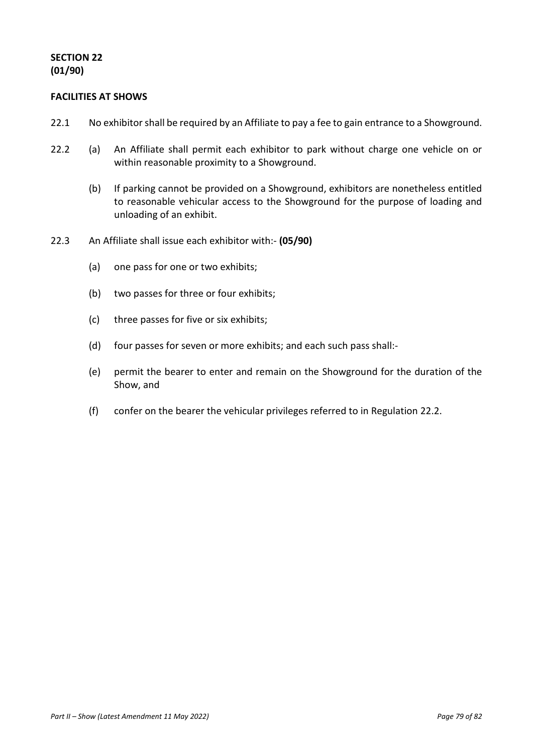**SECTION 22**
**(01/90)**

**FACILITIES AT SHOWS**

22.1 No exhibitor shall be required by an Affiliate to pay a fee to gain entrance to a Showground.

22.2 (a) An Affiliate shall permit each exhibitor to park without charge one vehicle on or within reasonable proximity to a Showground.

(b) If parking cannot be provided on a Showground, exhibitors are nonetheless entitled to reasonable vehicular access to the Showground for the purpose of loading and unloading of an exhibit.

22.3 An Affiliate shall issue each exhibitor with:- **(05/90)**

(a) one pass for one or two exhibits;

(b) two passes for three or four exhibits;

(c) three passes for five or six exhibits;

(d) four passes for seven or more exhibits; and each such pass shall:-

(e) permit the bearer to enter and remain on the Showground for the duration of the Show, and

(f) confer on the bearer the vehicular privileges referred to in Regulation 22.2.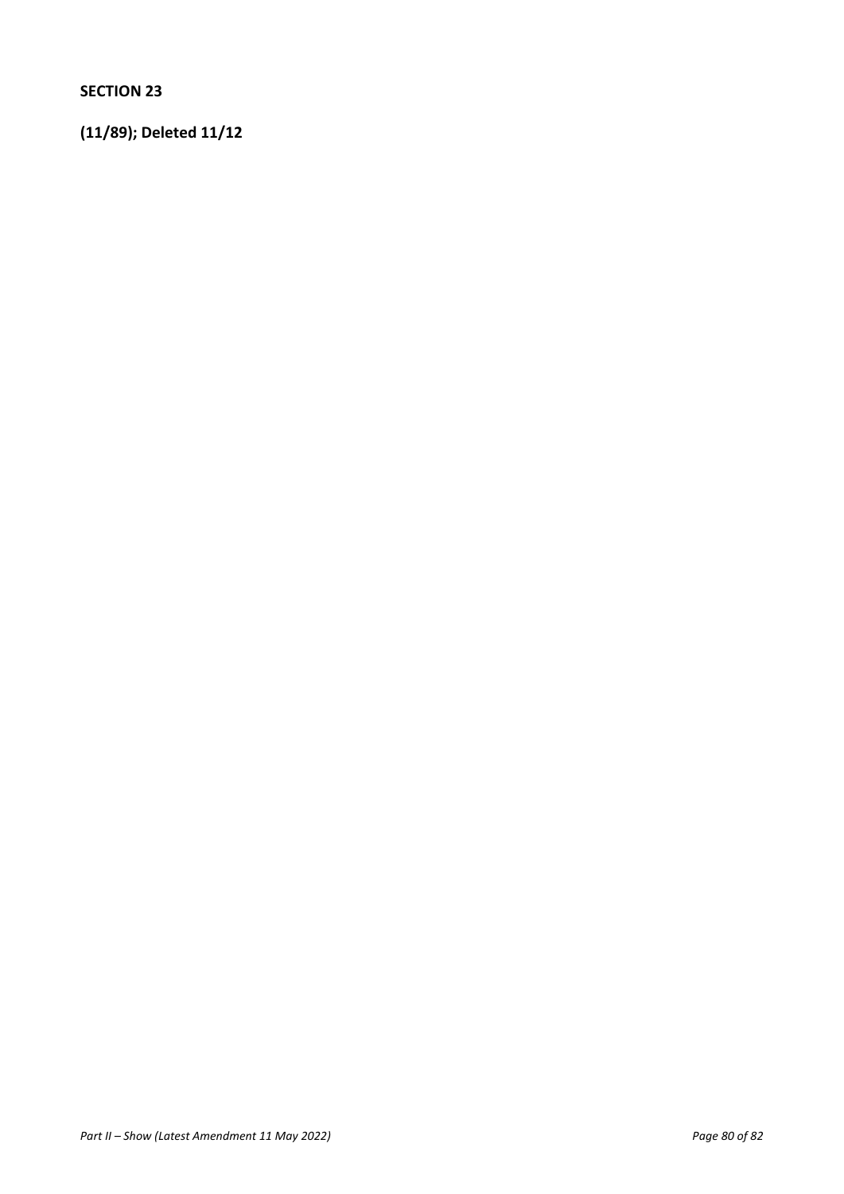**SECTION 23**

**(11/89); Deleted 11/12**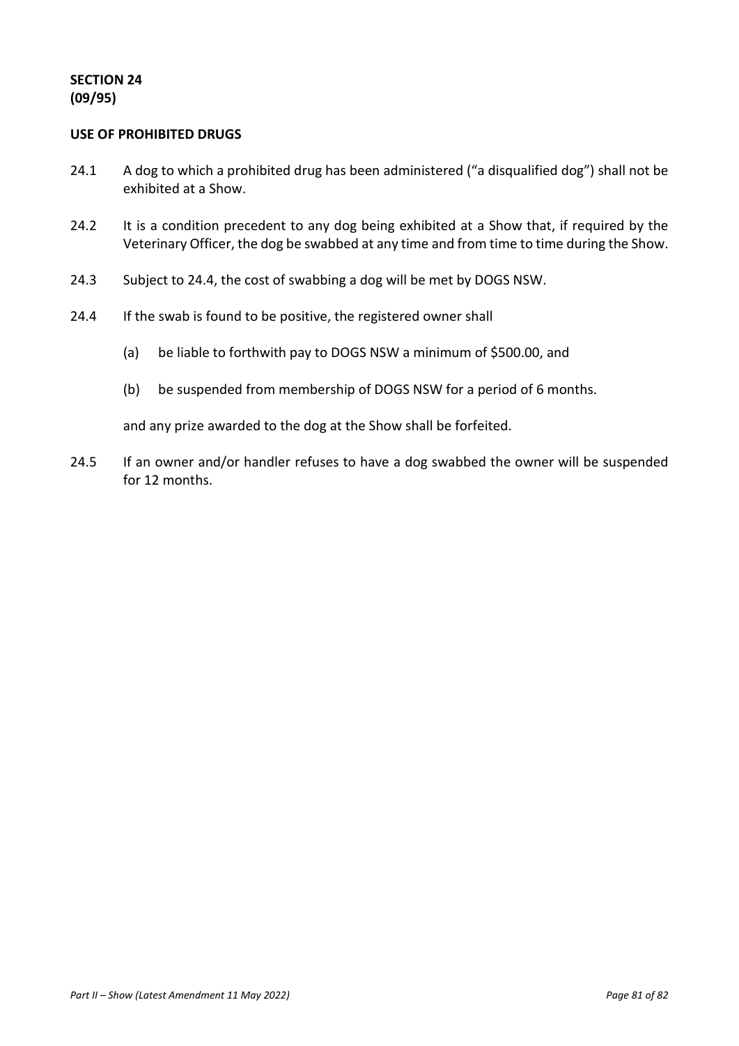**SECTION 24**
**(09/95)**

**USE OF PROHIBITED DRUGS**

24.1 A dog to which a prohibited drug has been administered ("a disqualified dog") shall not be exhibited at a Show.

24.2 It is a condition precedent to any dog being exhibited at a Show that, if required by the Veterinary Officer, the dog be swabbed at any time and from time to time during the Show.

24.3 Subject to 24.4, the cost of swabbing a dog will be met by DOGS NSW.

24.4 If the swab is found to be positive, the registered owner shall

(a) be liable to forthwith pay to DOGS NSW a minimum of $500.00, and

(b) be suspended from membership of DOGS NSW for a period of 6 months.

and any prize awarded to the dog at the Show shall be forfeited.

24.5 If an owner and/or handler refuses to have a dog swabbed the owner will be suspended for 12 months.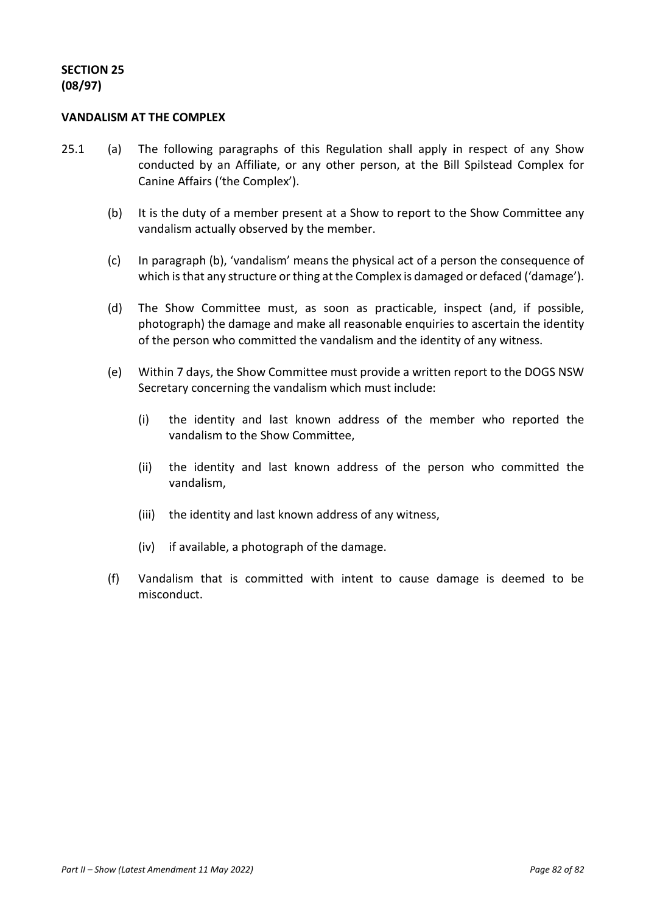**SECTION 25**
**(08/97)**

**VANDALISM AT THE COMPLEX**

25.1 (a) The following paragraphs of this Regulation shall apply in respect of any Show conducted by an Affiliate, or any other person, at the Bill Spilstead Complex for Canine Affairs ('the Complex').

(b) It is the duty of a member present at a Show to report to the Show Committee any vandalism actually observed by the member.

(c) In paragraph (b), 'vandalism' means the physical act of a person the consequence of which is that any structure or thing at the Complex is damaged or defaced ('damage').

(d) The Show Committee must, as soon as practicable, inspect (and, if possible, photograph) the damage and make all reasonable enquiries to ascertain the identity of the person who committed the vandalism and the identity of any witness.

(e) Within 7 days, the Show Committee must provide a written report to the DOGS NSW Secretary concerning the vandalism which must include:

(i) the identity and last known address of the member who reported the vandalism to the Show Committee,

(ii) the identity and last known address of the person who committed the vandalism,

(iii) the identity and last known address of any witness,

(iv) if available, a photograph of the damage.

(f) Vandalism that is committed with intent to cause damage is deemed to be misconduct.